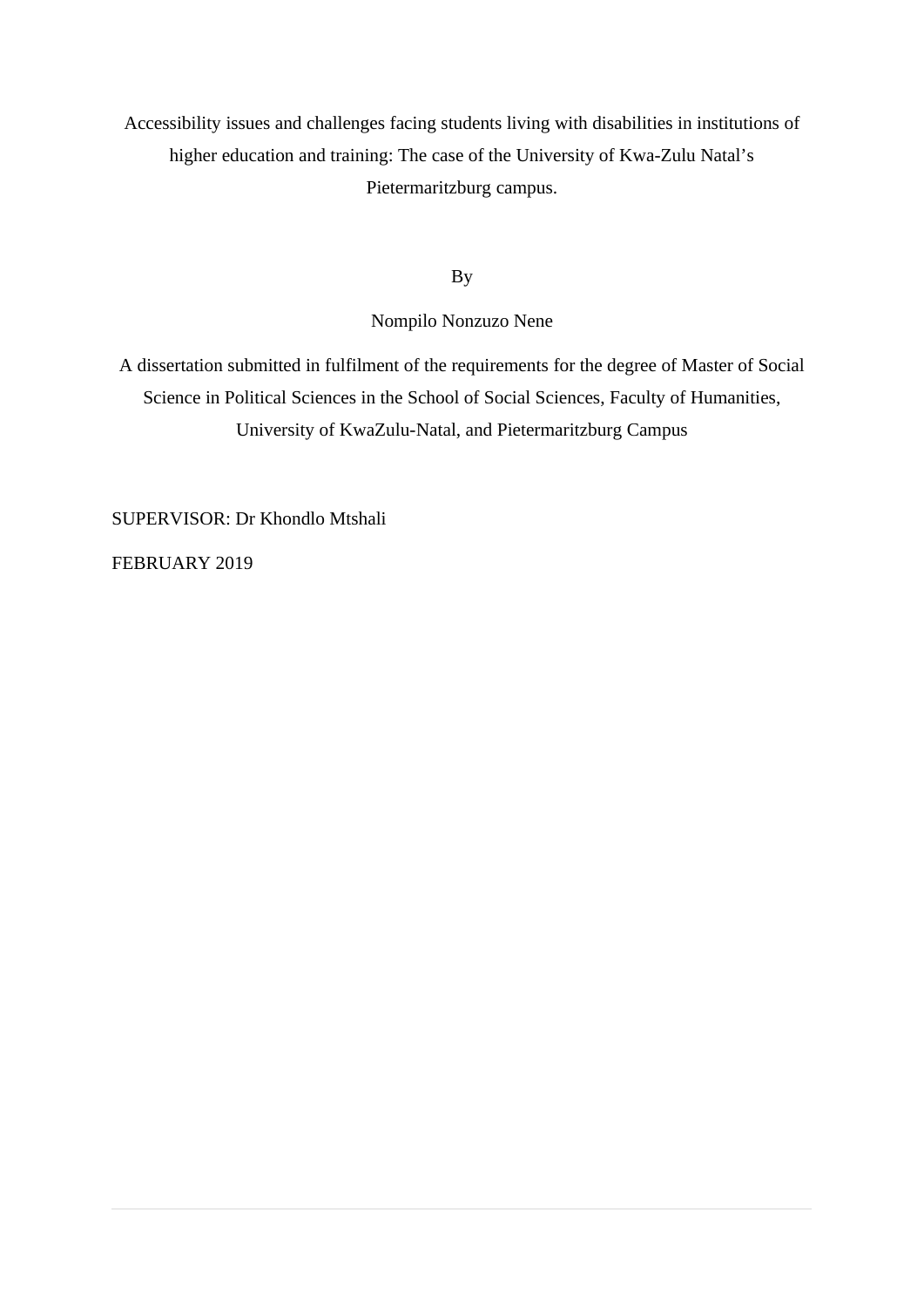# Accessibility issues and challenges facing students living with disabilities in institutions of higher education and training: The case of the University of Kwa-Zulu Natal's Pietermaritzburg campus.

By

Nompilo Nonzuzo Nene

A dissertation submitted in fulfilment of the requirements for the degree of Master of Social Science in Political Sciences in the School of Social Sciences, Faculty of Humanities, University of KwaZulu-Natal, and Pietermaritzburg Campus

SUPERVISOR: Dr Khondlo Mtshali

FEBRUARY 2019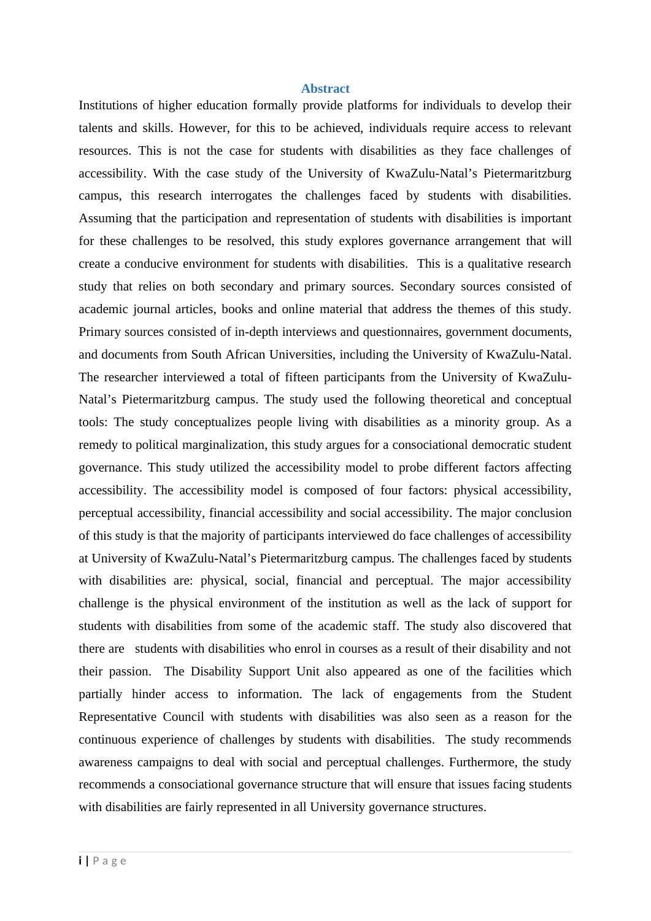## Abstract

Institutions of higher education formally provide platforms for individuals to develop their talents and skills. However, for this to be achieved, individuals require access to relevant resources. This is not the case for students with disabilities as they face challenges of accessibility. With the case study of the University of KwaZulu-Natal's Pietermaritzburg campus, this research interrogates the challenges faced by students with disabilities. Assuming that the participation and representation of students with disabilities is important for these challenges to be resolved, this study explores governance arrangement that will create a conducive environment for students with disabilities. This is a qualitative research study that relies on both secondary and primary sources. Secondary sources consisted of academic journal articles, books and online material that address the themes of this study. Primary sources consisted of in-depth interviews and questionnaires, government documents, and documents from South African Universities, including the University of KwaZulu-Natal. The researcher interviewed a total of fifteen participants from the University of KwaZulu-Natal's Pietermaritzburg campus. The study used the following theoretical and conceptual tools: The study conceptualizes people living with disabilities as a minority group. As a remedy to political marginalization, this study argues for a consociational democratic student governance. This study utilized the accessibility model to probe different factors affecting accessibility. The accessibility model is composed of four factors: physical accessibility, perceptual accessibility, financial accessibility and social accessibility. The major conclusion of this study is that the majority of participants interviewed do face challenges of accessibility at University of KwaZulu-Natal's Pietermaritzburg campus. The challenges faced by students with disabilities are: physical, social, financial and perceptual. The major accessibility challenge is the physical environment of the institution as well as the lack of support for students with disabilities from some of the academic staff. The study also discovered that there are students with disabilities who enrol in courses as a result of their disability and not their passion. The Disability Support Unit also appeared as one of the facilities which partially hinder access to information. The lack of engagements from the Student Representative Council with students with disabilities was also seen as a reason for the continuous experience of challenges by students with disabilities. The study recommends awareness campaigns to deal with social and perceptual challenges. Furthermore, the study recommends a consociational governance structure that will ensure that issues facing students with disabilities are fairly represented in all University governance structures.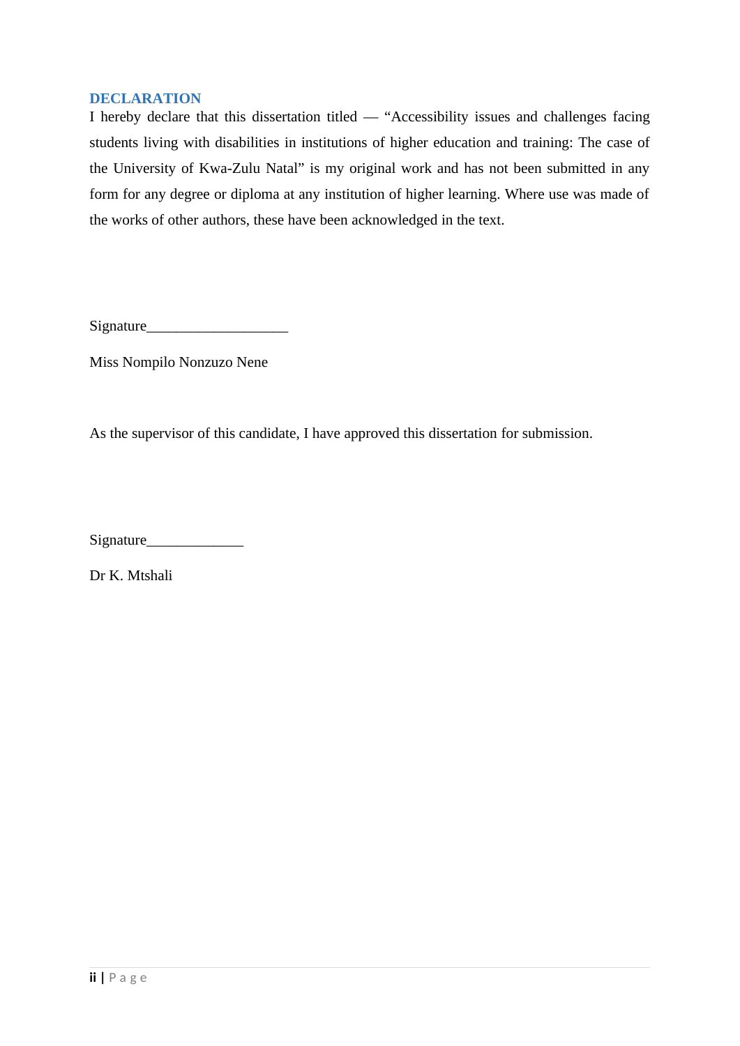## DECLARATION

I hereby declare that this dissertation titled — "Accessibility issues and challenges facing students living with disabilities in institutions of higher education and training: The case of the University of Kwa-Zulu Natal" is my original work and has not been submitted in any form for any degree or diploma at any institution of higher learning. Where use was made of the works of other authors, these have been acknowledged in the text.

Signature___________________

Miss Nompilo Nonzuzo Nene

As the supervisor of this candidate, I have approved this dissertation for submission.

Signature_____________

Dr K. Mtshali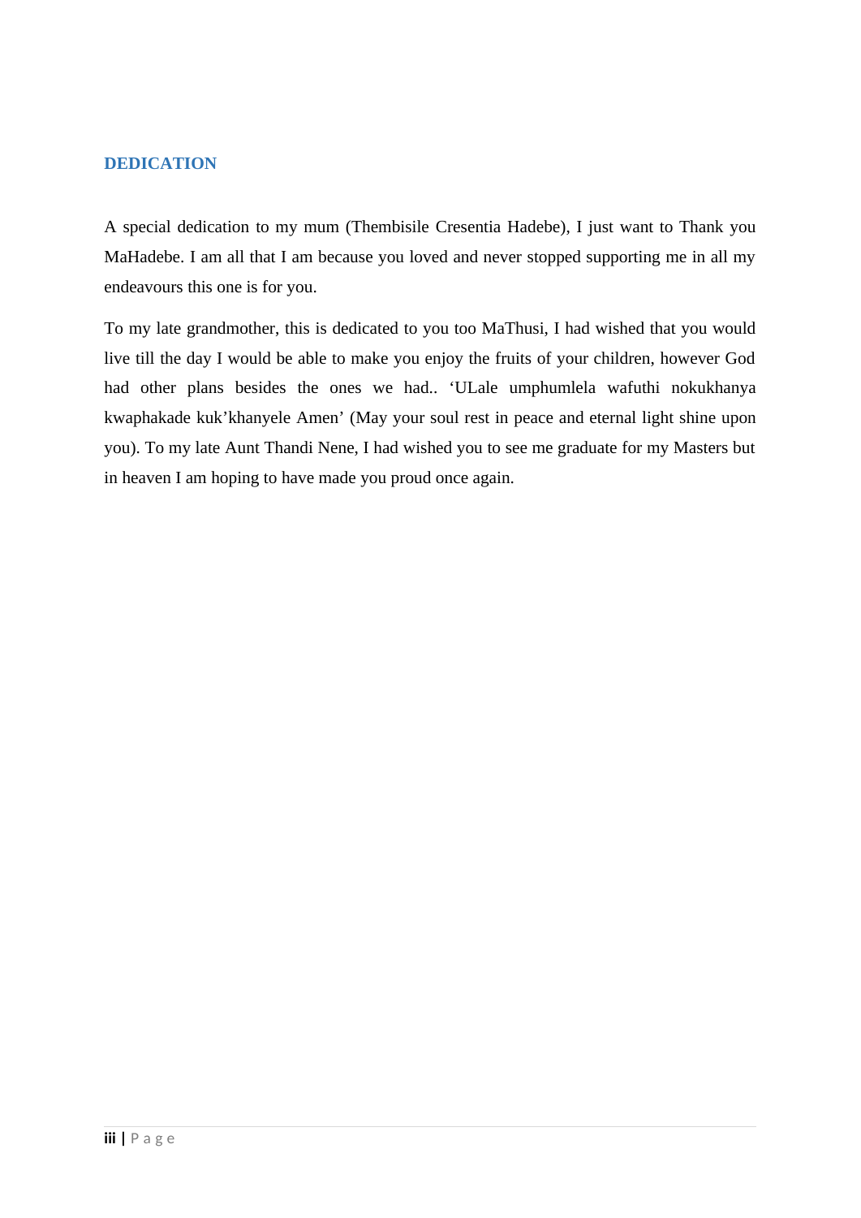## DEDICATION

A special dedication to my mum (Thembisile Cresentia Hadebe), I just want to Thank you MaHadebe. I am all that I am because you loved and never stopped supporting me in all my endeavours this one is for you.

To my late grandmother, this is dedicated to you too MaThusi, I had wished that you would live till the day I would be able to make you enjoy the fruits of your children, however God had other plans besides the ones we had.. 'ULale umphumlela wafuthi nokukhanya kwaphakade kuk'khanyele Amen' (May your soul rest in peace and eternal light shine upon you). To my late Aunt Thandi Nene, I had wished you to see me graduate for my Masters but in heaven I am hoping to have made you proud once again.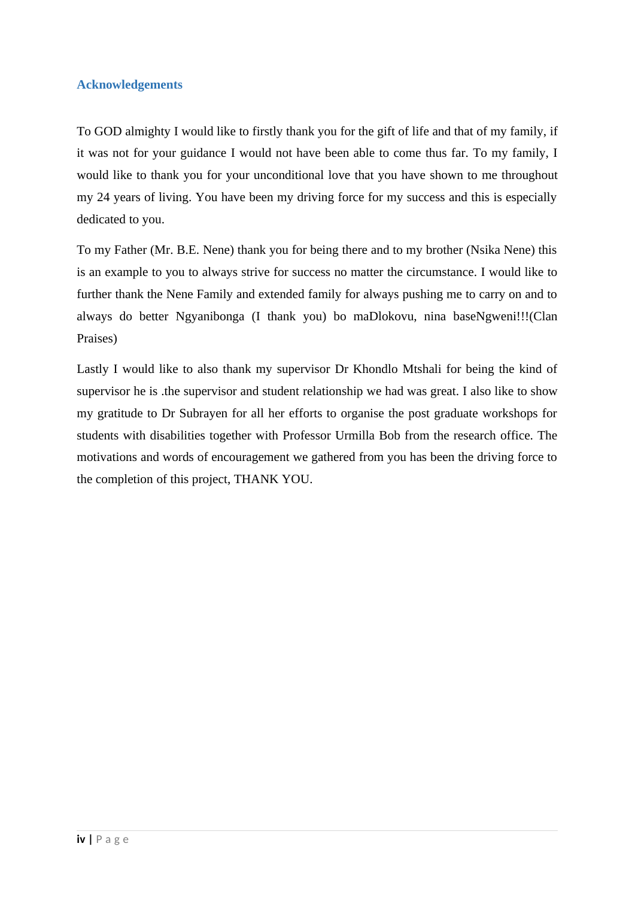## Acknowledgements

To GOD almighty I would like to firstly thank you for the gift of life and that of my family, if it was not for your guidance I would not have been able to come thus far. To my family, I would like to thank you for your unconditional love that you have shown to me throughout my 24 years of living. You have been my driving force for my success and this is especially dedicated to you.

To my Father (Mr. B.E. Nene) thank you for being there and to my brother (Nsika Nene) this is an example to you to always strive for success no matter the circumstance. I would like to further thank the Nene Family and extended family for always pushing me to carry on and to always do better Ngyanibonga (I thank you) bo maDlokovu, nina baseNgweni!!!(Clan Praises)

Lastly I would like to also thank my supervisor Dr Khondlo Mtshali for being the kind of supervisor he is .the supervisor and student relationship we had was great. I also like to show my gratitude to Dr Subrayen for all her efforts to organise the post graduate workshops for students with disabilities together with Professor Urmilla Bob from the research office. The motivations and words of encouragement we gathered from you has been the driving force to the completion of this project, THANK YOU.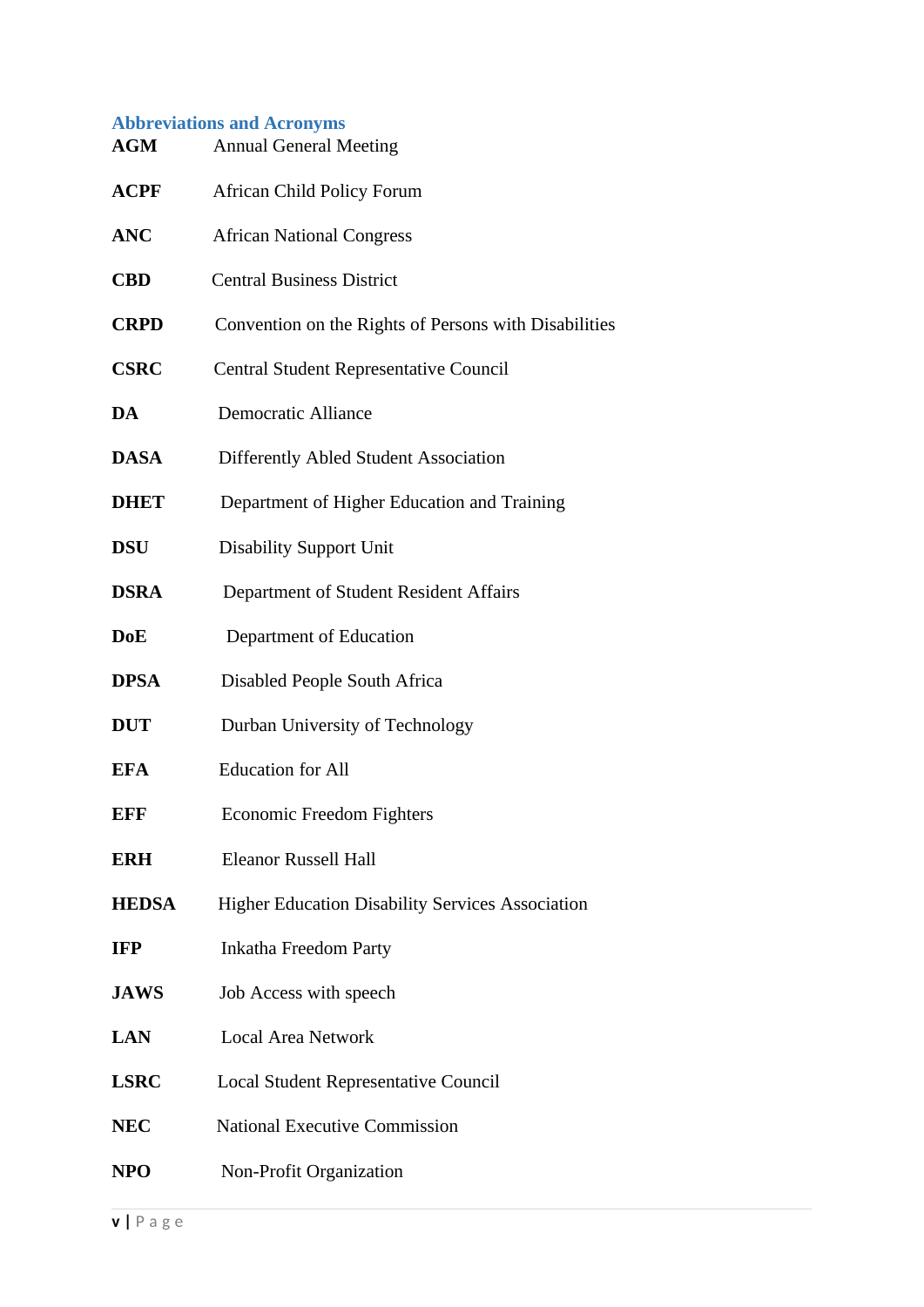## Abbreviations and Acronyms

| | |
|---|---|
| **AGM** | Annual General Meeting |
| **ACPF** | African Child Policy Forum |
| **ANC** | African National Congress |
| **CBD** | Central Business District |
| **CRPD** | Convention on the Rights of Persons with Disabilities |
| **CSRC** | Central Student Representative Council |
| **DA** | Democratic Alliance |
| **DASA** | Differently Abled Student Association |
| **DHET** | Department of Higher Education and Training |
| **DSU** | Disability Support Unit |
| **DSRA** | Department of Student Resident Affairs |
| **DoE** | Department of Education |
| **DPSA** | Disabled People South Africa |
| **DUT** | Durban University of Technology |
| **EFA** | Education for All |
| **EFF** | Economic Freedom Fighters |
| **ERH** | Eleanor Russell Hall |
| **HEDSA** | Higher Education Disability Services Association |
| **IFP** | Inkatha Freedom Party |
| **JAWS** | Job Access with speech |
| **LAN** | Local Area Network |
| **LSRC** | Local Student Representative Council |
| **NEC** | National Executive Commission |
| **NPO** | Non-Profit Organization |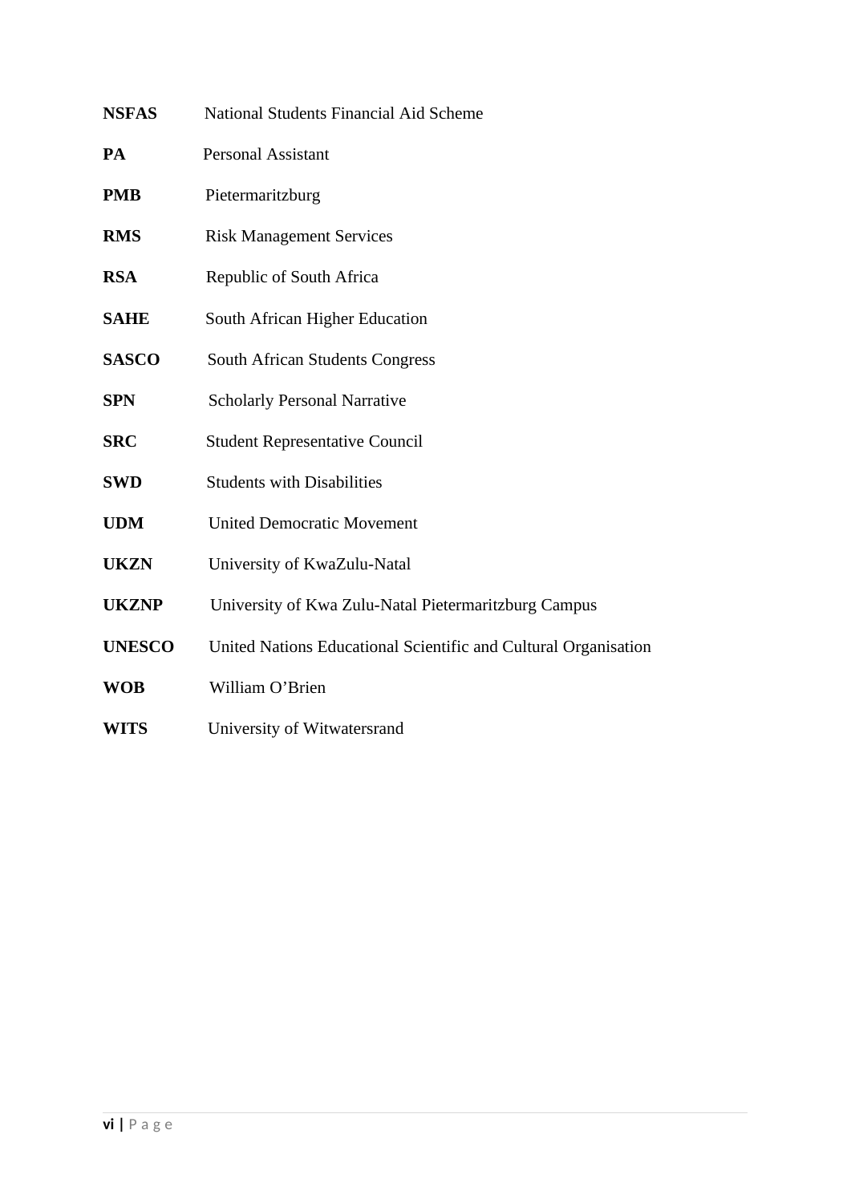**NSFAS** National Students Financial Aid Scheme

**PA** Personal Assistant

**PMB** Pietermaritzburg

**RMS** Risk Management Services

**RSA** Republic of South Africa

**SAHE** South African Higher Education

**SASCO** South African Students Congress

**SPN** Scholarly Personal Narrative

**SRC** Student Representative Council

**SWD** Students with Disabilities

**UDM** United Democratic Movement

**UKZN** University of KwaZulu-Natal

**UKZNP** University of Kwa Zulu-Natal Pietermaritzburg Campus

**UNESCO** United Nations Educational Scientific and Cultural Organisation

**WOB** William O'Brien

**WITS** University of Witwatersrand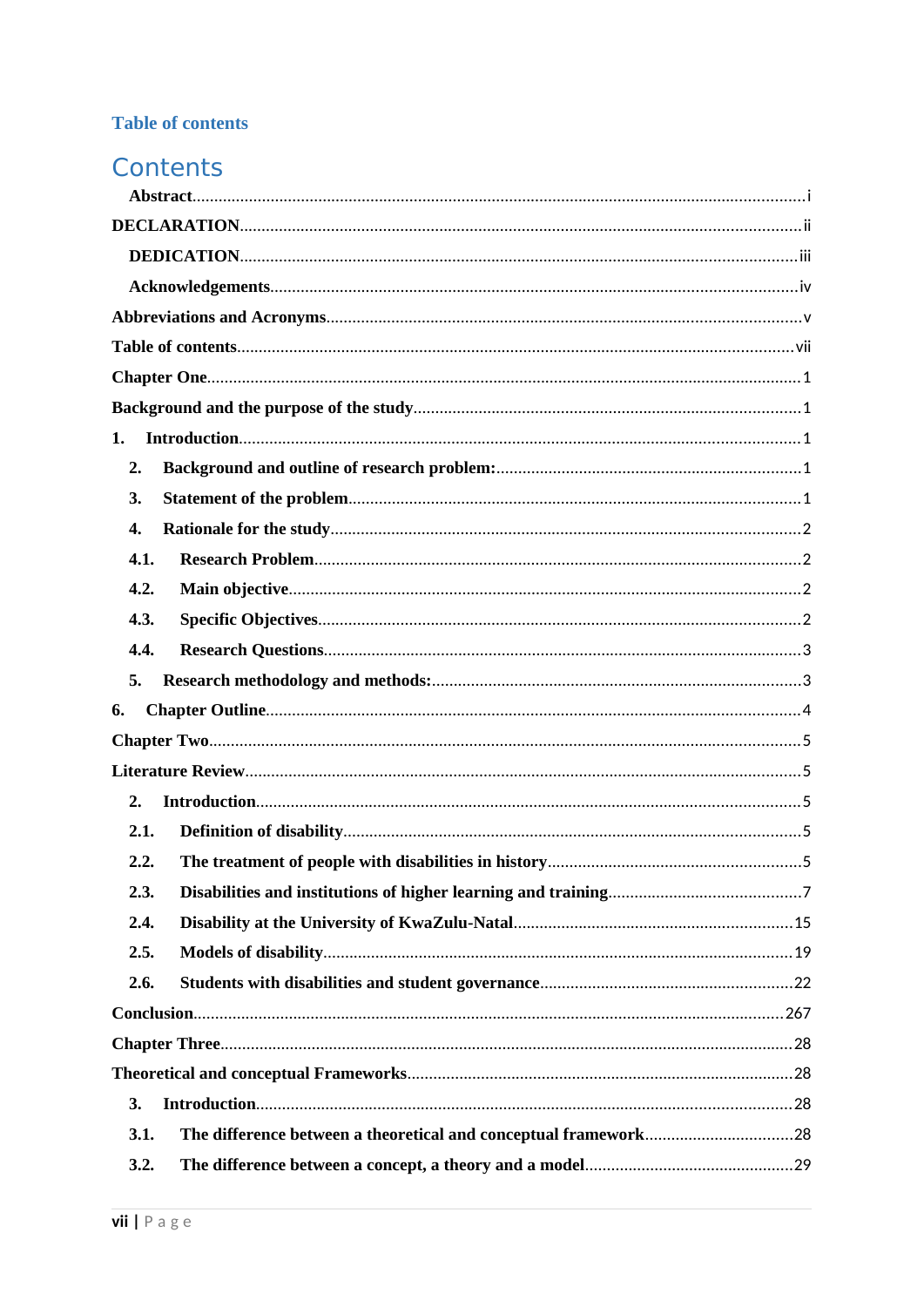## Table of contents

# Contents

Abstract ... i
DECLARATION ... ii
DEDICATION ... iii
Acknowledgements ... iv
Abbreviations and Acronyms ... v
Table of contents ... vii
Chapter One ... 1
Background and the purpose of the study ... 1
1. Introduction ... 1
2. Background and outline of research problem: ... 1
3. Statement of the problem ... 1
4. Rationale for the study ... 2
4.1. Research Problem ... 2
4.2. Main objective ... 2
4.3. Specific Objectives ... 2
4.4. Research Questions ... 3
5. Research methodology and methods: ... 3
6. Chapter Outline ... 4
Chapter Two ... 5
Literature Review ... 5
2. Introduction ... 5
2.1. Definition of disability ... 5
2.2. The treatment of people with disabilities in history ... 5
2.3. Disabilities and institutions of higher learning and training ... 7
2.4. Disability at the University of KwaZulu-Natal ... 15
2.5. Models of disability ... 19
2.6. Students with disabilities and student governance ... 22
Conclusion ... 267
Chapter Three ... 28
Theoretical and conceptual Frameworks ... 28
3. Introduction ... 28
3.1. The difference between a theoretical and conceptual framework ... 28
3.2. The difference between a concept, a theory and a model ... 29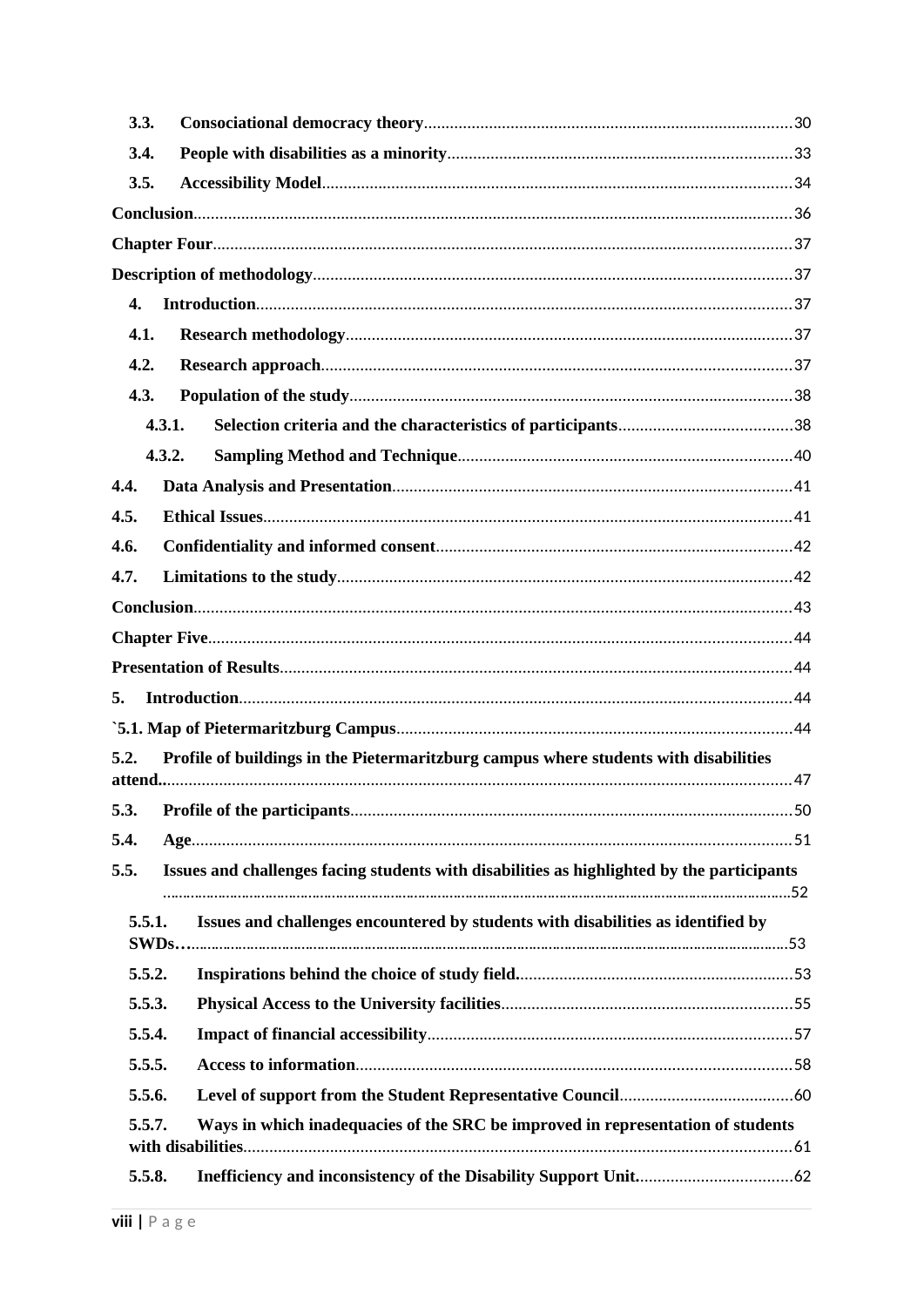3.3. **Consociational democracy theory** ........ 30

3.4. **People with disabilities as a minority** ........ 33

3.5. **Accessibility Model** ........ 34

**Conclusion** ........ 36

**Chapter Four** ........ 37

**Description of methodology** ........ 37

4. **Introduction** ........ 37

4.1. **Research methodology** ........ 37

4.2. **Research approach** ........ 37

4.3. **Population of the study** ........ 38

4.3.1. **Selection criteria and the characteristics of participants** ........ 38

4.3.2. **Sampling Method and Technique** ........ 40

4.4. **Data Analysis and Presentation** ........ 41

4.5. **Ethical Issues** ........ 41

4.6. **Confidentiality and informed consent** ........ 42

4.7. **Limitations to the study** ........ 42

**Conclusion** ........ 43

**Chapter Five** ........ 44

**Presentation of Results** ........ 44

5. **Introduction** ........ 44

**`5.1. Map of Pietermaritzburg Campus** ........ 44

5.2. **Profile of buildings in the Pietermaritzburg campus where students with disabilities attend.** ........ 47

5.3. **Profile of the participants** ........ 50

5.4. **Age** ........ 51

5.5. **Issues and challenges facing students with disabilities as highlighted by the participants** ........ 52

5.5.1. **Issues and challenges encountered by students with disabilities as identified by SWDs…** ........ 53

5.5.2. **Inspirations behind the choice of study field.** ........ 53

5.5.3. **Physical Access to the University facilities** ........ 55

5.5.4. **Impact of financial accessibility** ........ 57

5.5.5. **Access to information** ........ 58

5.5.6. **Level of support from the Student Representative Council** ........ 60

5.5.7. **Ways in which inadequacies of the SRC be improved in representation of students with disabilities** ........ 61

5.5.8. **Inefficiency and inconsistency of the Disability Support Unit.** ........ 62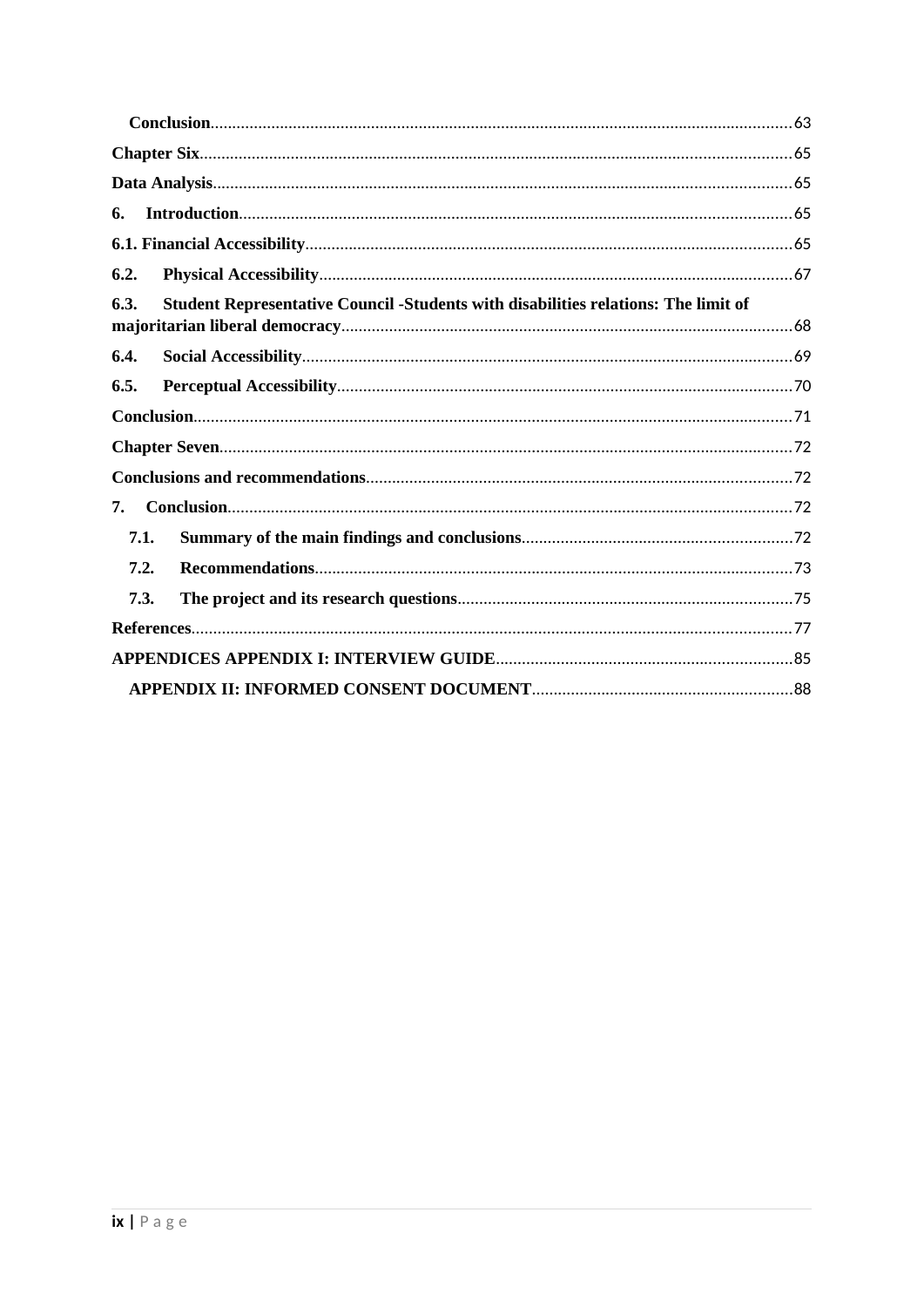Conclusion ..... 63

Chapter Six ..... 65

Data Analysis ..... 65

6. Introduction ..... 65

6.1. Financial Accessibility ..... 65

6.2. Physical Accessibility ..... 67

6.3. Student Representative Council -Students with disabilities relations: The limit of majoritarian liberal democracy ..... 68

6.4. Social Accessibility ..... 69

6.5. Perceptual Accessibility ..... 70

Conclusion ..... 71

Chapter Seven ..... 72

Conclusions and recommendations ..... 72

7. Conclusion ..... 72

7.1. Summary of the main findings and conclusions ..... 72

7.2. Recommendations ..... 73

7.3. The project and its research questions ..... 75

References ..... 77

APPENDICES APPENDIX I: INTERVIEW GUIDE ..... 85

APPENDIX II: INFORMED CONSENT DOCUMENT ..... 88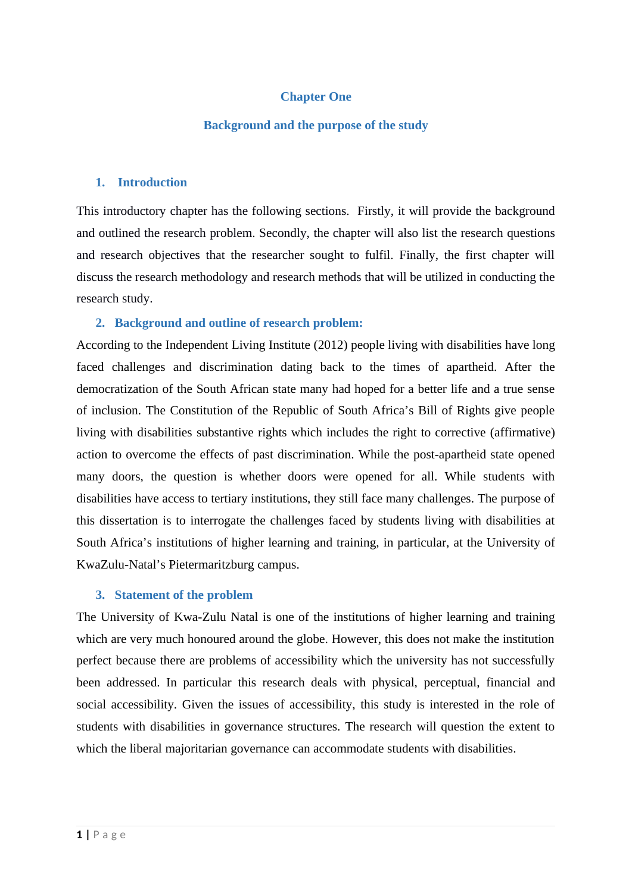# Chapter One

## Background and the purpose of the study

### 1. Introduction

This introductory chapter has the following sections. Firstly, it will provide the background and outlined the research problem. Secondly, the chapter will also list the research questions and research objectives that the researcher sought to fulfil. Finally, the first chapter will discuss the research methodology and research methods that will be utilized in conducting the research study.

### 2. Background and outline of research problem:

According to the Independent Living Institute (2012) people living with disabilities have long faced challenges and discrimination dating back to the times of apartheid. After the democratization of the South African state many had hoped for a better life and a true sense of inclusion. The Constitution of the Republic of South Africa's Bill of Rights give people living with disabilities substantive rights which includes the right to corrective (affirmative) action to overcome the effects of past discrimination. While the post-apartheid state opened many doors, the question is whether doors were opened for all. While students with disabilities have access to tertiary institutions, they still face many challenges. The purpose of this dissertation is to interrogate the challenges faced by students living with disabilities at South Africa's institutions of higher learning and training, in particular, at the University of KwaZulu-Natal's Pietermaritzburg campus.

### 3. Statement of the problem

The University of Kwa-Zulu Natal is one of the institutions of higher learning and training which are very much honoured around the globe. However, this does not make the institution perfect because there are problems of accessibility which the university has not successfully been addressed. In particular this research deals with physical, perceptual, financial and social accessibility. Given the issues of accessibility, this study is interested in the role of students with disabilities in governance structures. The research will question the extent to which the liberal majoritarian governance can accommodate students with disabilities.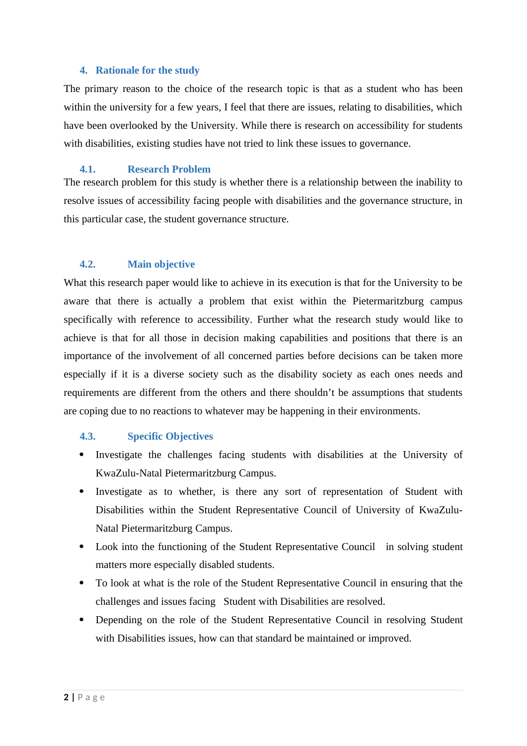## 4. Rationale for the study

The primary reason to the choice of the research topic is that as a student who has been within the university for a few years, I feel that there are issues, relating to disabilities, which have been overlooked by the University. While there is research on accessibility for students with disabilities, existing studies have not tried to link these issues to governance.

### 4.1. Research Problem

The research problem for this study is whether there is a relationship between the inability to resolve issues of accessibility facing people with disabilities and the governance structure, in this particular case, the student governance structure.

### 4.2. Main objective

What this research paper would like to achieve in its execution is that for the University to be aware that there is actually a problem that exist within the Pietermaritzburg campus specifically with reference to accessibility. Further what the research study would like to achieve is that for all those in decision making capabilities and positions that there is an importance of the involvement of all concerned parties before decisions can be taken more especially if it is a diverse society such as the disability society as each ones needs and requirements are different from the others and there shouldn't be assumptions that students are coping due to no reactions to whatever may be happening in their environments.

### 4.3. Specific Objectives

- Investigate the challenges facing students with disabilities at the University of KwaZulu-Natal Pietermaritzburg Campus.
- Investigate as to whether, is there any sort of representation of Student with Disabilities within the Student Representative Council of University of KwaZulu-Natal Pietermaritzburg Campus.
- Look into the functioning of the Student Representative Council in solving student matters more especially disabled students.
- To look at what is the role of the Student Representative Council in ensuring that the challenges and issues facing Student with Disabilities are resolved.
- Depending on the role of the Student Representative Council in resolving Student with Disabilities issues, how can that standard be maintained or improved.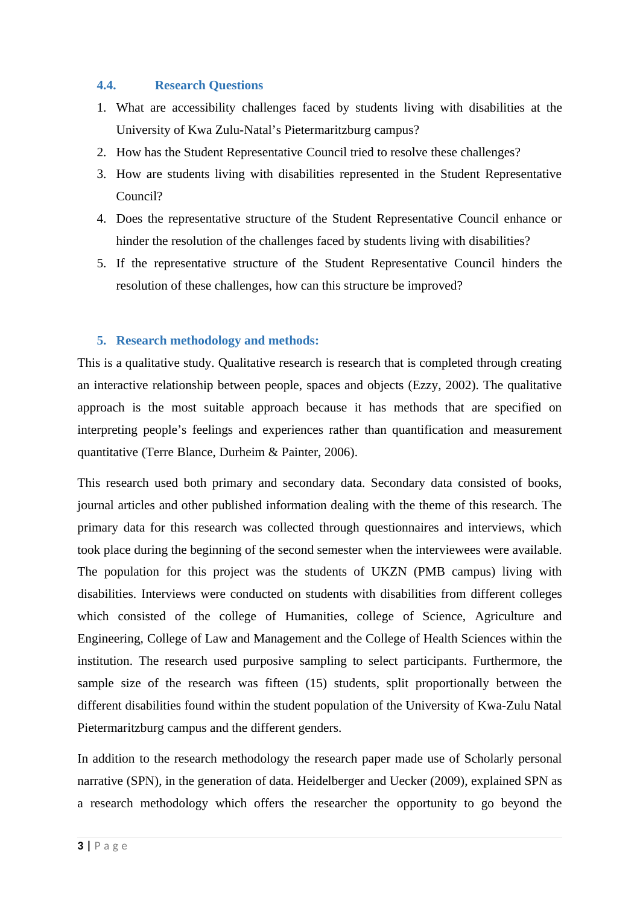### 4.4. Research Questions

1. What are accessibility challenges faced by students living with disabilities at the University of Kwa Zulu-Natal's Pietermaritzburg campus?
2. How has the Student Representative Council tried to resolve these challenges?
3. How are students living with disabilities represented in the Student Representative Council?
4. Does the representative structure of the Student Representative Council enhance or hinder the resolution of the challenges faced by students living with disabilities?
5. If the representative structure of the Student Representative Council hinders the resolution of these challenges, how can this structure be improved?

## 5. Research methodology and methods:

This is a qualitative study. Qualitative research is research that is completed through creating an interactive relationship between people, spaces and objects (Ezzy, 2002). The qualitative approach is the most suitable approach because it has methods that are specified on interpreting people's feelings and experiences rather than quantification and measurement quantitative (Terre Blance, Durheim & Painter, 2006).

This research used both primary and secondary data. Secondary data consisted of books, journal articles and other published information dealing with the theme of this research. The primary data for this research was collected through questionnaires and interviews, which took place during the beginning of the second semester when the interviewees were available. The population for this project was the students of UKZN (PMB campus) living with disabilities. Interviews were conducted on students with disabilities from different colleges which consisted of the college of Humanities, college of Science, Agriculture and Engineering, College of Law and Management and the College of Health Sciences within the institution. The research used purposive sampling to select participants. Furthermore, the sample size of the research was fifteen (15) students, split proportionally between the different disabilities found within the student population of the University of Kwa-Zulu Natal Pietermaritzburg campus and the different genders.

In addition to the research methodology the research paper made use of Scholarly personal narrative (SPN), in the generation of data. Heidelberger and Uecker (2009), explained SPN as a research methodology which offers the researcher the opportunity to go beyond the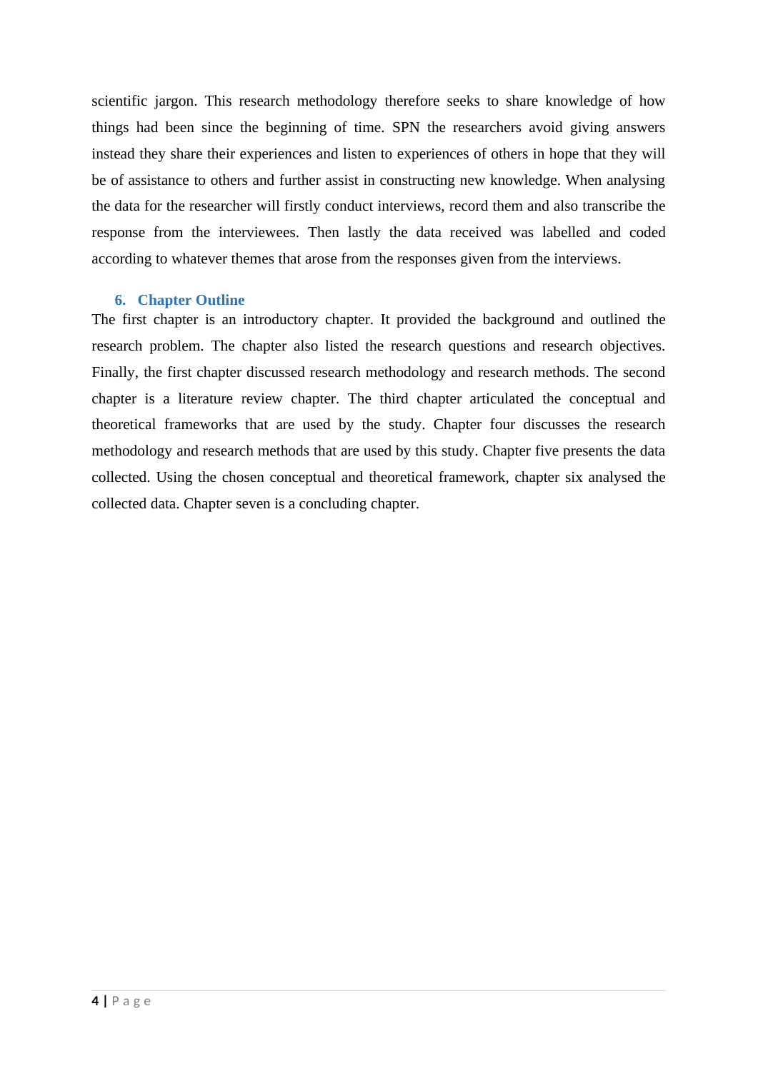scientific jargon. This research methodology therefore seeks to share knowledge of how things had been since the beginning of time. SPN the researchers avoid giving answers instead they share their experiences and listen to experiences of others in hope that they will be of assistance to others and further assist in constructing new knowledge. When analysing the data for the researcher will firstly conduct interviews, record them and also transcribe the response from the interviewees. Then lastly the data received was labelled and coded according to whatever themes that arose from the responses given from the interviews.

## 6. Chapter Outline

The first chapter is an introductory chapter. It provided the background and outlined the research problem. The chapter also listed the research questions and research objectives. Finally, the first chapter discussed research methodology and research methods. The second chapter is a literature review chapter. The third chapter articulated the conceptual and theoretical frameworks that are used by the study. Chapter four discusses the research methodology and research methods that are used by this study. Chapter five presents the data collected. Using the chosen conceptual and theoretical framework, chapter six analysed the collected data. Chapter seven is a concluding chapter.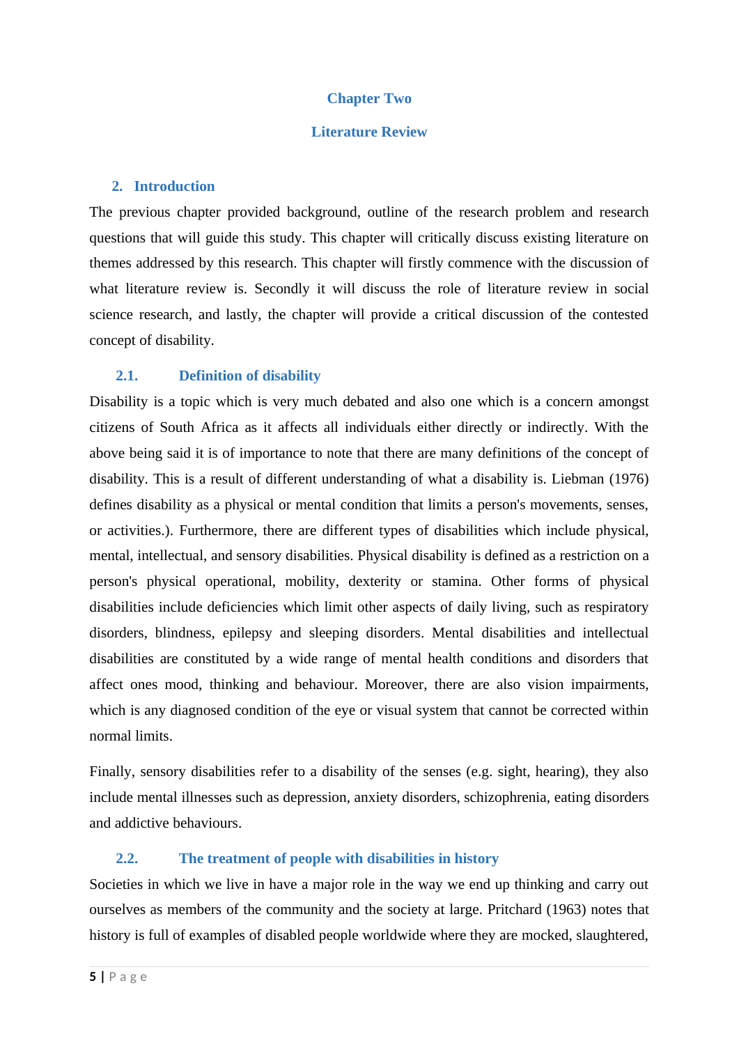# Chapter Two

# Literature Review

## 2. Introduction

The previous chapter provided background, outline of the research problem and research questions that will guide this study. This chapter will critically discuss existing literature on themes addressed by this research. This chapter will firstly commence with the discussion of what literature review is. Secondly it will discuss the role of literature review in social science research, and lastly, the chapter will provide a critical discussion of the contested concept of disability.

### 2.1. Definition of disability

Disability is a topic which is very much debated and also one which is a concern amongst citizens of South Africa as it affects all individuals either directly or indirectly. With the above being said it is of importance to note that there are many definitions of the concept of disability. This is a result of different understanding of what a disability is. Liebman (1976) defines disability as a physical or mental condition that limits a person's movements, senses, or activities.). Furthermore, there are different types of disabilities which include physical, mental, intellectual, and sensory disabilities. Physical disability is defined as a restriction on a person's physical operational, mobility, dexterity or stamina. Other forms of physical disabilities include deficiencies which limit other aspects of daily living, such as respiratory disorders, blindness, epilepsy and sleeping disorders. Mental disabilities and intellectual disabilities are constituted by a wide range of mental health conditions and disorders that affect ones mood, thinking and behaviour. Moreover, there are also vision impairments, which is any diagnosed condition of the eye or visual system that cannot be corrected within normal limits.

Finally, sensory disabilities refer to a disability of the senses (e.g. sight, hearing), they also include mental illnesses such as depression, anxiety disorders, schizophrenia, eating disorders and addictive behaviours.

### 2.2. The treatment of people with disabilities in history

Societies in which we live in have a major role in the way we end up thinking and carry out ourselves as members of the community and the society at large. Pritchard (1963) notes that history is full of examples of disabled people worldwide where they are mocked, slaughtered,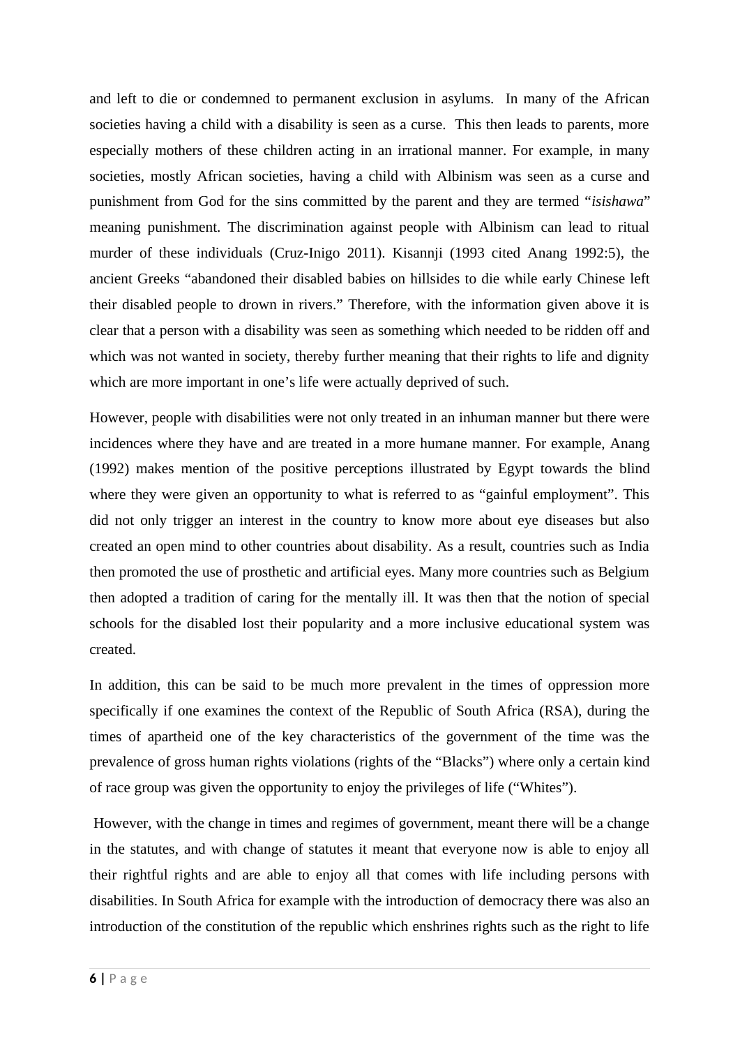and left to die or condemned to permanent exclusion in asylums. In many of the African societies having a child with a disability is seen as a curse. This then leads to parents, more especially mothers of these children acting in an irrational manner. For example, in many societies, mostly African societies, having a child with Albinism was seen as a curse and punishment from God for the sins committed by the parent and they are termed "*isishawa*" meaning punishment. The discrimination against people with Albinism can lead to ritual murder of these individuals (Cruz-Inigo 2011). Kisannji (1993 cited Anang 1992:5), the ancient Greeks "abandoned their disabled babies on hillsides to die while early Chinese left their disabled people to drown in rivers." Therefore, with the information given above it is clear that a person with a disability was seen as something which needed to be ridden off and which was not wanted in society, thereby further meaning that their rights to life and dignity which are more important in one's life were actually deprived of such.

However, people with disabilities were not only treated in an inhuman manner but there were incidences where they have and are treated in a more humane manner. For example, Anang (1992) makes mention of the positive perceptions illustrated by Egypt towards the blind where they were given an opportunity to what is referred to as "gainful employment". This did not only trigger an interest in the country to know more about eye diseases but also created an open mind to other countries about disability. As a result, countries such as India then promoted the use of prosthetic and artificial eyes. Many more countries such as Belgium then adopted a tradition of caring for the mentally ill. It was then that the notion of special schools for the disabled lost their popularity and a more inclusive educational system was created.

In addition, this can be said to be much more prevalent in the times of oppression more specifically if one examines the context of the Republic of South Africa (RSA), during the times of apartheid one of the key characteristics of the government of the time was the prevalence of gross human rights violations (rights of the "Blacks") where only a certain kind of race group was given the opportunity to enjoy the privileges of life ("Whites").

However, with the change in times and regimes of government, meant there will be a change in the statutes, and with change of statutes it meant that everyone now is able to enjoy all their rightful rights and are able to enjoy all that comes with life including persons with disabilities. In South Africa for example with the introduction of democracy there was also an introduction of the constitution of the republic which enshrines rights such as the right to life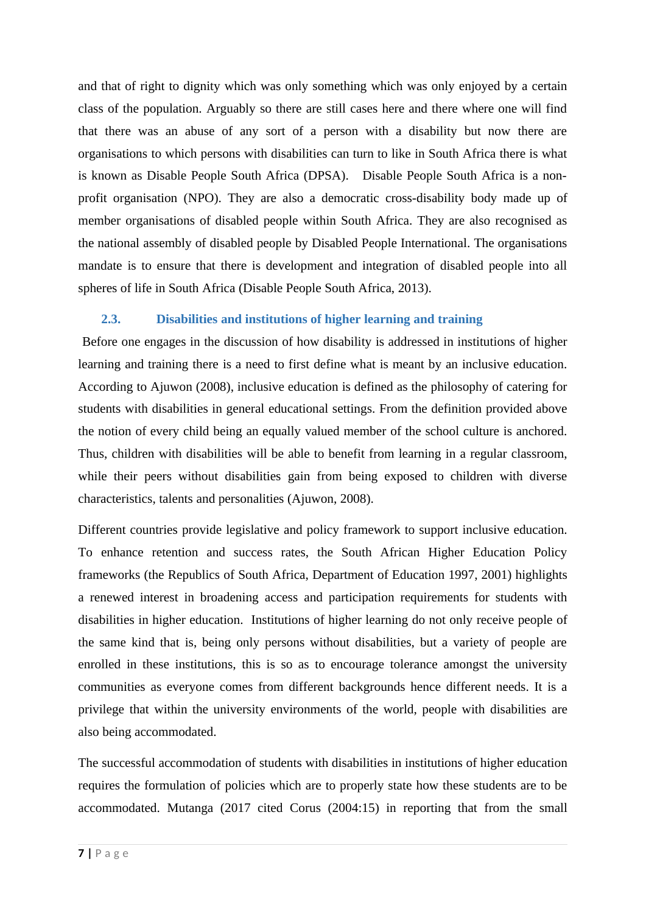and that of right to dignity which was only something which was only enjoyed by a certain class of the population. Arguably so there are still cases here and there where one will find that there was an abuse of any sort of a person with a disability but now there are organisations to which persons with disabilities can turn to like in South Africa there is what is known as Disable People South Africa (DPSA).  Disable People South Africa is a non-profit organisation (NPO). They are also a democratic cross-disability body made up of member organisations of disabled people within South Africa. They are also recognised as the national assembly of disabled people by Disabled People International. The organisations mandate is to ensure that there is development and integration of disabled people into all spheres of life in South Africa (Disable People South Africa, 2013).

### 2.3. Disabilities and institutions of higher learning and training

Before one engages in the discussion of how disability is addressed in institutions of higher learning and training there is a need to first define what is meant by an inclusive education. According to Ajuwon (2008), inclusive education is defined as the philosophy of catering for students with disabilities in general educational settings. From the definition provided above the notion of every child being an equally valued member of the school culture is anchored. Thus, children with disabilities will be able to benefit from learning in a regular classroom, while their peers without disabilities gain from being exposed to children with diverse characteristics, talents and personalities (Ajuwon, 2008).

Different countries provide legislative and policy framework to support inclusive education. To enhance retention and success rates, the South African Higher Education Policy frameworks (the Republics of South Africa, Department of Education 1997, 2001) highlights a renewed interest in broadening access and participation requirements for students with disabilities in higher education.  Institutions of higher learning do not only receive people of the same kind that is, being only persons without disabilities, but a variety of people are enrolled in these institutions, this is so as to encourage tolerance amongst the university communities as everyone comes from different backgrounds hence different needs. It is a privilege that within the university environments of the world, people with disabilities are also being accommodated.

The successful accommodation of students with disabilities in institutions of higher education requires the formulation of policies which are to properly state how these students are to be accommodated. Mutanga (2017 cited Corus (2004:15) in reporting that from the small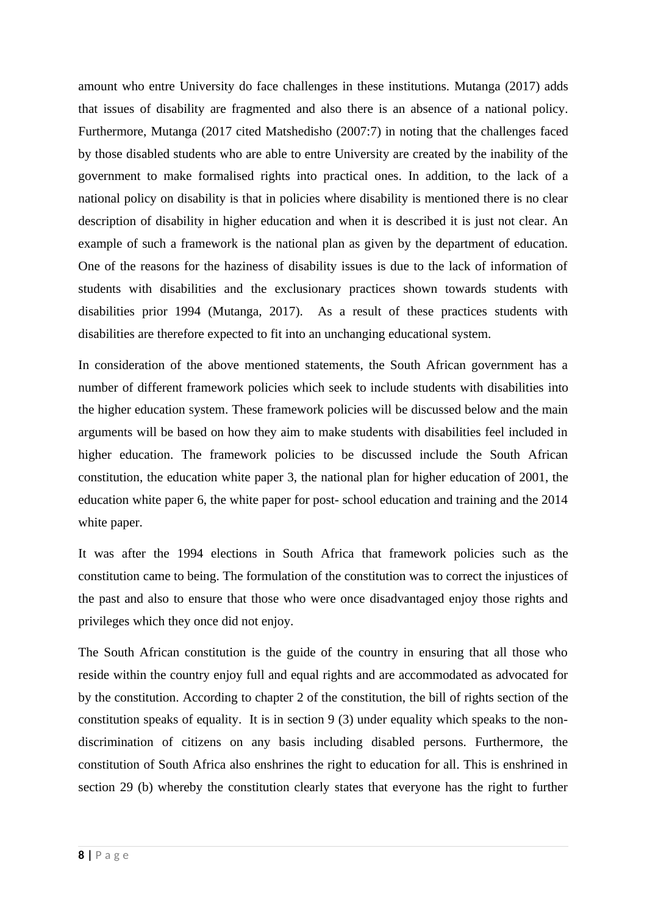amount who entre University do face challenges in these institutions. Mutanga (2017) adds that issues of disability are fragmented and also there is an absence of a national policy. Furthermore, Mutanga (2017 cited Matshedisho (2007:7) in noting that the challenges faced by those disabled students who are able to entre University are created by the inability of the government to make formalised rights into practical ones. In addition, to the lack of a national policy on disability is that in policies where disability is mentioned there is no clear description of disability in higher education and when it is described it is just not clear. An example of such a framework is the national plan as given by the department of education. One of the reasons for the haziness of disability issues is due to the lack of information of students with disabilities and the exclusionary practices shown towards students with disabilities prior 1994 (Mutanga, 2017). As a result of these practices students with disabilities are therefore expected to fit into an unchanging educational system.

In consideration of the above mentioned statements, the South African government has a number of different framework policies which seek to include students with disabilities into the higher education system. These framework policies will be discussed below and the main arguments will be based on how they aim to make students with disabilities feel included in higher education. The framework policies to be discussed include the South African constitution, the education white paper 3, the national plan for higher education of 2001, the education white paper 6, the white paper for post- school education and training and the 2014 white paper.

It was after the 1994 elections in South Africa that framework policies such as the constitution came to being. The formulation of the constitution was to correct the injustices of the past and also to ensure that those who were once disadvantaged enjoy those rights and privileges which they once did not enjoy.

The South African constitution is the guide of the country in ensuring that all those who reside within the country enjoy full and equal rights and are accommodated as advocated for by the constitution. According to chapter 2 of the constitution, the bill of rights section of the constitution speaks of equality. It is in section 9 (3) under equality which speaks to the non-discrimination of citizens on any basis including disabled persons. Furthermore, the constitution of South Africa also enshrines the right to education for all. This is enshrined in section 29 (b) whereby the constitution clearly states that everyone has the right to further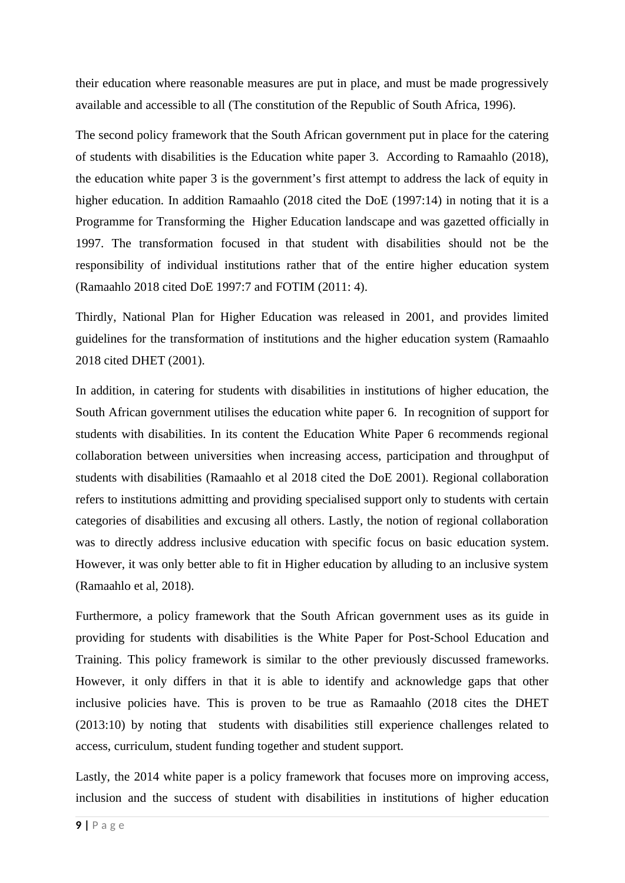their education where reasonable measures are put in place, and must be made progressively available and accessible to all (The constitution of the Republic of South Africa, 1996).

The second policy framework that the South African government put in place for the catering of students with disabilities is the Education white paper 3. According to Ramaahlo (2018), the education white paper 3 is the government's first attempt to address the lack of equity in higher education. In addition Ramaahlo (2018 cited the DoE (1997:14) in noting that it is a Programme for Transforming the Higher Education landscape and was gazetted officially in 1997. The transformation focused in that student with disabilities should not be the responsibility of individual institutions rather that of the entire higher education system (Ramaahlo 2018 cited DoE 1997:7 and FOTIM (2011: 4).

Thirdly, National Plan for Higher Education was released in 2001, and provides limited guidelines for the transformation of institutions and the higher education system (Ramaahlo 2018 cited DHET (2001).

In addition, in catering for students with disabilities in institutions of higher education, the South African government utilises the education white paper 6. In recognition of support for students with disabilities. In its content the Education White Paper 6 recommends regional collaboration between universities when increasing access, participation and throughput of students with disabilities (Ramaahlo et al 2018 cited the DoE 2001). Regional collaboration refers to institutions admitting and providing specialised support only to students with certain categories of disabilities and excusing all others. Lastly, the notion of regional collaboration was to directly address inclusive education with specific focus on basic education system. However, it was only better able to fit in Higher education by alluding to an inclusive system (Ramaahlo et al, 2018).

Furthermore, a policy framework that the South African government uses as its guide in providing for students with disabilities is the White Paper for Post-School Education and Training. This policy framework is similar to the other previously discussed frameworks. However, it only differs in that it is able to identify and acknowledge gaps that other inclusive policies have. This is proven to be true as Ramaahlo (2018 cites the DHET (2013:10) by noting that students with disabilities still experience challenges related to access, curriculum, student funding together and student support.

Lastly, the 2014 white paper is a policy framework that focuses more on improving access, inclusion and the success of student with disabilities in institutions of higher education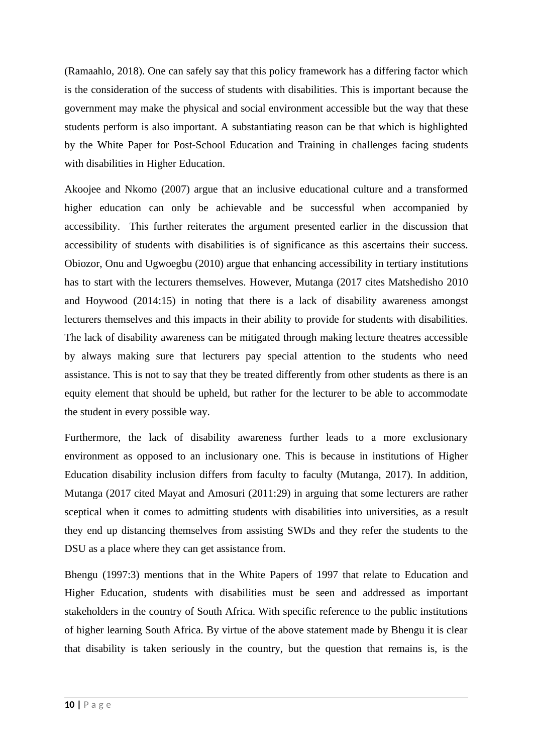(Ramaahlo, 2018). One can safely say that this policy framework has a differing factor which is the consideration of the success of students with disabilities. This is important because the government may make the physical and social environment accessible but the way that these students perform is also important. A substantiating reason can be that which is highlighted by the White Paper for Post-School Education and Training in challenges facing students with disabilities in Higher Education.

Akoojee and Nkomo (2007) argue that an inclusive educational culture and a transformed higher education can only be achievable and be successful when accompanied by accessibility. This further reiterates the argument presented earlier in the discussion that accessibility of students with disabilities is of significance as this ascertains their success. Obiozor, Onu and Ugwoegbu (2010) argue that enhancing accessibility in tertiary institutions has to start with the lecturers themselves. However, Mutanga (2017 cites Matshedisho 2010 and Hoywood (2014:15) in noting that there is a lack of disability awareness amongst lecturers themselves and this impacts in their ability to provide for students with disabilities. The lack of disability awareness can be mitigated through making lecture theatres accessible by always making sure that lecturers pay special attention to the students who need assistance. This is not to say that they be treated differently from other students as there is an equity element that should be upheld, but rather for the lecturer to be able to accommodate the student in every possible way.

Furthermore, the lack of disability awareness further leads to a more exclusionary environment as opposed to an inclusionary one. This is because in institutions of Higher Education disability inclusion differs from faculty to faculty (Mutanga, 2017). In addition, Mutanga (2017 cited Mayat and Amosuri (2011:29) in arguing that some lecturers are rather sceptical when it comes to admitting students with disabilities into universities, as a result they end up distancing themselves from assisting SWDs and they refer the students to the DSU as a place where they can get assistance from.

Bhengu (1997:3) mentions that in the White Papers of 1997 that relate to Education and Higher Education, students with disabilities must be seen and addressed as important stakeholders in the country of South Africa. With specific reference to the public institutions of higher learning South Africa. By virtue of the above statement made by Bhengu it is clear that disability is taken seriously in the country, but the question that remains is, is the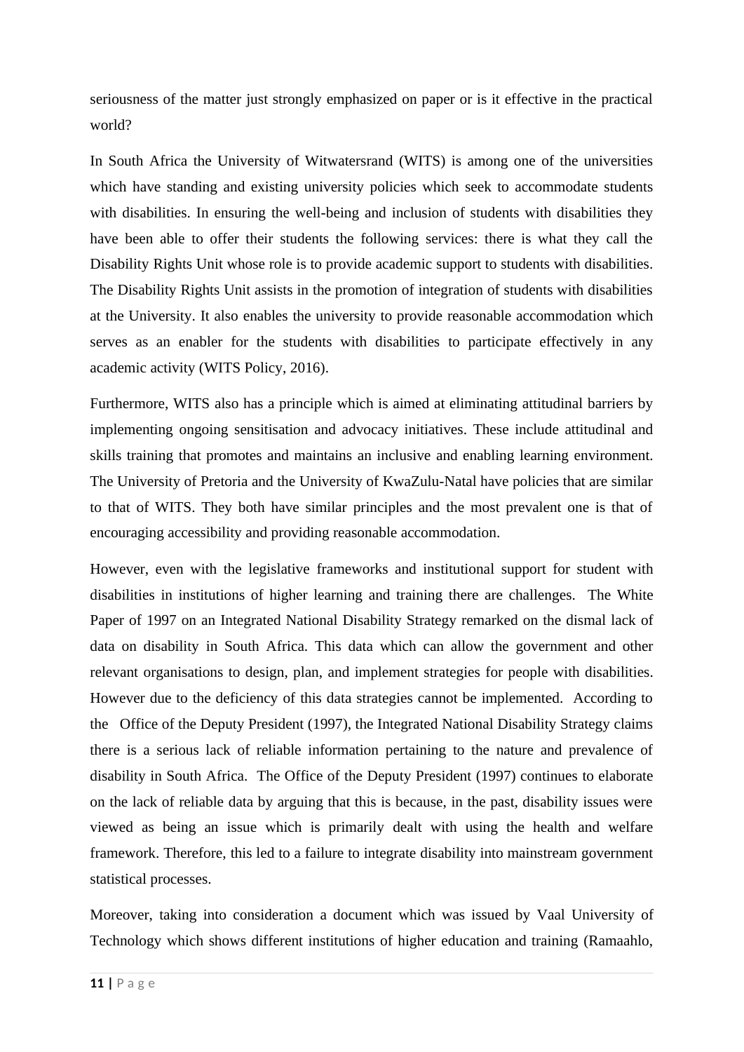seriousness of the matter just strongly emphasized on paper or is it effective in the practical world?

In South Africa the University of Witwatersrand (WITS) is among one of the universities which have standing and existing university policies which seek to accommodate students with disabilities. In ensuring the well-being and inclusion of students with disabilities they have been able to offer their students the following services: there is what they call the Disability Rights Unit whose role is to provide academic support to students with disabilities. The Disability Rights Unit assists in the promotion of integration of students with disabilities at the University. It also enables the university to provide reasonable accommodation which serves as an enabler for the students with disabilities to participate effectively in any academic activity (WITS Policy, 2016).

Furthermore, WITS also has a principle which is aimed at eliminating attitudinal barriers by implementing ongoing sensitisation and advocacy initiatives. These include attitudinal and skills training that promotes and maintains an inclusive and enabling learning environment. The University of Pretoria and the University of KwaZulu-Natal have policies that are similar to that of WITS. They both have similar principles and the most prevalent one is that of encouraging accessibility and providing reasonable accommodation.

However, even with the legislative frameworks and institutional support for student with disabilities in institutions of higher learning and training there are challenges. The White Paper of 1997 on an Integrated National Disability Strategy remarked on the dismal lack of data on disability in South Africa. This data which can allow the government and other relevant organisations to design, plan, and implement strategies for people with disabilities. However due to the deficiency of this data strategies cannot be implemented. According to the Office of the Deputy President (1997), the Integrated National Disability Strategy claims there is a serious lack of reliable information pertaining to the nature and prevalence of disability in South Africa. The Office of the Deputy President (1997) continues to elaborate on the lack of reliable data by arguing that this is because, in the past, disability issues were viewed as being an issue which is primarily dealt with using the health and welfare framework. Therefore, this led to a failure to integrate disability into mainstream government statistical processes.

Moreover, taking into consideration a document which was issued by Vaal University of Technology which shows different institutions of higher education and training (Ramaahlo,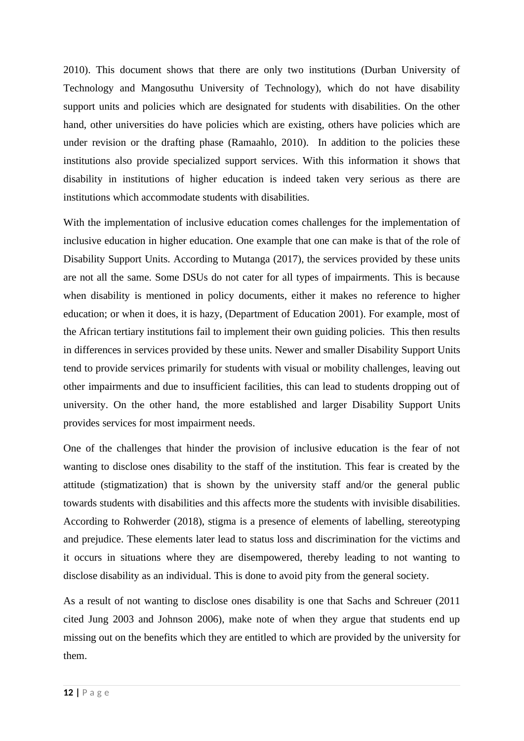2010). This document shows that there are only two institutions (Durban University of Technology and Mangosuthu University of Technology), which do not have disability support units and policies which are designated for students with disabilities. On the other hand, other universities do have policies which are existing, others have policies which are under revision or the drafting phase (Ramaahlo, 2010). In addition to the policies these institutions also provide specialized support services. With this information it shows that disability in institutions of higher education is indeed taken very serious as there are institutions which accommodate students with disabilities.

With the implementation of inclusive education comes challenges for the implementation of inclusive education in higher education. One example that one can make is that of the role of Disability Support Units. According to Mutanga (2017), the services provided by these units are not all the same. Some DSUs do not cater for all types of impairments. This is because when disability is mentioned in policy documents, either it makes no reference to higher education; or when it does, it is hazy, (Department of Education 2001). For example, most of the African tertiary institutions fail to implement their own guiding policies. This then results in differences in services provided by these units. Newer and smaller Disability Support Units tend to provide services primarily for students with visual or mobility challenges, leaving out other impairments and due to insufficient facilities, this can lead to students dropping out of university. On the other hand, the more established and larger Disability Support Units provides services for most impairment needs.

One of the challenges that hinder the provision of inclusive education is the fear of not wanting to disclose ones disability to the staff of the institution. This fear is created by the attitude (stigmatization) that is shown by the university staff and/or the general public towards students with disabilities and this affects more the students with invisible disabilities. According to Rohwerder (2018), stigma is a presence of elements of labelling, stereotyping and prejudice. These elements later lead to status loss and discrimination for the victims and it occurs in situations where they are disempowered, thereby leading to not wanting to disclose disability as an individual. This is done to avoid pity from the general society.

As a result of not wanting to disclose ones disability is one that Sachs and Schreuer (2011 cited Jung 2003 and Johnson 2006), make note of when they argue that students end up missing out on the benefits which they are entitled to which are provided by the university for them.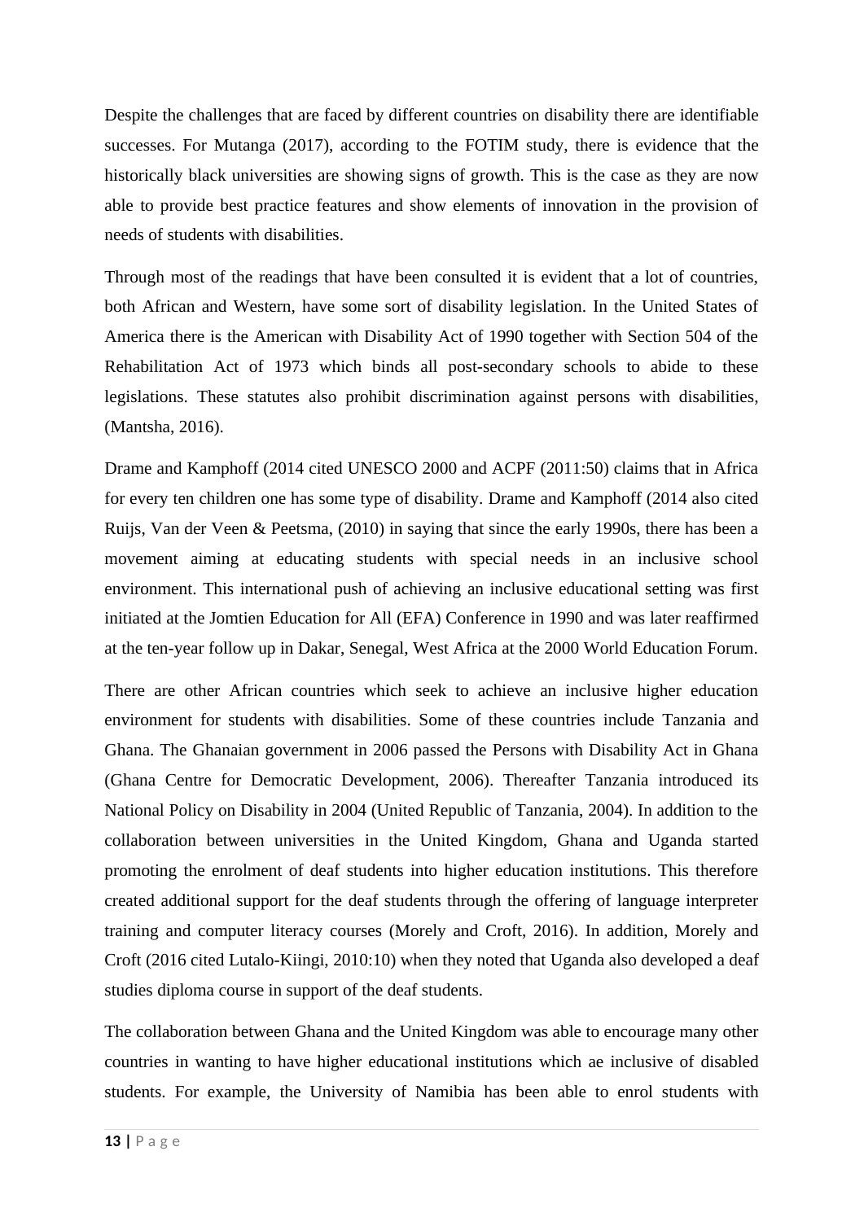Despite the challenges that are faced by different countries on disability there are identifiable successes. For Mutanga (2017), according to the FOTIM study, there is evidence that the historically black universities are showing signs of growth. This is the case as they are now able to provide best practice features and show elements of innovation in the provision of needs of students with disabilities.

Through most of the readings that have been consulted it is evident that a lot of countries, both African and Western, have some sort of disability legislation. In the United States of America there is the American with Disability Act of 1990 together with Section 504 of the Rehabilitation Act of 1973 which binds all post-secondary schools to abide to these legislations. These statutes also prohibit discrimination against persons with disabilities, (Mantsha, 2016).

Drame and Kamphoff (2014 cited UNESCO 2000 and ACPF (2011:50) claims that in Africa for every ten children one has some type of disability. Drame and Kamphoff (2014 also cited Ruijs, Van der Veen & Peetsma, (2010) in saying that since the early 1990s, there has been a movement aiming at educating students with special needs in an inclusive school environment. This international push of achieving an inclusive educational setting was first initiated at the Jomtien Education for All (EFA) Conference in 1990 and was later reaffirmed at the ten-year follow up in Dakar, Senegal, West Africa at the 2000 World Education Forum.

There are other African countries which seek to achieve an inclusive higher education environment for students with disabilities. Some of these countries include Tanzania and Ghana. The Ghanaian government in 2006 passed the Persons with Disability Act in Ghana (Ghana Centre for Democratic Development, 2006). Thereafter Tanzania introduced its National Policy on Disability in 2004 (United Republic of Tanzania, 2004). In addition to the collaboration between universities in the United Kingdom, Ghana and Uganda started promoting the enrolment of deaf students into higher education institutions. This therefore created additional support for the deaf students through the offering of language interpreter training and computer literacy courses (Morely and Croft, 2016). In addition, Morely and Croft (2016 cited Lutalo-Kiingi, 2010:10) when they noted that Uganda also developed a deaf studies diploma course in support of the deaf students.

The collaboration between Ghana and the United Kingdom was able to encourage many other countries in wanting to have higher educational institutions which ae inclusive of disabled students. For example, the University of Namibia has been able to enrol students with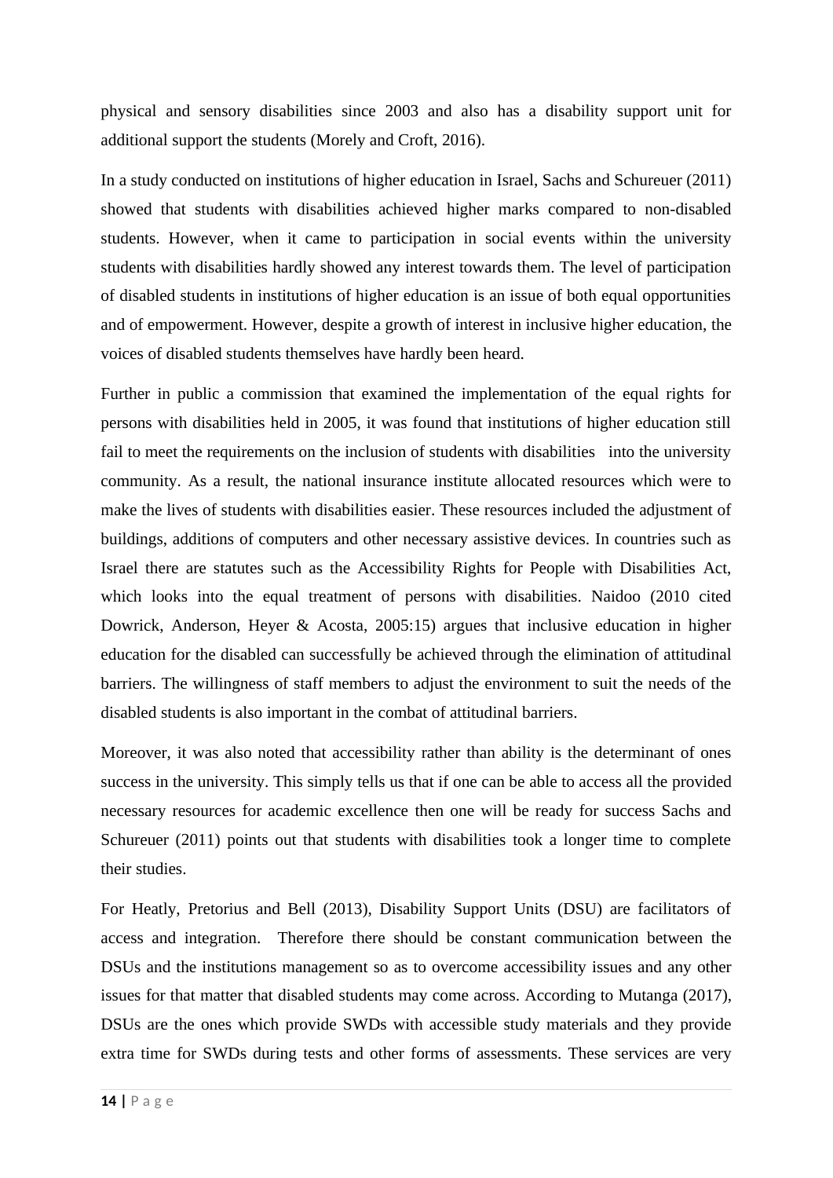physical and sensory disabilities since 2003 and also has a disability support unit for additional support the students (Morely and Croft, 2016).

In a study conducted on institutions of higher education in Israel, Sachs and Schureuer (2011) showed that students with disabilities achieved higher marks compared to non-disabled students. However, when it came to participation in social events within the university students with disabilities hardly showed any interest towards them. The level of participation of disabled students in institutions of higher education is an issue of both equal opportunities and of empowerment. However, despite a growth of interest in inclusive higher education, the voices of disabled students themselves have hardly been heard.

Further in public a commission that examined the implementation of the equal rights for persons with disabilities held in 2005, it was found that institutions of higher education still fail to meet the requirements on the inclusion of students with disabilities into the university community. As a result, the national insurance institute allocated resources which were to make the lives of students with disabilities easier. These resources included the adjustment of buildings, additions of computers and other necessary assistive devices. In countries such as Israel there are statutes such as the Accessibility Rights for People with Disabilities Act, which looks into the equal treatment of persons with disabilities. Naidoo (2010 cited Dowrick, Anderson, Heyer & Acosta, 2005:15) argues that inclusive education in higher education for the disabled can successfully be achieved through the elimination of attitudinal barriers. The willingness of staff members to adjust the environment to suit the needs of the disabled students is also important in the combat of attitudinal barriers.

Moreover, it was also noted that accessibility rather than ability is the determinant of ones success in the university. This simply tells us that if one can be able to access all the provided necessary resources for academic excellence then one will be ready for success Sachs and Schureuer (2011) points out that students with disabilities took a longer time to complete their studies.

For Heatly, Pretorius and Bell (2013), Disability Support Units (DSU) are facilitators of access and integration. Therefore there should be constant communication between the DSUs and the institutions management so as to overcome accessibility issues and any other issues for that matter that disabled students may come across. According to Mutanga (2017), DSUs are the ones which provide SWDs with accessible study materials and they provide extra time for SWDs during tests and other forms of assessments. These services are very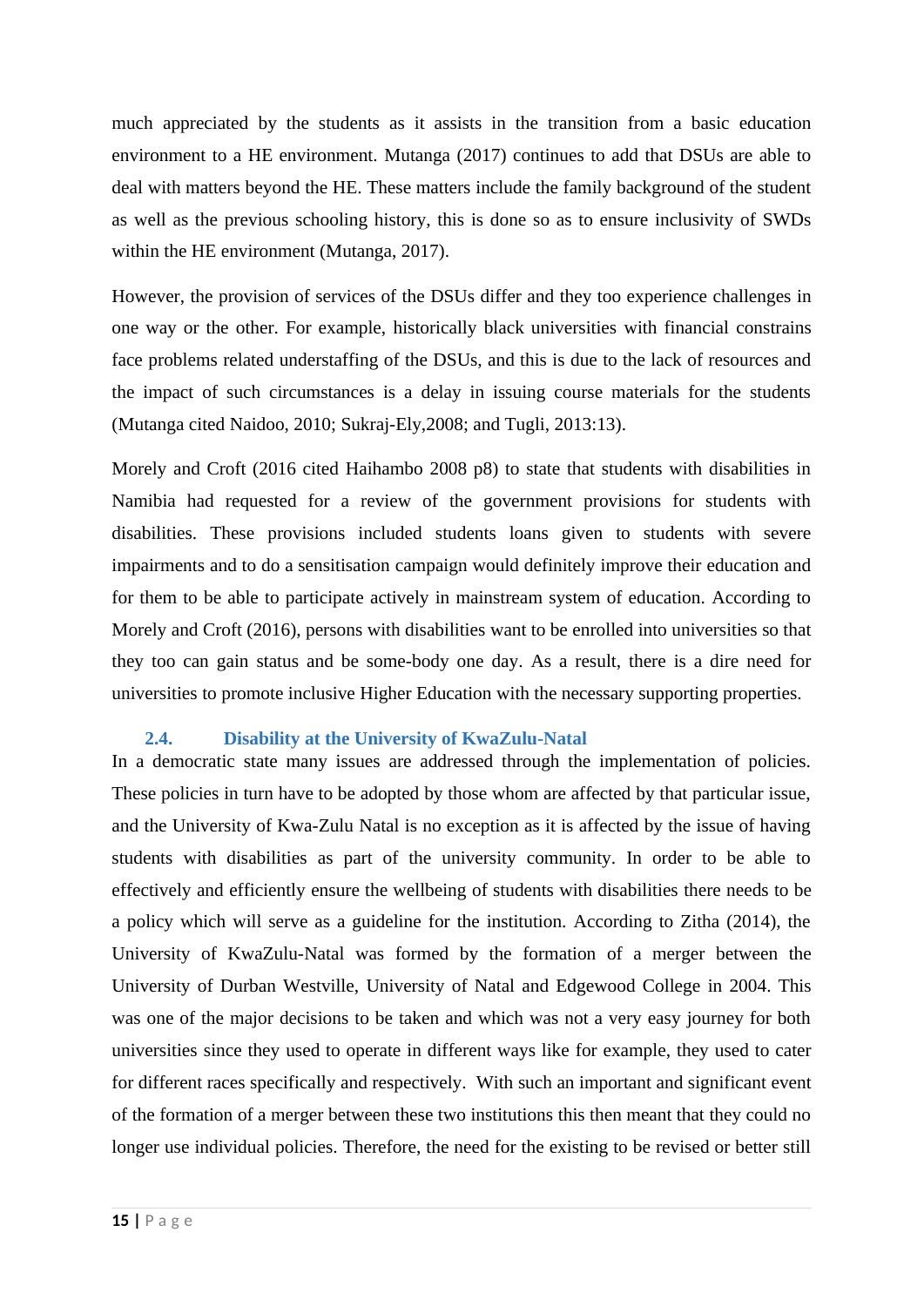much appreciated by the students as it assists in the transition from a basic education environment to a HE environment. Mutanga (2017) continues to add that DSUs are able to deal with matters beyond the HE. These matters include the family background of the student as well as the previous schooling history, this is done so as to ensure inclusivity of SWDs within the HE environment (Mutanga, 2017).

However, the provision of services of the DSUs differ and they too experience challenges in one way or the other. For example, historically black universities with financial constrains face problems related understaffing of the DSUs, and this is due to the lack of resources and the impact of such circumstances is a delay in issuing course materials for the students (Mutanga cited Naidoo, 2010; Sukraj-Ely,2008; and Tugli, 2013:13).

Morely and Croft (2016 cited Haihambo 2008 p8) to state that students with disabilities in Namibia had requested for a review of the government provisions for students with disabilities. These provisions included students loans given to students with severe impairments and to do a sensitisation campaign would definitely improve their education and for them to be able to participate actively in mainstream system of education. According to Morely and Croft (2016), persons with disabilities want to be enrolled into universities so that they too can gain status and be some-body one day. As a result, there is a dire need for universities to promote inclusive Higher Education with the necessary supporting properties.

### 2.4. Disability at the University of KwaZulu-Natal

In a democratic state many issues are addressed through the implementation of policies. These policies in turn have to be adopted by those whom are affected by that particular issue, and the University of Kwa-Zulu Natal is no exception as it is affected by the issue of having students with disabilities as part of the university community. In order to be able to effectively and efficiently ensure the wellbeing of students with disabilities there needs to be a policy which will serve as a guideline for the institution. According to Zitha (2014), the University of KwaZulu-Natal was formed by the formation of a merger between the University of Durban Westville, University of Natal and Edgewood College in 2004. This was one of the major decisions to be taken and which was not a very easy journey for both universities since they used to operate in different ways like for example, they used to cater for different races specifically and respectively. With such an important and significant event of the formation of a merger between these two institutions this then meant that they could no longer use individual policies. Therefore, the need for the existing to be revised or better still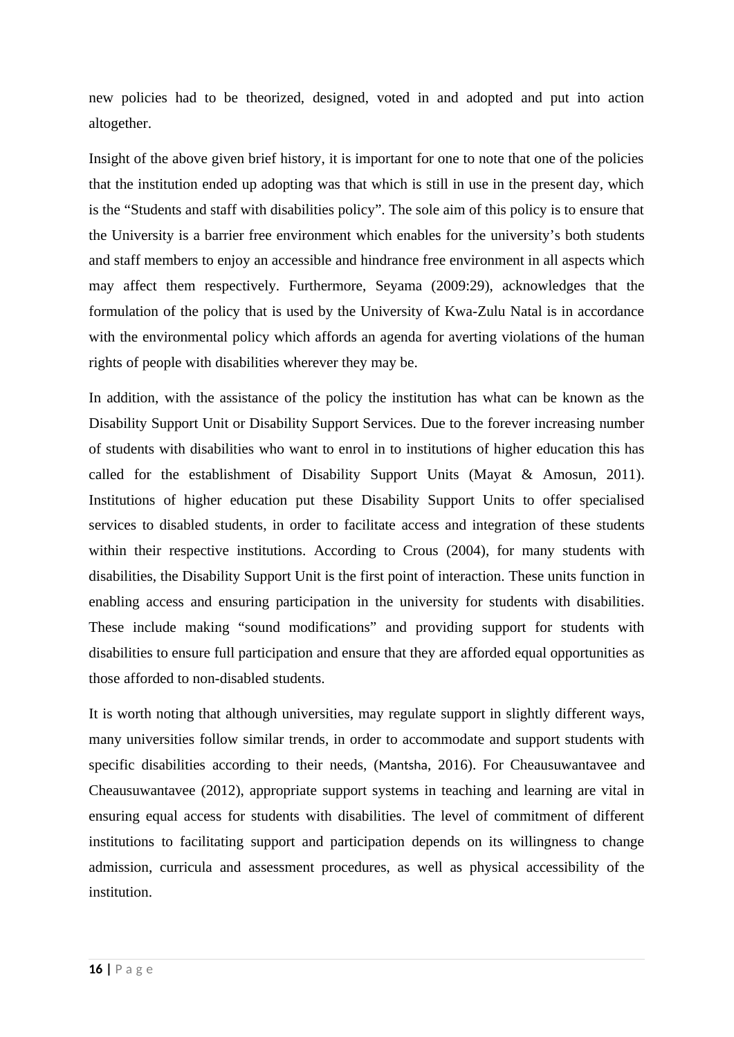new policies had to be theorized, designed, voted in and adopted and put into action altogether.

Insight of the above given brief history, it is important for one to note that one of the policies that the institution ended up adopting was that which is still in use in the present day, which is the "Students and staff with disabilities policy". The sole aim of this policy is to ensure that the University is a barrier free environment which enables for the university's both students and staff members to enjoy an accessible and hindrance free environment in all aspects which may affect them respectively. Furthermore, Seyama (2009:29), acknowledges that the formulation of the policy that is used by the University of Kwa-Zulu Natal is in accordance with the environmental policy which affords an agenda for averting violations of the human rights of people with disabilities wherever they may be.

In addition, with the assistance of the policy the institution has what can be known as the Disability Support Unit or Disability Support Services. Due to the forever increasing number of students with disabilities who want to enrol in to institutions of higher education this has called for the establishment of Disability Support Units (Mayat & Amosun, 2011). Institutions of higher education put these Disability Support Units to offer specialised services to disabled students, in order to facilitate access and integration of these students within their respective institutions. According to Crous (2004), for many students with disabilities, the Disability Support Unit is the first point of interaction. These units function in enabling access and ensuring participation in the university for students with disabilities. These include making "sound modifications" and providing support for students with disabilities to ensure full participation and ensure that they are afforded equal opportunities as those afforded to non-disabled students.

It is worth noting that although universities, may regulate support in slightly different ways, many universities follow similar trends, in order to accommodate and support students with specific disabilities according to their needs, (Mantsha, 2016). For Cheausuwantavee and Cheausuwantavee (2012), appropriate support systems in teaching and learning are vital in ensuring equal access for students with disabilities. The level of commitment of different institutions to facilitating support and participation depends on its willingness to change admission, curricula and assessment procedures, as well as physical accessibility of the institution.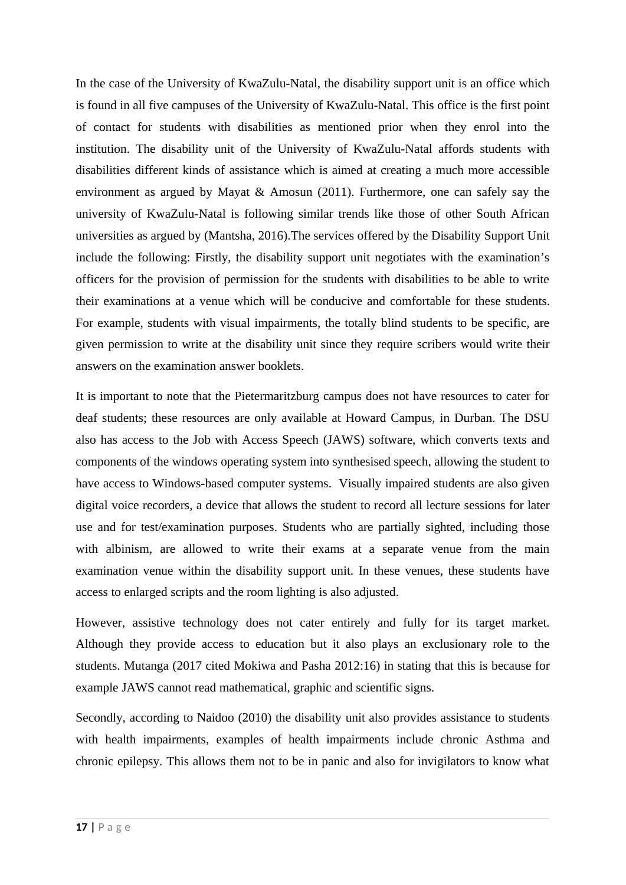In the case of the University of KwaZulu-Natal, the disability support unit is an office which is found in all five campuses of the University of KwaZulu-Natal. This office is the first point of contact for students with disabilities as mentioned prior when they enrol into the institution. The disability unit of the University of KwaZulu-Natal affords students with disabilities different kinds of assistance which is aimed at creating a much more accessible environment as argued by Mayat & Amosun (2011). Furthermore, one can safely say the university of KwaZulu-Natal is following similar trends like those of other South African universities as argued by (Mantsha, 2016).The services offered by the Disability Support Unit include the following: Firstly, the disability support unit negotiates with the examination's officers for the provision of permission for the students with disabilities to be able to write their examinations at a venue which will be conducive and comfortable for these students. For example, students with visual impairments, the totally blind students to be specific, are given permission to write at the disability unit since they require scribers would write their answers on the examination answer booklets.

It is important to note that the Pietermaritzburg campus does not have resources to cater for deaf students; these resources are only available at Howard Campus, in Durban. The DSU also has access to the Job with Access Speech (JAWS) software, which converts texts and components of the windows operating system into synthesised speech, allowing the student to have access to Windows-based computer systems. Visually impaired students are also given digital voice recorders, a device that allows the student to record all lecture sessions for later use and for test/examination purposes. Students who are partially sighted, including those with albinism, are allowed to write their exams at a separate venue from the main examination venue within the disability support unit. In these venues, these students have access to enlarged scripts and the room lighting is also adjusted.

However, assistive technology does not cater entirely and fully for its target market. Although they provide access to education but it also plays an exclusionary role to the students. Mutanga (2017 cited Mokiwa and Pasha 2012:16) in stating that this is because for example JAWS cannot read mathematical, graphic and scientific signs.

Secondly, according to Naidoo (2010) the disability unit also provides assistance to students with health impairments, examples of health impairments include chronic Asthma and chronic epilepsy. This allows them not to be in panic and also for invigilators to know what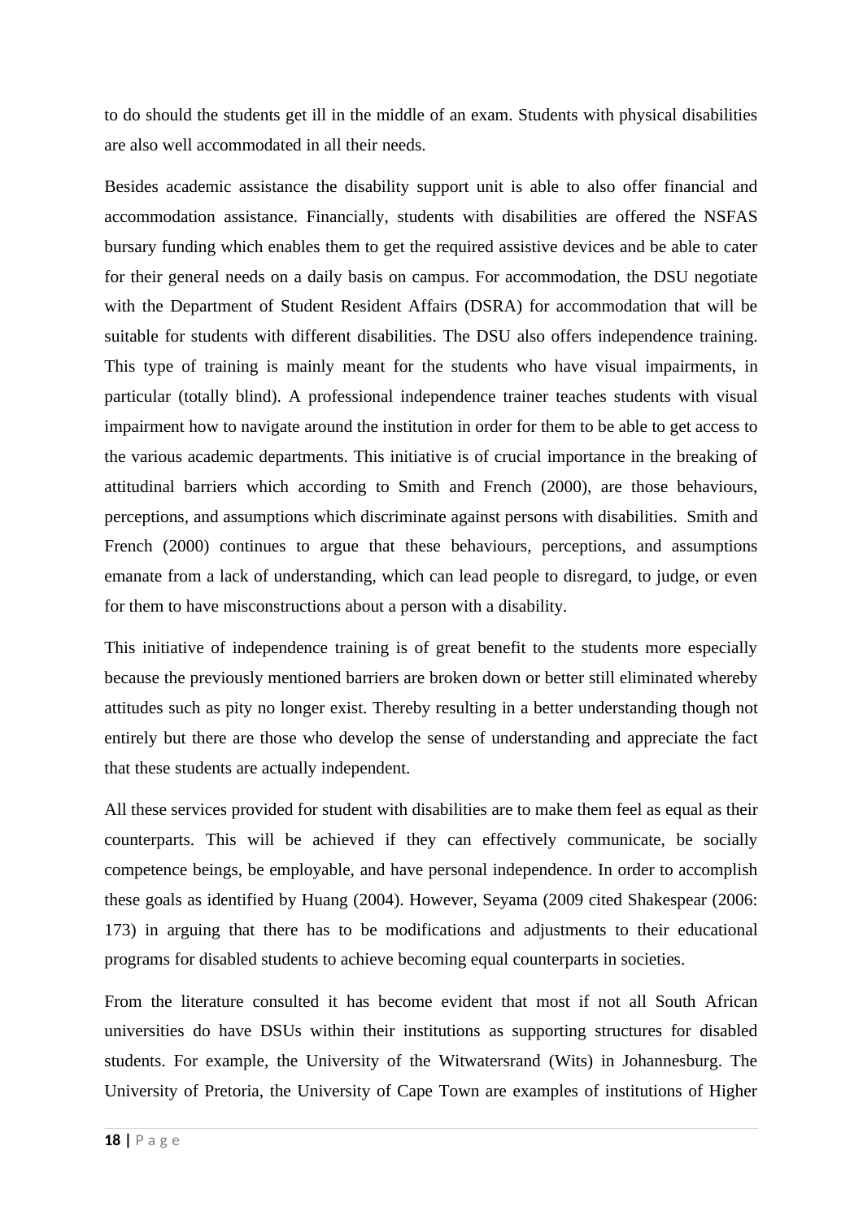to do should the students get ill in the middle of an exam. Students with physical disabilities are also well accommodated in all their needs.

Besides academic assistance the disability support unit is able to also offer financial and accommodation assistance. Financially, students with disabilities are offered the NSFAS bursary funding which enables them to get the required assistive devices and be able to cater for their general needs on a daily basis on campus. For accommodation, the DSU negotiate with the Department of Student Resident Affairs (DSRA) for accommodation that will be suitable for students with different disabilities. The DSU also offers independence training. This type of training is mainly meant for the students who have visual impairments, in particular (totally blind). A professional independence trainer teaches students with visual impairment how to navigate around the institution in order for them to be able to get access to the various academic departments. This initiative is of crucial importance in the breaking of attitudinal barriers which according to Smith and French (2000), are those behaviours, perceptions, and assumptions which discriminate against persons with disabilities. Smith and French (2000) continues to argue that these behaviours, perceptions, and assumptions emanate from a lack of understanding, which can lead people to disregard, to judge, or even for them to have misconstructions about a person with a disability.

This initiative of independence training is of great benefit to the students more especially because the previously mentioned barriers are broken down or better still eliminated whereby attitudes such as pity no longer exist. Thereby resulting in a better understanding though not entirely but there are those who develop the sense of understanding and appreciate the fact that these students are actually independent.

All these services provided for student with disabilities are to make them feel as equal as their counterparts. This will be achieved if they can effectively communicate, be socially competence beings, be employable, and have personal independence. In order to accomplish these goals as identified by Huang (2004). However, Seyama (2009 cited Shakespear (2006: 173) in arguing that there has to be modifications and adjustments to their educational programs for disabled students to achieve becoming equal counterparts in societies.

From the literature consulted it has become evident that most if not all South African universities do have DSUs within their institutions as supporting structures for disabled students. For example, the University of the Witwatersrand (Wits) in Johannesburg. The University of Pretoria, the University of Cape Town are examples of institutions of Higher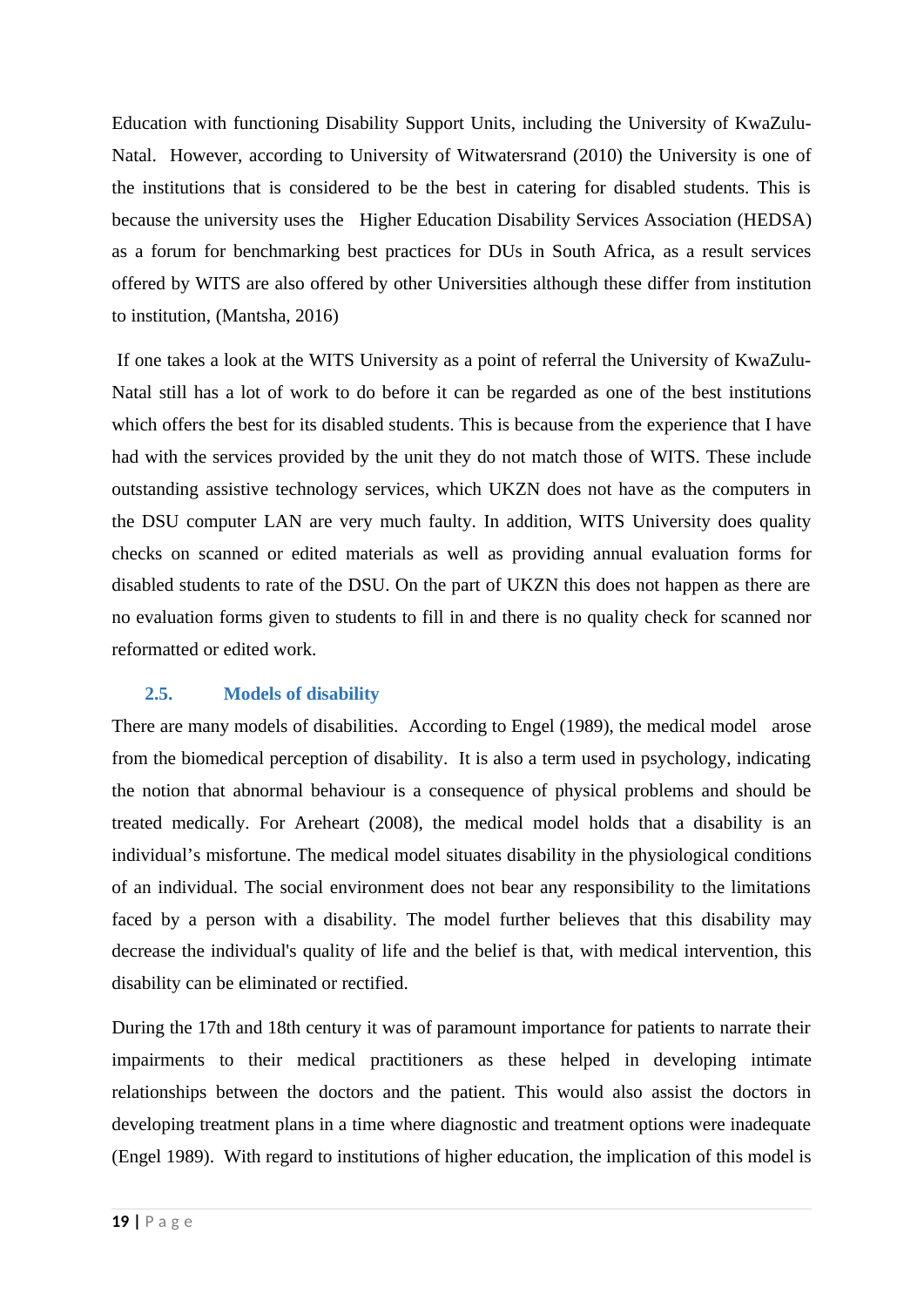Education with functioning Disability Support Units, including the University of KwaZulu-Natal. However, according to University of Witwatersrand (2010) the University is one of the institutions that is considered to be the best in catering for disabled students. This is because the university uses the Higher Education Disability Services Association (HEDSA) as a forum for benchmarking best practices for DUs in South Africa, as a result services offered by WITS are also offered by other Universities although these differ from institution to institution, (Mantsha, 2016)

If one takes a look at the WITS University as a point of referral the University of KwaZulu-Natal still has a lot of work to do before it can be regarded as one of the best institutions which offers the best for its disabled students. This is because from the experience that I have had with the services provided by the unit they do not match those of WITS. These include outstanding assistive technology services, which UKZN does not have as the computers in the DSU computer LAN are very much faulty. In addition, WITS University does quality checks on scanned or edited materials as well as providing annual evaluation forms for disabled students to rate of the DSU. On the part of UKZN this does not happen as there are no evaluation forms given to students to fill in and there is no quality check for scanned nor reformatted or edited work.

## 2.5. Models of disability

There are many models of disabilities. According to Engel (1989), the medical model arose from the biomedical perception of disability. It is also a term used in psychology, indicating the notion that abnormal behaviour is a consequence of physical problems and should be treated medically. For Areheart (2008), the medical model holds that a disability is an individual's misfortune. The medical model situates disability in the physiological conditions of an individual. The social environment does not bear any responsibility to the limitations faced by a person with a disability. The model further believes that this disability may decrease the individual's quality of life and the belief is that, with medical intervention, this disability can be eliminated or rectified.

During the 17th and 18th century it was of paramount importance for patients to narrate their impairments to their medical practitioners as these helped in developing intimate relationships between the doctors and the patient. This would also assist the doctors in developing treatment plans in a time where diagnostic and treatment options were inadequate (Engel 1989). With regard to institutions of higher education, the implication of this model is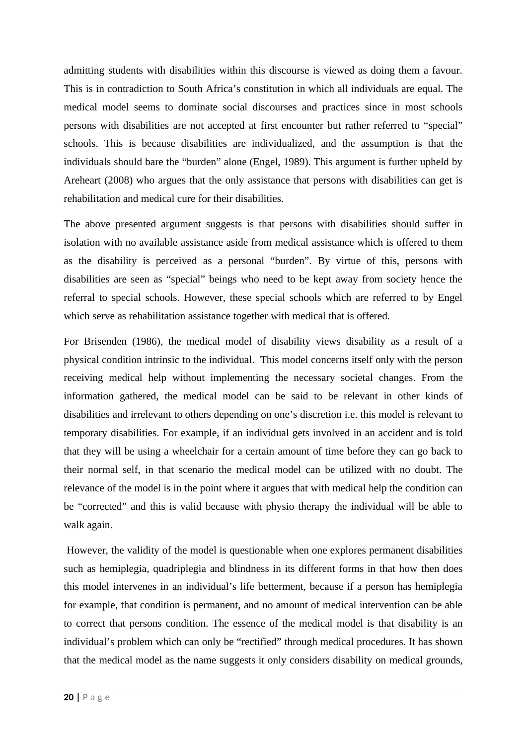admitting students with disabilities within this discourse is viewed as doing them a favour. This is in contradiction to South Africa's constitution in which all individuals are equal. The medical model seems to dominate social discourses and practices since in most schools persons with disabilities are not accepted at first encounter but rather referred to "special" schools. This is because disabilities are individualized, and the assumption is that the individuals should bare the "burden" alone (Engel, 1989). This argument is further upheld by Areheart (2008) who argues that the only assistance that persons with disabilities can get is rehabilitation and medical cure for their disabilities.

The above presented argument suggests is that persons with disabilities should suffer in isolation with no available assistance aside from medical assistance which is offered to them as the disability is perceived as a personal "burden". By virtue of this, persons with disabilities are seen as "special" beings who need to be kept away from society hence the referral to special schools. However, these special schools which are referred to by Engel which serve as rehabilitation assistance together with medical that is offered.

For Brisenden (1986), the medical model of disability views disability as a result of a physical condition intrinsic to the individual.  This model concerns itself only with the person receiving medical help without implementing the necessary societal changes. From the information gathered, the medical model can be said to be relevant in other kinds of disabilities and irrelevant to others depending on one's discretion i.e. this model is relevant to temporary disabilities. For example, if an individual gets involved in an accident and is told that they will be using a wheelchair for a certain amount of time before they can go back to their normal self, in that scenario the medical model can be utilized with no doubt. The relevance of the model is in the point where it argues that with medical help the condition can be "corrected" and this is valid because with physio therapy the individual will be able to walk again.

However, the validity of the model is questionable when one explores permanent disabilities such as hemiplegia, quadriplegia and blindness in its different forms in that how then does this model intervenes in an individual's life betterment, because if a person has hemiplegia for example, that condition is permanent, and no amount of medical intervention can be able to correct that persons condition. The essence of the medical model is that disability is an individual's problem which can only be "rectified" through medical procedures. It has shown that the medical model as the name suggests it only considers disability on medical grounds,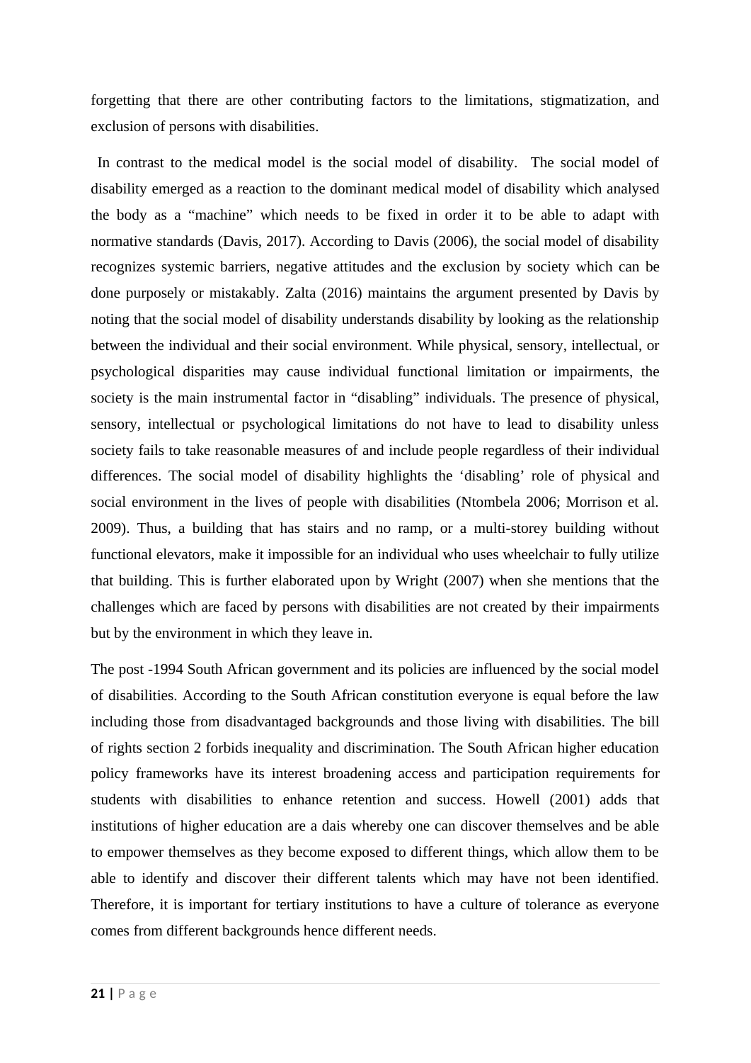forgetting that there are other contributing factors to the limitations, stigmatization, and exclusion of persons with disabilities.

In contrast to the medical model is the social model of disability. The social model of disability emerged as a reaction to the dominant medical model of disability which analysed the body as a "machine" which needs to be fixed in order it to be able to adapt with normative standards (Davis, 2017). According to Davis (2006), the social model of disability recognizes systemic barriers, negative attitudes and the exclusion by society which can be done purposely or mistakably. Zalta (2016) maintains the argument presented by Davis by noting that the social model of disability understands disability by looking as the relationship between the individual and their social environment. While physical, sensory, intellectual, or psychological disparities may cause individual functional limitation or impairments, the society is the main instrumental factor in "disabling" individuals. The presence of physical, sensory, intellectual or psychological limitations do not have to lead to disability unless society fails to take reasonable measures of and include people regardless of their individual differences. The social model of disability highlights the 'disabling' role of physical and social environment in the lives of people with disabilities (Ntombela 2006; Morrison et al. 2009). Thus, a building that has stairs and no ramp, or a multi-storey building without functional elevators, make it impossible for an individual who uses wheelchair to fully utilize that building. This is further elaborated upon by Wright (2007) when she mentions that the challenges which are faced by persons with disabilities are not created by their impairments but by the environment in which they leave in.

The post -1994 South African government and its policies are influenced by the social model of disabilities. According to the South African constitution everyone is equal before the law including those from disadvantaged backgrounds and those living with disabilities. The bill of rights section 2 forbids inequality and discrimination. The South African higher education policy frameworks have its interest broadening access and participation requirements for students with disabilities to enhance retention and success. Howell (2001) adds that institutions of higher education are a dais whereby one can discover themselves and be able to empower themselves as they become exposed to different things, which allow them to be able to identify and discover their different talents which may have not been identified. Therefore, it is important for tertiary institutions to have a culture of tolerance as everyone comes from different backgrounds hence different needs.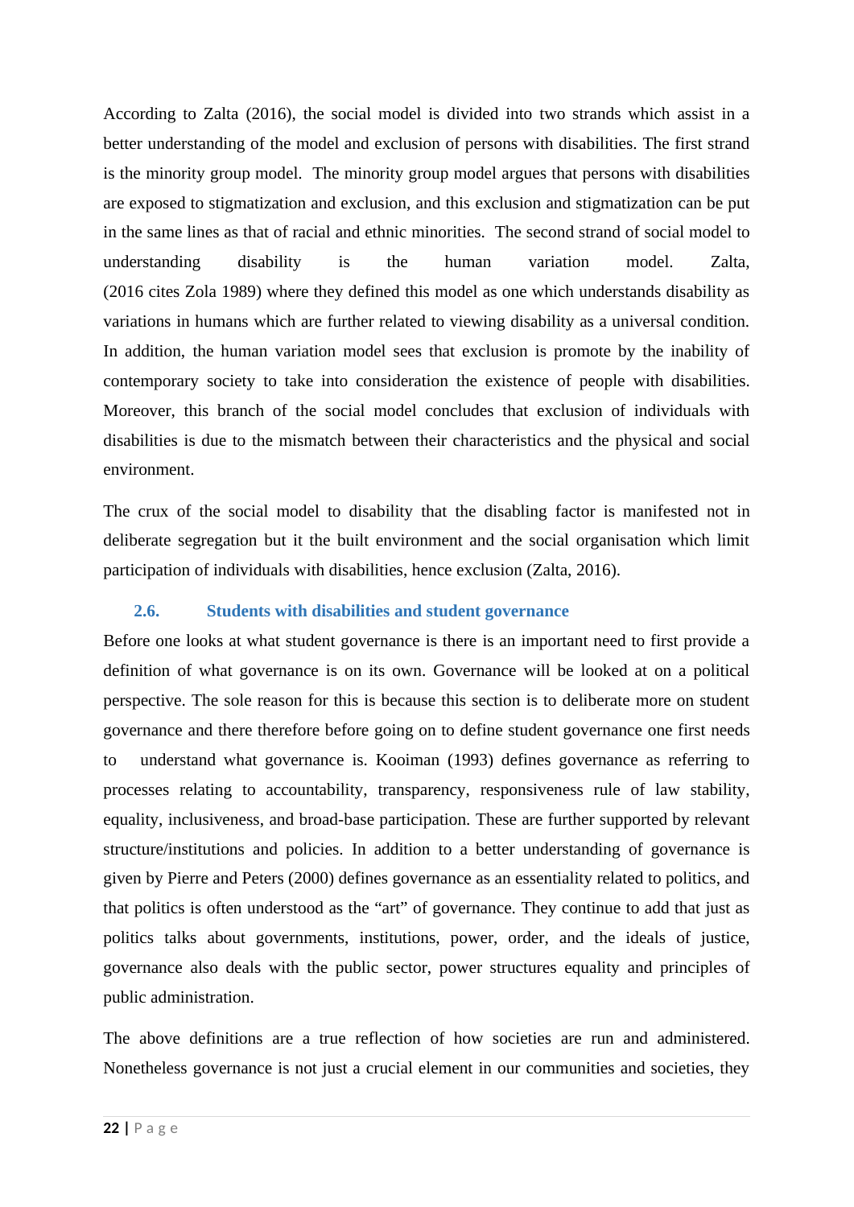According to Zalta (2016), the social model is divided into two strands which assist in a better understanding of the model and exclusion of persons with disabilities. The first strand is the minority group model. The minority group model argues that persons with disabilities are exposed to stigmatization and exclusion, and this exclusion and stigmatization can be put in the same lines as that of racial and ethnic minorities. The second strand of social model to understanding disability is the human variation model. Zalta, (2016 cites Zola 1989) where they defined this model as one which understands disability as variations in humans which are further related to viewing disability as a universal condition. In addition, the human variation model sees that exclusion is promote by the inability of contemporary society to take into consideration the existence of people with disabilities. Moreover, this branch of the social model concludes that exclusion of individuals with disabilities is due to the mismatch between their characteristics and the physical and social environment.

The crux of the social model to disability that the disabling factor is manifested not in deliberate segregation but it the built environment and the social organisation which limit participation of individuals with disabilities, hence exclusion (Zalta, 2016).

### 2.6. Students with disabilities and student governance

Before one looks at what student governance is there is an important need to first provide a definition of what governance is on its own. Governance will be looked at on a political perspective. The sole reason for this is because this section is to deliberate more on student governance and there therefore before going on to define student governance one first needs to understand what governance is. Kooiman (1993) defines governance as referring to processes relating to accountability, transparency, responsiveness rule of law stability, equality, inclusiveness, and broad-base participation. These are further supported by relevant structure/institutions and policies. In addition to a better understanding of governance is given by Pierre and Peters (2000) defines governance as an essentiality related to politics, and that politics is often understood as the "art" of governance. They continue to add that just as politics talks about governments, institutions, power, order, and the ideals of justice, governance also deals with the public sector, power structures equality and principles of public administration.

The above definitions are a true reflection of how societies are run and administered. Nonetheless governance is not just a crucial element in our communities and societies, they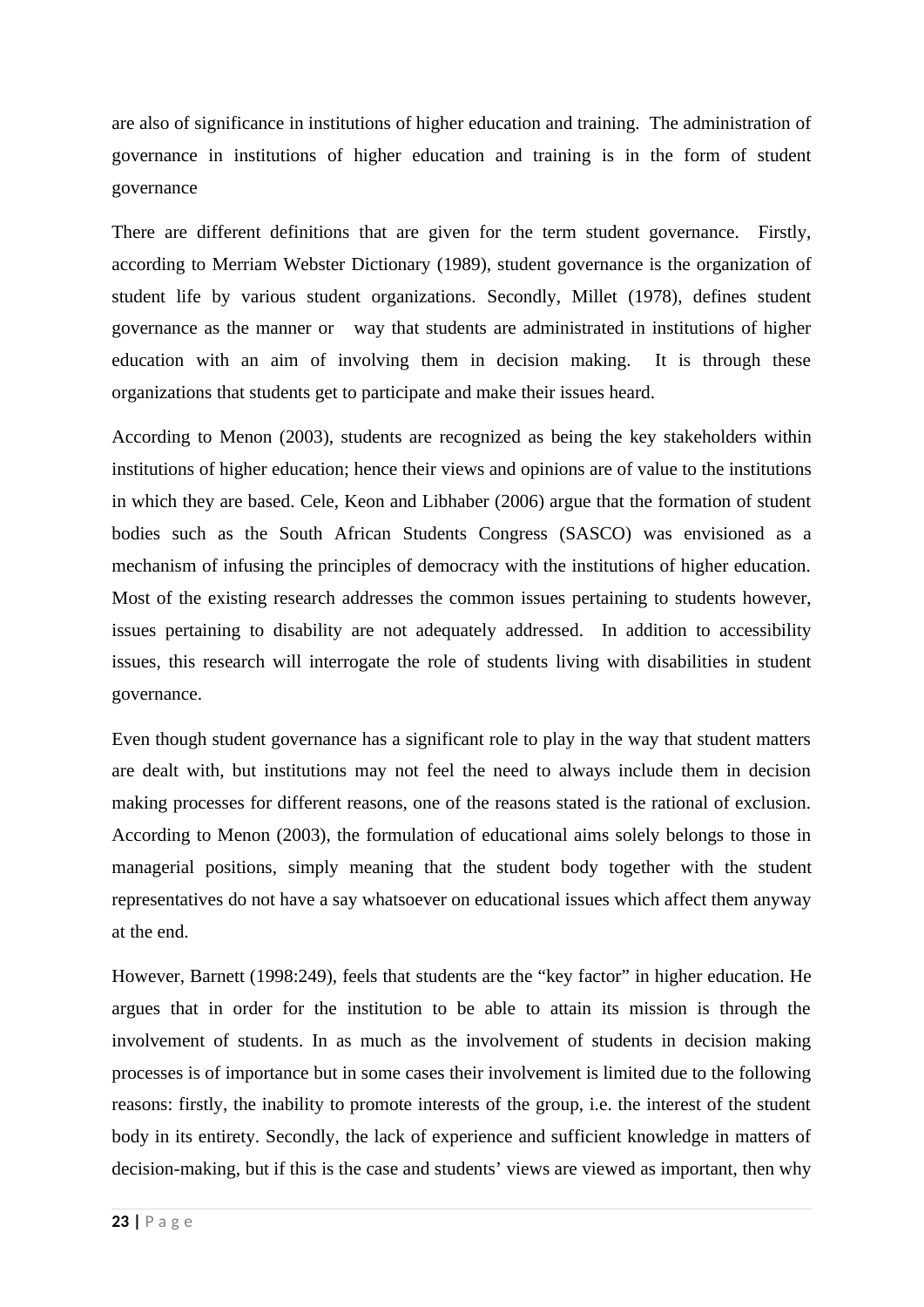are also of significance in institutions of higher education and training. The administration of governance in institutions of higher education and training is in the form of student governance

There are different definitions that are given for the term student governance. Firstly, according to Merriam Webster Dictionary (1989), student governance is the organization of student life by various student organizations. Secondly, Millet (1978), defines student governance as the manner or way that students are administrated in institutions of higher education with an aim of involving them in decision making. It is through these organizations that students get to participate and make their issues heard.

According to Menon (2003), students are recognized as being the key stakeholders within institutions of higher education; hence their views and opinions are of value to the institutions in which they are based. Cele, Keon and Libhaber (2006) argue that the formation of student bodies such as the South African Students Congress (SASCO) was envisioned as a mechanism of infusing the principles of democracy with the institutions of higher education. Most of the existing research addresses the common issues pertaining to students however, issues pertaining to disability are not adequately addressed. In addition to accessibility issues, this research will interrogate the role of students living with disabilities in student governance.

Even though student governance has a significant role to play in the way that student matters are dealt with, but institutions may not feel the need to always include them in decision making processes for different reasons, one of the reasons stated is the rational of exclusion. According to Menon (2003), the formulation of educational aims solely belongs to those in managerial positions, simply meaning that the student body together with the student representatives do not have a say whatsoever on educational issues which affect them anyway at the end.

However, Barnett (1998:249), feels that students are the "key factor" in higher education. He argues that in order for the institution to be able to attain its mission is through the involvement of students. In as much as the involvement of students in decision making processes is of importance but in some cases their involvement is limited due to the following reasons: firstly, the inability to promote interests of the group, i.e. the interest of the student body in its entirety. Secondly, the lack of experience and sufficient knowledge in matters of decision-making, but if this is the case and students' views are viewed as important, then why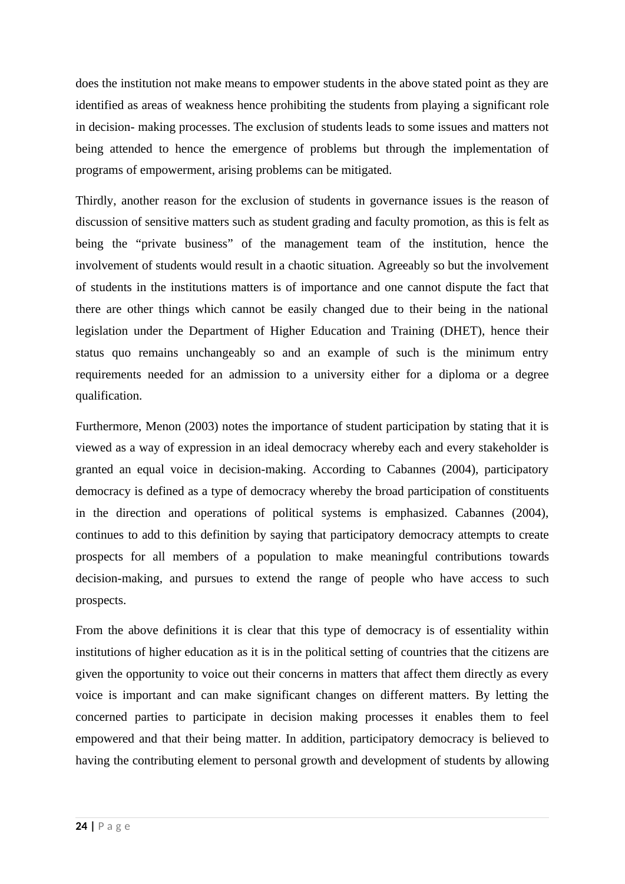does the institution not make means to empower students in the above stated point as they are identified as areas of weakness hence prohibiting the students from playing a significant role in decision- making processes. The exclusion of students leads to some issues and matters not being attended to hence the emergence of problems but through the implementation of programs of empowerment, arising problems can be mitigated.

Thirdly, another reason for the exclusion of students in governance issues is the reason of discussion of sensitive matters such as student grading and faculty promotion, as this is felt as being the "private business" of the management team of the institution, hence the involvement of students would result in a chaotic situation. Agreeably so but the involvement of students in the institutions matters is of importance and one cannot dispute the fact that there are other things which cannot be easily changed due to their being in the national legislation under the Department of Higher Education and Training (DHET), hence their status quo remains unchangeably so and an example of such is the minimum entry requirements needed for an admission to a university either for a diploma or a degree qualification.

Furthermore, Menon (2003) notes the importance of student participation by stating that it is viewed as a way of expression in an ideal democracy whereby each and every stakeholder is granted an equal voice in decision-making. According to Cabannes (2004), participatory democracy is defined as a type of democracy whereby the broad participation of constituents in the direction and operations of political systems is emphasized. Cabannes (2004), continues to add to this definition by saying that participatory democracy attempts to create prospects for all members of a population to make meaningful contributions towards decision-making, and pursues to extend the range of people who have access to such prospects.

From the above definitions it is clear that this type of democracy is of essentiality within institutions of higher education as it is in the political setting of countries that the citizens are given the opportunity to voice out their concerns in matters that affect them directly as every voice is important and can make significant changes on different matters. By letting the concerned parties to participate in decision making processes it enables them to feel empowered and that their being matter. In addition, participatory democracy is believed to having the contributing element to personal growth and development of students by allowing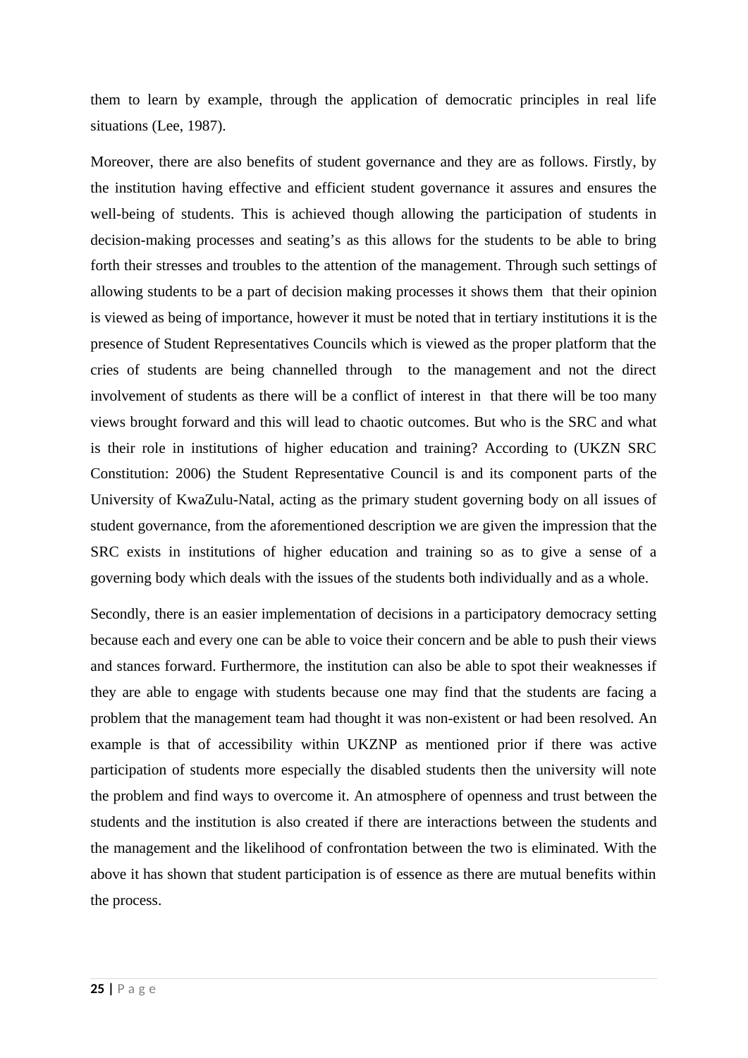them to learn by example, through the application of democratic principles in real life situations (Lee, 1987).

Moreover, there are also benefits of student governance and they are as follows. Firstly, by the institution having effective and efficient student governance it assures and ensures the well-being of students. This is achieved though allowing the participation of students in decision-making processes and seating's as this allows for the students to be able to bring forth their stresses and troubles to the attention of the management. Through such settings of allowing students to be a part of decision making processes it shows them that their opinion is viewed as being of importance, however it must be noted that in tertiary institutions it is the presence of Student Representatives Councils which is viewed as the proper platform that the cries of students are being channelled through to the management and not the direct involvement of students as there will be a conflict of interest in that there will be too many views brought forward and this will lead to chaotic outcomes. But who is the SRC and what is their role in institutions of higher education and training? According to (UKZN SRC Constitution: 2006) the Student Representative Council is and its component parts of the University of KwaZulu-Natal, acting as the primary student governing body on all issues of student governance, from the aforementioned description we are given the impression that the SRC exists in institutions of higher education and training so as to give a sense of a governing body which deals with the issues of the students both individually and as a whole.

Secondly, there is an easier implementation of decisions in a participatory democracy setting because each and every one can be able to voice their concern and be able to push their views and stances forward. Furthermore, the institution can also be able to spot their weaknesses if they are able to engage with students because one may find that the students are facing a problem that the management team had thought it was non-existent or had been resolved. An example is that of accessibility within UKZNP as mentioned prior if there was active participation of students more especially the disabled students then the university will note the problem and find ways to overcome it. An atmosphere of openness and trust between the students and the institution is also created if there are interactions between the students and the management and the likelihood of confrontation between the two is eliminated. With the above it has shown that student participation is of essence as there are mutual benefits within the process.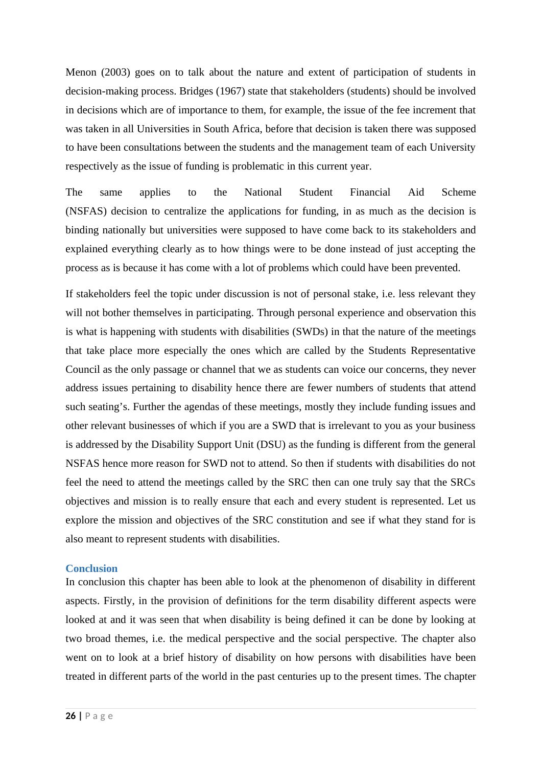Menon (2003) goes on to talk about the nature and extent of participation of students in decision-making process. Bridges (1967) state that stakeholders (students) should be involved in decisions which are of importance to them, for example, the issue of the fee increment that was taken in all Universities in South Africa, before that decision is taken there was supposed to have been consultations between the students and the management team of each University respectively as the issue of funding is problematic in this current year.

The same applies to the National Student Financial Aid Scheme (NSFAS) decision to centralize the applications for funding, in as much as the decision is binding nationally but universities were supposed to have come back to its stakeholders and explained everything clearly as to how things were to be done instead of just accepting the process as is because it has come with a lot of problems which could have been prevented.

If stakeholders feel the topic under discussion is not of personal stake, i.e. less relevant they will not bother themselves in participating. Through personal experience and observation this is what is happening with students with disabilities (SWDs) in that the nature of the meetings that take place more especially the ones which are called by the Students Representative Council as the only passage or channel that we as students can voice our concerns, they never address issues pertaining to disability hence there are fewer numbers of students that attend such seating's. Further the agendas of these meetings, mostly they include funding issues and other relevant businesses of which if you are a SWD that is irrelevant to you as your business is addressed by the Disability Support Unit (DSU) as the funding is different from the general NSFAS hence more reason for SWD not to attend. So then if students with disabilities do not feel the need to attend the meetings called by the SRC then can one truly say that the SRCs objectives and mission is to really ensure that each and every student is represented. Let us explore the mission and objectives of the SRC constitution and see if what they stand for is also meant to represent students with disabilities.

### Conclusion

In conclusion this chapter has been able to look at the phenomenon of disability in different aspects. Firstly, in the provision of definitions for the term disability different aspects were looked at and it was seen that when disability is being defined it can be done by looking at two broad themes, i.e. the medical perspective and the social perspective. The chapter also went on to look at a brief history of disability on how persons with disabilities have been treated in different parts of the world in the past centuries up to the present times. The chapter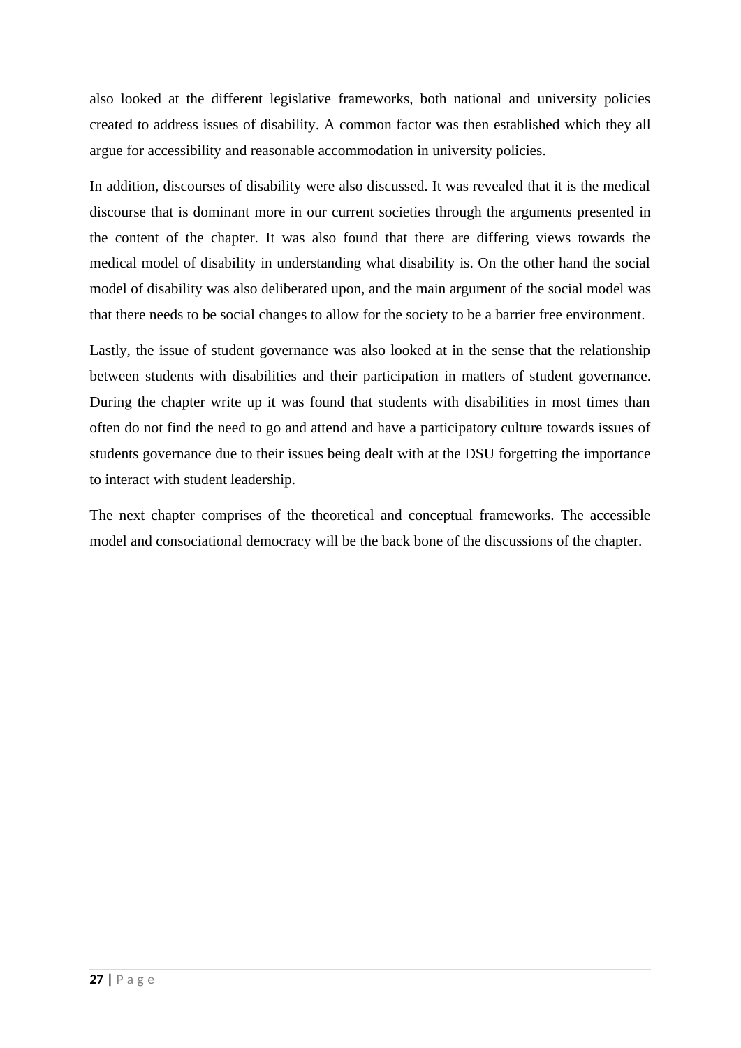also looked at the different legislative frameworks, both national and university policies created to address issues of disability. A common factor was then established which they all argue for accessibility and reasonable accommodation in university policies.

In addition, discourses of disability were also discussed. It was revealed that it is the medical discourse that is dominant more in our current societies through the arguments presented in the content of the chapter. It was also found that there are differing views towards the medical model of disability in understanding what disability is. On the other hand the social model of disability was also deliberated upon, and the main argument of the social model was that there needs to be social changes to allow for the society to be a barrier free environment.

Lastly, the issue of student governance was also looked at in the sense that the relationship between students with disabilities and their participation in matters of student governance. During the chapter write up it was found that students with disabilities in most times than often do not find the need to go and attend and have a participatory culture towards issues of students governance due to their issues being dealt with at the DSU forgetting the importance to interact with student leadership.

The next chapter comprises of the theoretical and conceptual frameworks. The accessible model and consociational democracy will be the back bone of the discussions of the chapter.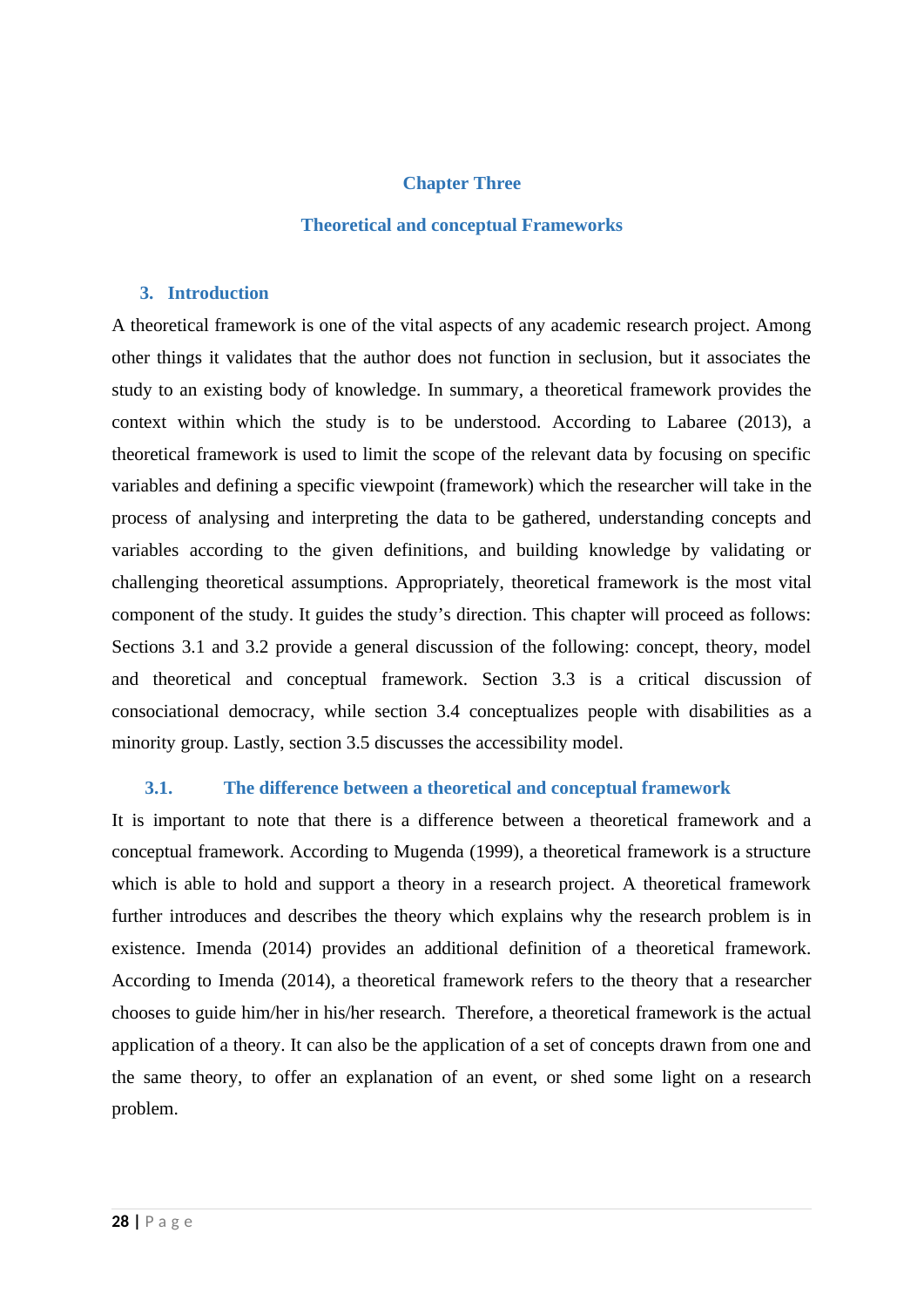# Chapter Three

# Theoretical and conceptual Frameworks

## 3. Introduction

A theoretical framework is one of the vital aspects of any academic research project. Among other things it validates that the author does not function in seclusion, but it associates the study to an existing body of knowledge. In summary, a theoretical framework provides the context within which the study is to be understood. According to Labaree (2013), a theoretical framework is used to limit the scope of the relevant data by focusing on specific variables and defining a specific viewpoint (framework) which the researcher will take in the process of analysing and interpreting the data to be gathered, understanding concepts and variables according to the given definitions, and building knowledge by validating or challenging theoretical assumptions. Appropriately, theoretical framework is the most vital component of the study. It guides the study's direction. This chapter will proceed as follows: Sections 3.1 and 3.2 provide a general discussion of the following: concept, theory, model and theoretical and conceptual framework. Section 3.3 is a critical discussion of consociational democracy, while section 3.4 conceptualizes people with disabilities as a minority group. Lastly, section 3.5 discusses the accessibility model.

### 3.1. The difference between a theoretical and conceptual framework

It is important to note that there is a difference between a theoretical framework and a conceptual framework. According to Mugenda (1999), a theoretical framework is a structure which is able to hold and support a theory in a research project. A theoretical framework further introduces and describes the theory which explains why the research problem is in existence. Imenda (2014) provides an additional definition of a theoretical framework. According to Imenda (2014), a theoretical framework refers to the theory that a researcher chooses to guide him/her in his/her research. Therefore, a theoretical framework is the actual application of a theory. It can also be the application of a set of concepts drawn from one and the same theory, to offer an explanation of an event, or shed some light on a research problem.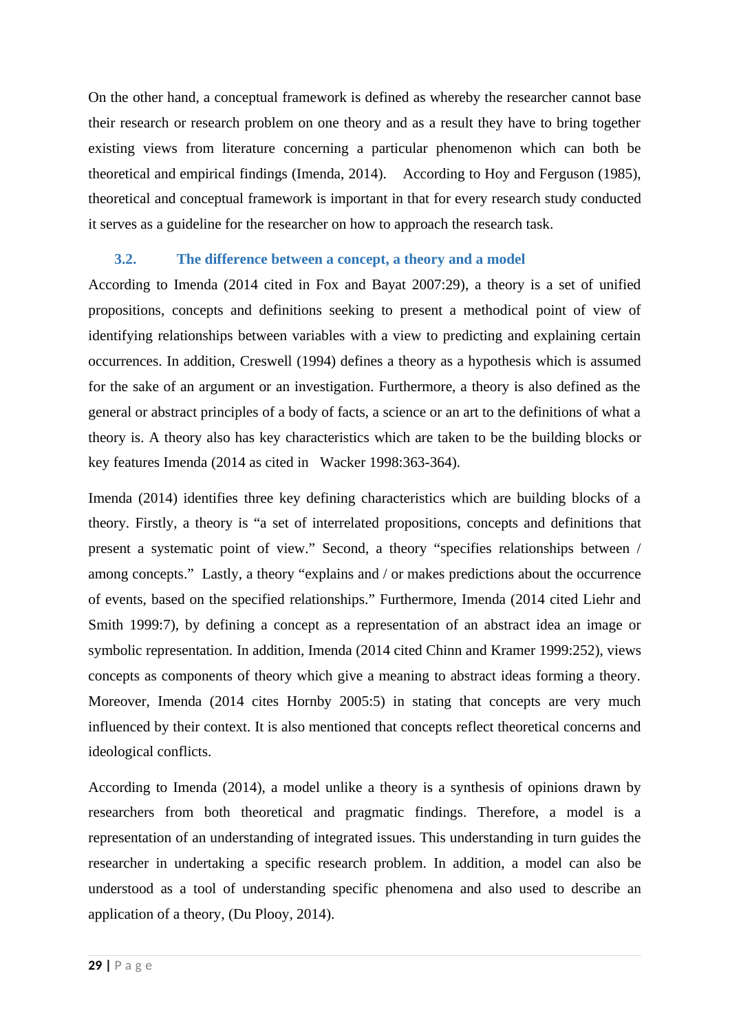On the other hand, a conceptual framework is defined as whereby the researcher cannot base their research or research problem on one theory and as a result they have to bring together existing views from literature concerning a particular phenomenon which can both be theoretical and empirical findings (Imenda, 2014). According to Hoy and Ferguson (1985), theoretical and conceptual framework is important in that for every research study conducted it serves as a guideline for the researcher on how to approach the research task.

### 3.2. The difference between a concept, a theory and a model

According to Imenda (2014 cited in Fox and Bayat 2007:29), a theory is a set of unified propositions, concepts and definitions seeking to present a methodical point of view of identifying relationships between variables with a view to predicting and explaining certain occurrences. In addition, Creswell (1994) defines a theory as a hypothesis which is assumed for the sake of an argument or an investigation. Furthermore, a theory is also defined as the general or abstract principles of a body of facts, a science or an art to the definitions of what a theory is. A theory also has key characteristics which are taken to be the building blocks or key features Imenda (2014 as cited in Wacker 1998:363-364).

Imenda (2014) identifies three key defining characteristics which are building blocks of a theory. Firstly, a theory is "a set of interrelated propositions, concepts and definitions that present a systematic point of view." Second, a theory "specifies relationships between / among concepts." Lastly, a theory "explains and / or makes predictions about the occurrence of events, based on the specified relationships." Furthermore, Imenda (2014 cited Liehr and Smith 1999:7), by defining a concept as a representation of an abstract idea an image or symbolic representation. In addition, Imenda (2014 cited Chinn and Kramer 1999:252), views concepts as components of theory which give a meaning to abstract ideas forming a theory. Moreover, Imenda (2014 cites Hornby 2005:5) in stating that concepts are very much influenced by their context. It is also mentioned that concepts reflect theoretical concerns and ideological conflicts.

According to Imenda (2014), a model unlike a theory is a synthesis of opinions drawn by researchers from both theoretical and pragmatic findings. Therefore, a model is a representation of an understanding of integrated issues. This understanding in turn guides the researcher in undertaking a specific research problem. In addition, a model can also be understood as a tool of understanding specific phenomena and also used to describe an application of a theory, (Du Plooy, 2014).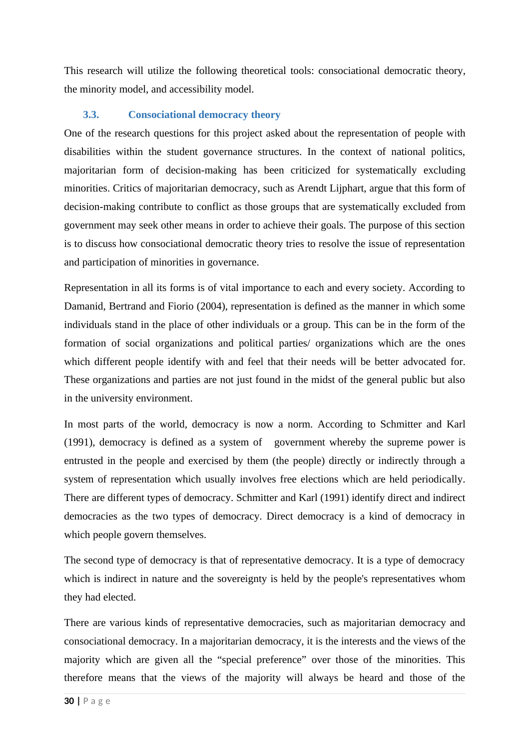This research will utilize the following theoretical tools: consociational democratic theory, the minority model, and accessibility model.

### 3.3. Consociational democracy theory

One of the research questions for this project asked about the representation of people with disabilities within the student governance structures. In the context of national politics, majoritarian form of decision-making has been criticized for systematically excluding minorities. Critics of majoritarian democracy, such as Arendt Lijphart, argue that this form of decision-making contribute to conflict as those groups that are systematically excluded from government may seek other means in order to achieve their goals. The purpose of this section is to discuss how consociational democratic theory tries to resolve the issue of representation and participation of minorities in governance.

Representation in all its forms is of vital importance to each and every society. According to Damanid, Bertrand and Fiorio (2004), representation is defined as the manner in which some individuals stand in the place of other individuals or a group. This can be in the form of the formation of social organizations and political parties/ organizations which are the ones which different people identify with and feel that their needs will be better advocated for. These organizations and parties are not just found in the midst of the general public but also in the university environment.

In most parts of the world, democracy is now a norm. According to Schmitter and Karl (1991), democracy is defined as a system of government whereby the supreme power is entrusted in the people and exercised by them (the people) directly or indirectly through a system of representation which usually involves free elections which are held periodically. There are different types of democracy. Schmitter and Karl (1991) identify direct and indirect democracies as the two types of democracy. Direct democracy is a kind of democracy in which people govern themselves.

The second type of democracy is that of representative democracy. It is a type of democracy which is indirect in nature and the sovereignty is held by the people's representatives whom they had elected.

There are various kinds of representative democracies, such as majoritarian democracy and consociational democracy. In a majoritarian democracy, it is the interests and the views of the majority which are given all the "special preference" over those of the minorities. This therefore means that the views of the majority will always be heard and those of the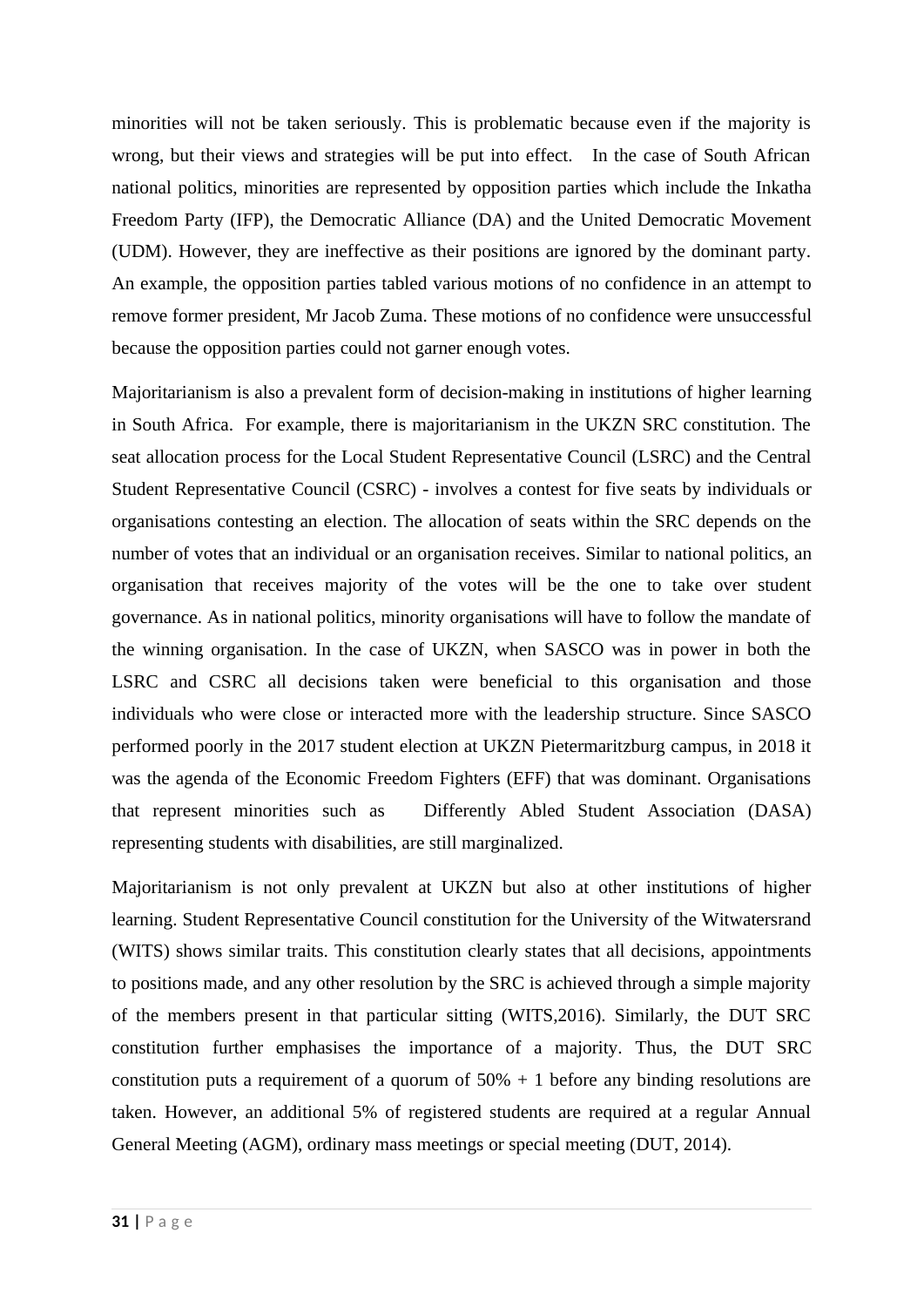minorities will not be taken seriously. This is problematic because even if the majority is wrong, but their views and strategies will be put into effect. In the case of South African national politics, minorities are represented by opposition parties which include the Inkatha Freedom Party (IFP), the Democratic Alliance (DA) and the United Democratic Movement (UDM). However, they are ineffective as their positions are ignored by the dominant party. An example, the opposition parties tabled various motions of no confidence in an attempt to remove former president, Mr Jacob Zuma. These motions of no confidence were unsuccessful because the opposition parties could not garner enough votes.

Majoritarianism is also a prevalent form of decision-making in institutions of higher learning in South Africa. For example, there is majoritarianism in the UKZN SRC constitution. The seat allocation process for the Local Student Representative Council (LSRC) and the Central Student Representative Council (CSRC) - involves a contest for five seats by individuals or organisations contesting an election. The allocation of seats within the SRC depends on the number of votes that an individual or an organisation receives. Similar to national politics, an organisation that receives majority of the votes will be the one to take over student governance. As in national politics, minority organisations will have to follow the mandate of the winning organisation. In the case of UKZN, when SASCO was in power in both the LSRC and CSRC all decisions taken were beneficial to this organisation and those individuals who were close or interacted more with the leadership structure. Since SASCO performed poorly in the 2017 student election at UKZN Pietermaritzburg campus, in 2018 it was the agenda of the Economic Freedom Fighters (EFF) that was dominant. Organisations that represent minorities such as Differently Abled Student Association (DASA) representing students with disabilities, are still marginalized.

Majoritarianism is not only prevalent at UKZN but also at other institutions of higher learning. Student Representative Council constitution for the University of the Witwatersrand (WITS) shows similar traits. This constitution clearly states that all decisions, appointments to positions made, and any other resolution by the SRC is achieved through a simple majority of the members present in that particular sitting (WITS,2016). Similarly, the DUT SRC constitution further emphasises the importance of a majority. Thus, the DUT SRC constitution puts a requirement of a quorum of 50% + 1 before any binding resolutions are taken. However, an additional 5% of registered students are required at a regular Annual General Meeting (AGM), ordinary mass meetings or special meeting (DUT, 2014).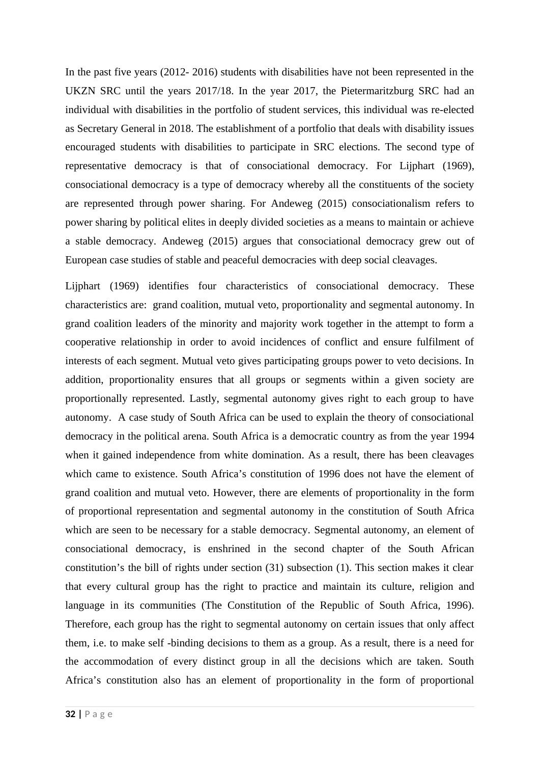In the past five years (2012- 2016) students with disabilities have not been represented in the UKZN SRC until the years 2017/18. In the year 2017, the Pietermaritzburg SRC had an individual with disabilities in the portfolio of student services, this individual was re-elected as Secretary General in 2018. The establishment of a portfolio that deals with disability issues encouraged students with disabilities to participate in SRC elections. The second type of representative democracy is that of consociational democracy. For Lijphart (1969), consociational democracy is a type of democracy whereby all the constituents of the society are represented through power sharing. For Andeweg (2015) consociationalism refers to power sharing by political elites in deeply divided societies as a means to maintain or achieve a stable democracy. Andeweg (2015) argues that consociational democracy grew out of European case studies of stable and peaceful democracies with deep social cleavages.

Lijphart (1969) identifies four characteristics of consociational democracy. These characteristics are: grand coalition, mutual veto, proportionality and segmental autonomy. In grand coalition leaders of the minority and majority work together in the attempt to form a cooperative relationship in order to avoid incidences of conflict and ensure fulfilment of interests of each segment. Mutual veto gives participating groups power to veto decisions. In addition, proportionality ensures that all groups or segments within a given society are proportionally represented. Lastly, segmental autonomy gives right to each group to have autonomy. A case study of South Africa can be used to explain the theory of consociational democracy in the political arena. South Africa is a democratic country as from the year 1994 when it gained independence from white domination. As a result, there has been cleavages which came to existence. South Africa's constitution of 1996 does not have the element of grand coalition and mutual veto. However, there are elements of proportionality in the form of proportional representation and segmental autonomy in the constitution of South Africa which are seen to be necessary for a stable democracy. Segmental autonomy, an element of consociational democracy, is enshrined in the second chapter of the South African constitution's the bill of rights under section (31) subsection (1). This section makes it clear that every cultural group has the right to practice and maintain its culture, religion and language in its communities (The Constitution of the Republic of South Africa, 1996). Therefore, each group has the right to segmental autonomy on certain issues that only affect them, i.e. to make self -binding decisions to them as a group. As a result, there is a need for the accommodation of every distinct group in all the decisions which are taken. South Africa's constitution also has an element of proportionality in the form of proportional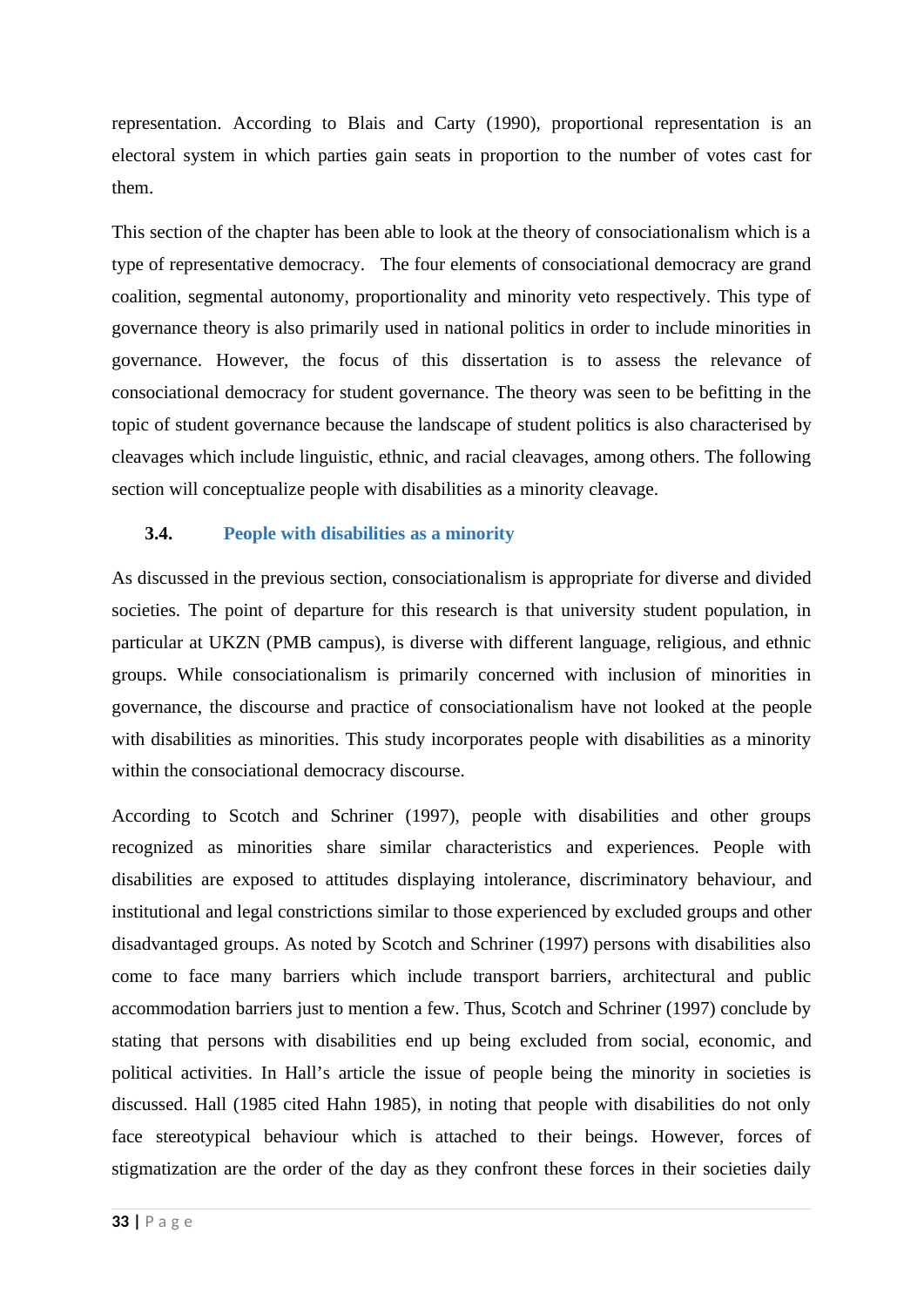representation. According to Blais and Carty (1990), proportional representation is an electoral system in which parties gain seats in proportion to the number of votes cast for them.

This section of the chapter has been able to look at the theory of consociationalism which is a type of representative democracy. The four elements of consociational democracy are grand coalition, segmental autonomy, proportionality and minority veto respectively. This type of governance theory is also primarily used in national politics in order to include minorities in governance. However, the focus of this dissertation is to assess the relevance of consociational democracy for student governance. The theory was seen to be befitting in the topic of student governance because the landscape of student politics is also characterised by cleavages which include linguistic, ethnic, and racial cleavages, among others. The following section will conceptualize people with disabilities as a minority cleavage.

### 3.4. People with disabilities as a minority

As discussed in the previous section, consociationalism is appropriate for diverse and divided societies. The point of departure for this research is that university student population, in particular at UKZN (PMB campus), is diverse with different language, religious, and ethnic groups. While consociationalism is primarily concerned with inclusion of minorities in governance, the discourse and practice of consociationalism have not looked at the people with disabilities as minorities. This study incorporates people with disabilities as a minority within the consociational democracy discourse.

According to Scotch and Schriner (1997), people with disabilities and other groups recognized as minorities share similar characteristics and experiences. People with disabilities are exposed to attitudes displaying intolerance, discriminatory behaviour, and institutional and legal constrictions similar to those experienced by excluded groups and other disadvantaged groups. As noted by Scotch and Schriner (1997) persons with disabilities also come to face many barriers which include transport barriers, architectural and public accommodation barriers just to mention a few. Thus, Scotch and Schriner (1997) conclude by stating that persons with disabilities end up being excluded from social, economic, and political activities. In Hall's article the issue of people being the minority in societies is discussed. Hall (1985 cited Hahn 1985), in noting that people with disabilities do not only face stereotypical behaviour which is attached to their beings. However, forces of stigmatization are the order of the day as they confront these forces in their societies daily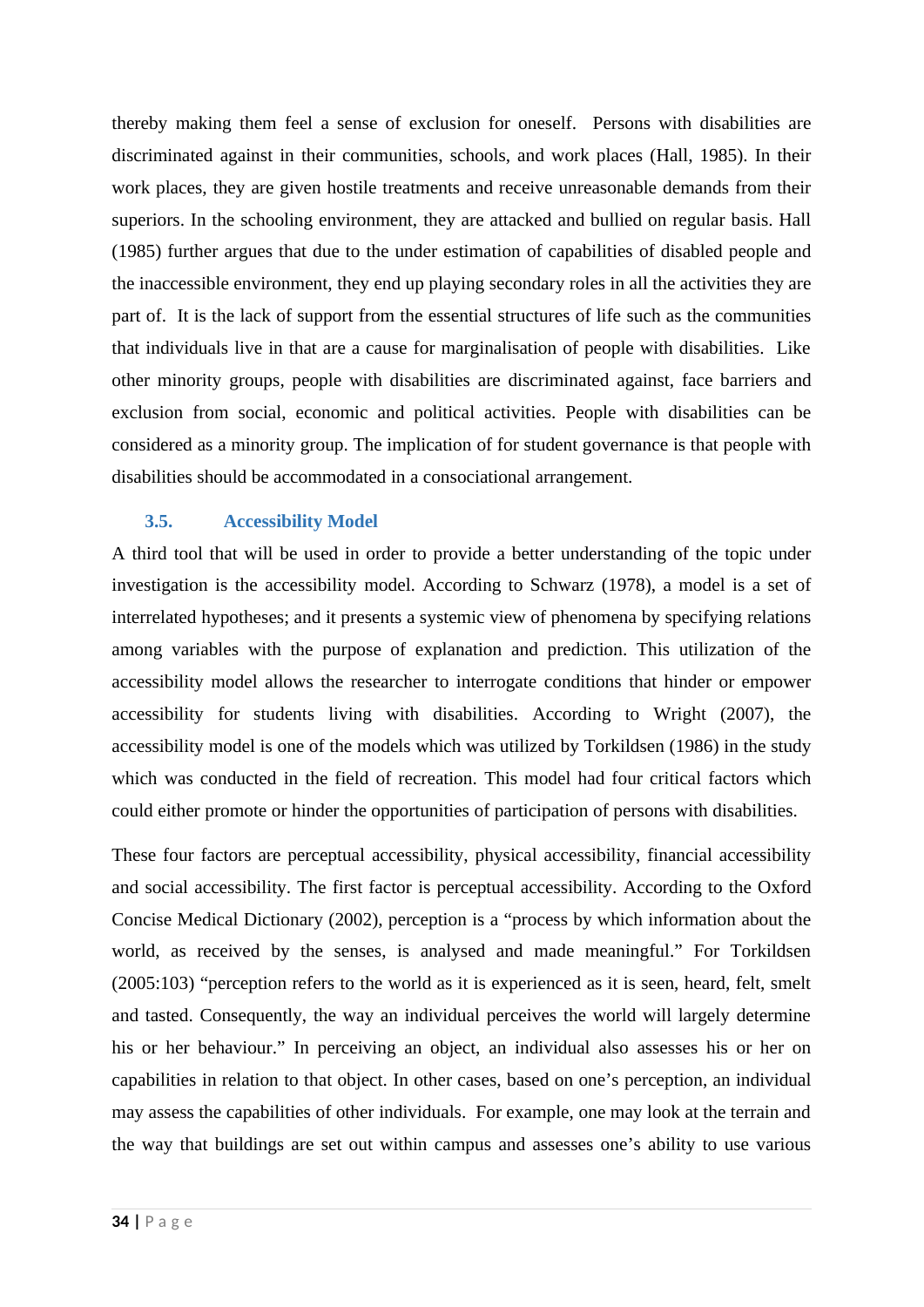thereby making them feel a sense of exclusion for oneself. Persons with disabilities are discriminated against in their communities, schools, and work places (Hall, 1985). In their work places, they are given hostile treatments and receive unreasonable demands from their superiors. In the schooling environment, they are attacked and bullied on regular basis. Hall (1985) further argues that due to the under estimation of capabilities of disabled people and the inaccessible environment, they end up playing secondary roles in all the activities they are part of. It is the lack of support from the essential structures of life such as the communities that individuals live in that are a cause for marginalisation of people with disabilities. Like other minority groups, people with disabilities are discriminated against, face barriers and exclusion from social, economic and political activities. People with disabilities can be considered as a minority group. The implication of for student governance is that people with disabilities should be accommodated in a consociational arrangement.

### 3.5. Accessibility Model

A third tool that will be used in order to provide a better understanding of the topic under investigation is the accessibility model. According to Schwarz (1978), a model is a set of interrelated hypotheses; and it presents a systemic view of phenomena by specifying relations among variables with the purpose of explanation and prediction. This utilization of the accessibility model allows the researcher to interrogate conditions that hinder or empower accessibility for students living with disabilities. According to Wright (2007), the accessibility model is one of the models which was utilized by Torkildsen (1986) in the study which was conducted in the field of recreation. This model had four critical factors which could either promote or hinder the opportunities of participation of persons with disabilities.

These four factors are perceptual accessibility, physical accessibility, financial accessibility and social accessibility. The first factor is perceptual accessibility. According to the Oxford Concise Medical Dictionary (2002), perception is a "process by which information about the world, as received by the senses, is analysed and made meaningful." For Torkildsen (2005:103) "perception refers to the world as it is experienced as it is seen, heard, felt, smelt and tasted. Consequently, the way an individual perceives the world will largely determine his or her behaviour." In perceiving an object, an individual also assesses his or her on capabilities in relation to that object. In other cases, based on one's perception, an individual may assess the capabilities of other individuals. For example, one may look at the terrain and the way that buildings are set out within campus and assesses one's ability to use various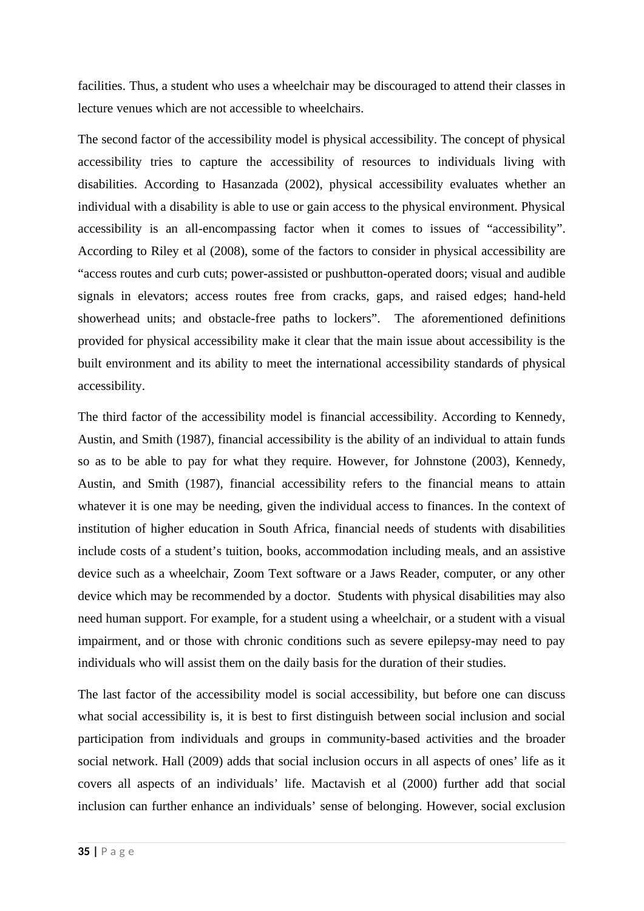facilities. Thus, a student who uses a wheelchair may be discouraged to attend their classes in lecture venues which are not accessible to wheelchairs.

The second factor of the accessibility model is physical accessibility. The concept of physical accessibility tries to capture the accessibility of resources to individuals living with disabilities. According to Hasanzada (2002), physical accessibility evaluates whether an individual with a disability is able to use or gain access to the physical environment. Physical accessibility is an all-encompassing factor when it comes to issues of "accessibility". According to Riley et al (2008), some of the factors to consider in physical accessibility are "access routes and curb cuts; power-assisted or pushbutton-operated doors; visual and audible signals in elevators; access routes free from cracks, gaps, and raised edges; hand-held showerhead units; and obstacle-free paths to lockers". The aforementioned definitions provided for physical accessibility make it clear that the main issue about accessibility is the built environment and its ability to meet the international accessibility standards of physical accessibility.

The third factor of the accessibility model is financial accessibility. According to Kennedy, Austin, and Smith (1987), financial accessibility is the ability of an individual to attain funds so as to be able to pay for what they require. However, for Johnstone (2003), Kennedy, Austin, and Smith (1987), financial accessibility refers to the financial means to attain whatever it is one may be needing, given the individual access to finances. In the context of institution of higher education in South Africa, financial needs of students with disabilities include costs of a student's tuition, books, accommodation including meals, and an assistive device such as a wheelchair, Zoom Text software or a Jaws Reader, computer, or any other device which may be recommended by a doctor. Students with physical disabilities may also need human support. For example, for a student using a wheelchair, or a student with a visual impairment, and or those with chronic conditions such as severe epilepsy-may need to pay individuals who will assist them on the daily basis for the duration of their studies.

The last factor of the accessibility model is social accessibility, but before one can discuss what social accessibility is, it is best to first distinguish between social inclusion and social participation from individuals and groups in community-based activities and the broader social network. Hall (2009) adds that social inclusion occurs in all aspects of ones' life as it covers all aspects of an individuals' life. Mactavish et al (2000) further add that social inclusion can further enhance an individuals' sense of belonging. However, social exclusion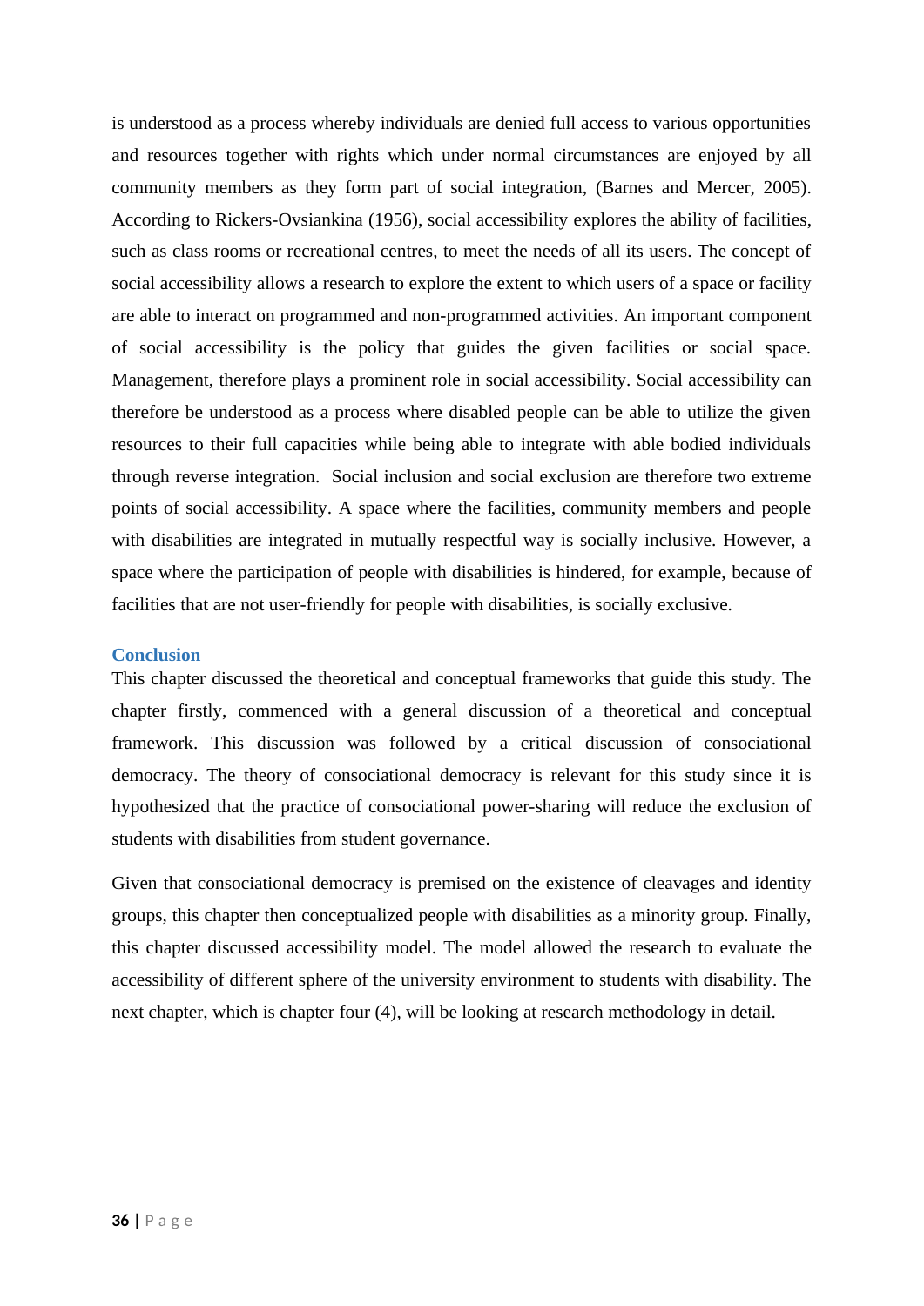is understood as a process whereby individuals are denied full access to various opportunities and resources together with rights which under normal circumstances are enjoyed by all community members as they form part of social integration, (Barnes and Mercer, 2005). According to Rickers-Ovsiankina (1956), social accessibility explores the ability of facilities, such as class rooms or recreational centres, to meet the needs of all its users. The concept of social accessibility allows a research to explore the extent to which users of a space or facility are able to interact on programmed and non-programmed activities. An important component of social accessibility is the policy that guides the given facilities or social space. Management, therefore plays a prominent role in social accessibility. Social accessibility can therefore be understood as a process where disabled people can be able to utilize the given resources to their full capacities while being able to integrate with able bodied individuals through reverse integration. Social inclusion and social exclusion are therefore two extreme points of social accessibility. A space where the facilities, community members and people with disabilities are integrated in mutually respectful way is socially inclusive. However, a space where the participation of people with disabilities is hindered, for example, because of facilities that are not user-friendly for people with disabilities, is socially exclusive.

## Conclusion

This chapter discussed the theoretical and conceptual frameworks that guide this study. The chapter firstly, commenced with a general discussion of a theoretical and conceptual framework. This discussion was followed by a critical discussion of consociational democracy. The theory of consociational democracy is relevant for this study since it is hypothesized that the practice of consociational power-sharing will reduce the exclusion of students with disabilities from student governance.

Given that consociational democracy is premised on the existence of cleavages and identity groups, this chapter then conceptualized people with disabilities as a minority group. Finally, this chapter discussed accessibility model. The model allowed the research to evaluate the accessibility of different sphere of the university environment to students with disability. The next chapter, which is chapter four (4), will be looking at research methodology in detail.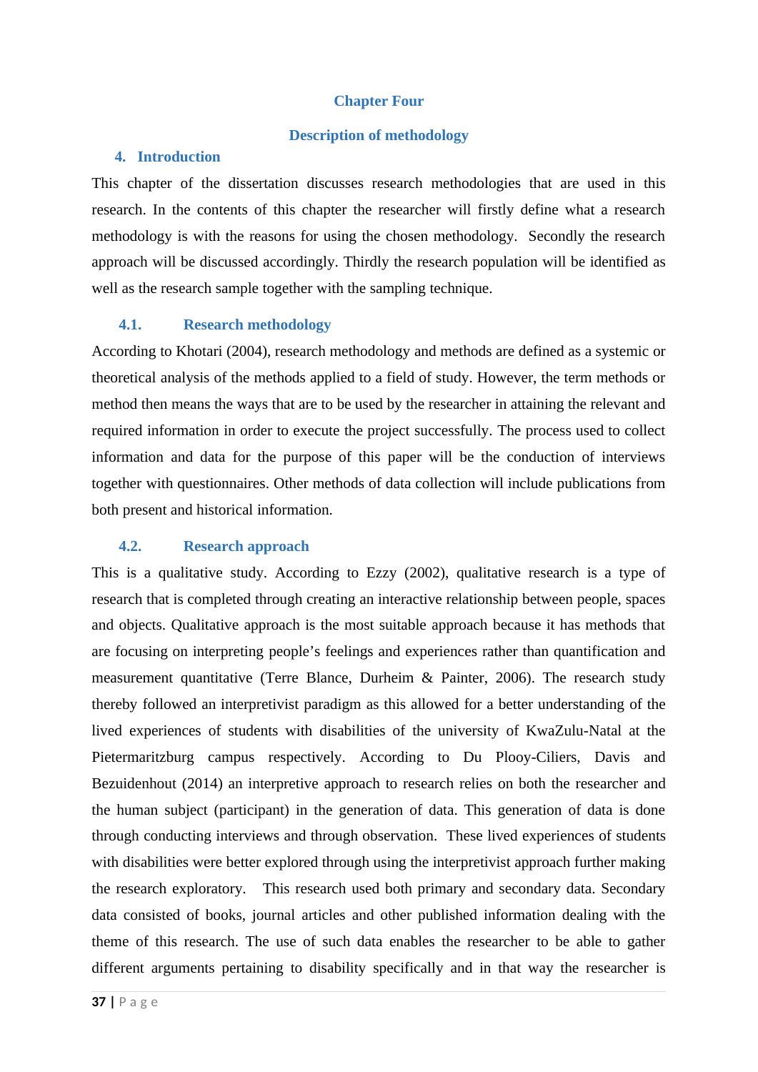# Chapter Four

## Description of methodology

### 4. Introduction

This chapter of the dissertation discusses research methodologies that are used in this research. In the contents of this chapter the researcher will firstly define what a research methodology is with the reasons for using the chosen methodology. Secondly the research approach will be discussed accordingly. Thirdly the research population will be identified as well as the research sample together with the sampling technique.

### 4.1. Research methodology

According to Khotari (2004), research methodology and methods are defined as a systemic or theoretical analysis of the methods applied to a field of study. However, the term methods or method then means the ways that are to be used by the researcher in attaining the relevant and required information in order to execute the project successfully. The process used to collect information and data for the purpose of this paper will be the conduction of interviews together with questionnaires. Other methods of data collection will include publications from both present and historical information.

### 4.2. Research approach

This is a qualitative study. According to Ezzy (2002), qualitative research is a type of research that is completed through creating an interactive relationship between people, spaces and objects. Qualitative approach is the most suitable approach because it has methods that are focusing on interpreting people's feelings and experiences rather than quantification and measurement quantitative (Terre Blance, Durheim & Painter, 2006). The research study thereby followed an interpretivist paradigm as this allowed for a better understanding of the lived experiences of students with disabilities of the university of KwaZulu-Natal at the Pietermaritzburg campus respectively. According to Du Plooy-Ciliers, Davis and Bezuidenhout (2014) an interpretive approach to research relies on both the researcher and the human subject (participant) in the generation of data. This generation of data is done through conducting interviews and through observation. These lived experiences of students with disabilities were better explored through using the interpretivist approach further making the research exploratory. This research used both primary and secondary data. Secondary data consisted of books, journal articles and other published information dealing with the theme of this research. The use of such data enables the researcher to be able to gather different arguments pertaining to disability specifically and in that way the researcher is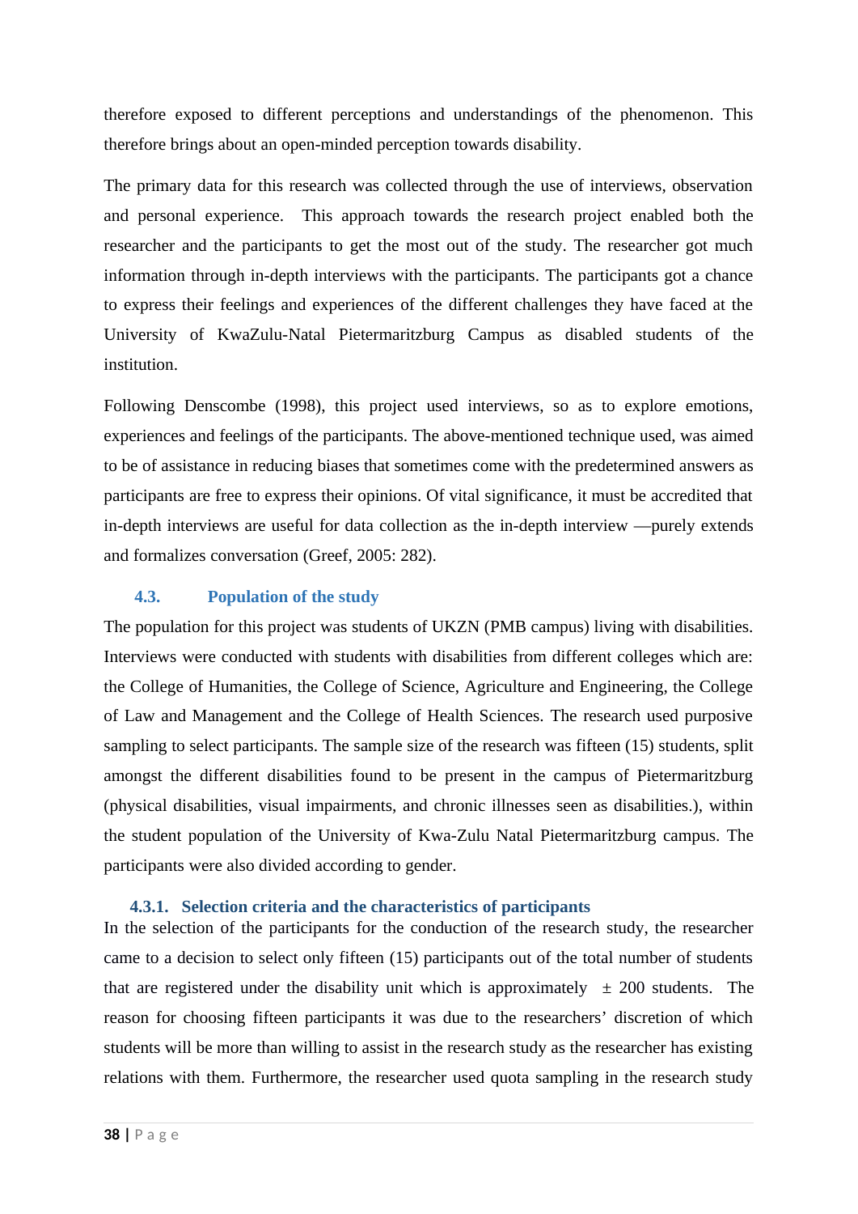therefore exposed to different perceptions and understandings of the phenomenon. This therefore brings about an open-minded perception towards disability.

The primary data for this research was collected through the use of interviews, observation and personal experience. This approach towards the research project enabled both the researcher and the participants to get the most out of the study. The researcher got much information through in-depth interviews with the participants. The participants got a chance to express their feelings and experiences of the different challenges they have faced at the University of KwaZulu-Natal Pietermaritzburg Campus as disabled students of the institution.

Following Denscombe (1998), this project used interviews, so as to explore emotions, experiences and feelings of the participants. The above-mentioned technique used, was aimed to be of assistance in reducing biases that sometimes come with the predetermined answers as participants are free to express their opinions. Of vital significance, it must be accredited that in-depth interviews are useful for data collection as the in-depth interview ―purely extends and formalizes conversation (Greef, 2005: 282).

## 4.3. Population of the study

The population for this project was students of UKZN (PMB campus) living with disabilities. Interviews were conducted with students with disabilities from different colleges which are: the College of Humanities, the College of Science, Agriculture and Engineering, the College of Law and Management and the College of Health Sciences. The research used purposive sampling to select participants. The sample size of the research was fifteen (15) students, split amongst the different disabilities found to be present in the campus of Pietermaritzburg (physical disabilities, visual impairments, and chronic illnesses seen as disabilities.), within the student population of the University of Kwa-Zulu Natal Pietermaritzburg campus. The participants were also divided according to gender.

### 4.3.1. Selection criteria and the characteristics of participants

In the selection of the participants for the conduction of the research study, the researcher came to a decision to select only fifteen (15) participants out of the total number of students that are registered under the disability unit which is approximately ± 200 students. The reason for choosing fifteen participants it was due to the researchers' discretion of which students will be more than willing to assist in the research study as the researcher has existing relations with them. Furthermore, the researcher used quota sampling in the research study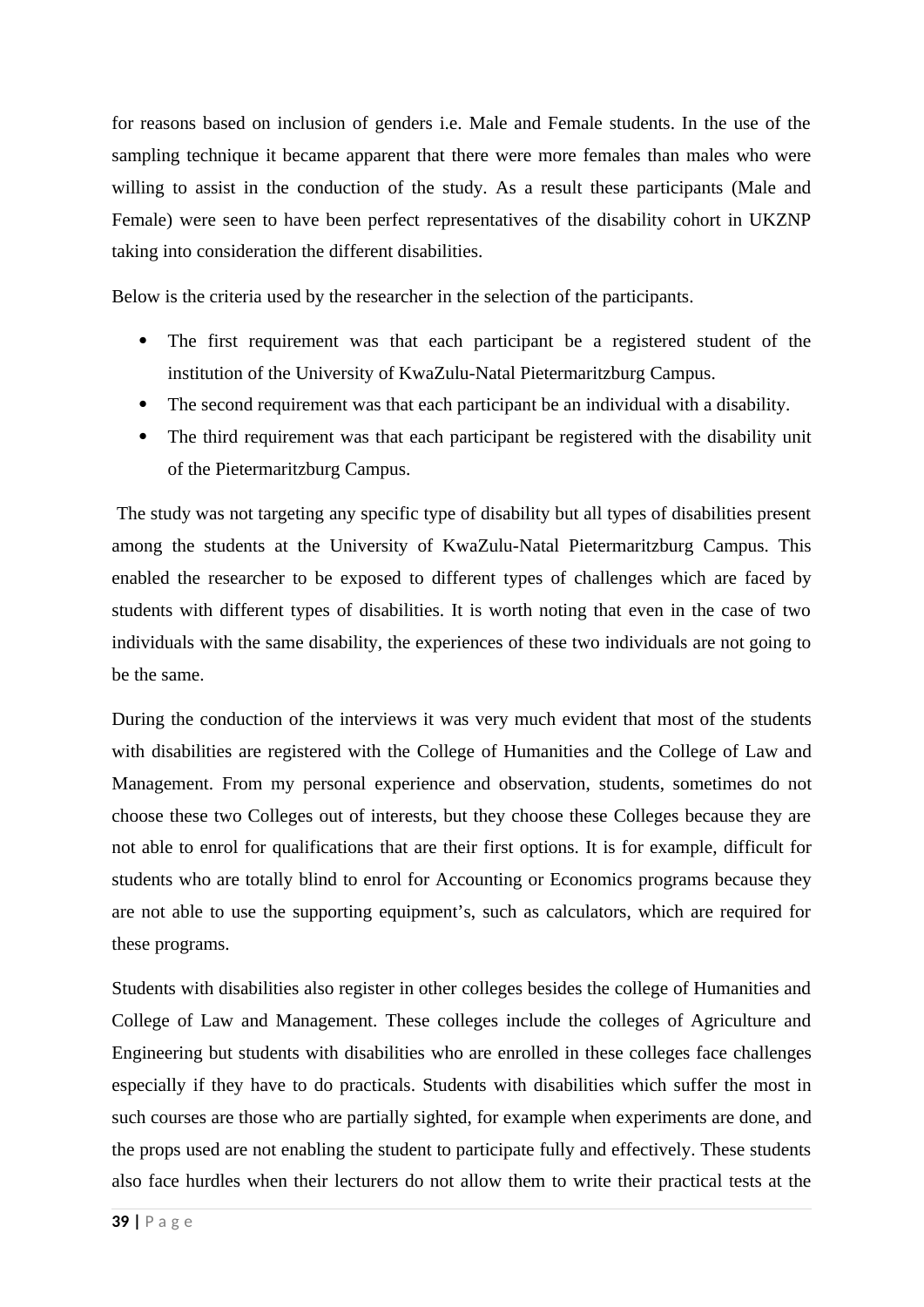for reasons based on inclusion of genders i.e. Male and Female students. In the use of the sampling technique it became apparent that there were more females than males who were willing to assist in the conduction of the study. As a result these participants (Male and Female) were seen to have been perfect representatives of the disability cohort in UKZNP taking into consideration the different disabilities.

Below is the criteria used by the researcher in the selection of the participants.

- The first requirement was that each participant be a registered student of the institution of the University of KwaZulu-Natal Pietermaritzburg Campus.
- The second requirement was that each participant be an individual with a disability.
- The third requirement was that each participant be registered with the disability unit of the Pietermaritzburg Campus.

The study was not targeting any specific type of disability but all types of disabilities present among the students at the University of KwaZulu-Natal Pietermaritzburg Campus. This enabled the researcher to be exposed to different types of challenges which are faced by students with different types of disabilities. It is worth noting that even in the case of two individuals with the same disability, the experiences of these two individuals are not going to be the same.

During the conduction of the interviews it was very much evident that most of the students with disabilities are registered with the College of Humanities and the College of Law and Management. From my personal experience and observation, students, sometimes do not choose these two Colleges out of interests, but they choose these Colleges because they are not able to enrol for qualifications that are their first options. It is for example, difficult for students who are totally blind to enrol for Accounting or Economics programs because they are not able to use the supporting equipment's, such as calculators, which are required for these programs.

Students with disabilities also register in other colleges besides the college of Humanities and College of Law and Management. These colleges include the colleges of Agriculture and Engineering but students with disabilities who are enrolled in these colleges face challenges especially if they have to do practicals. Students with disabilities which suffer the most in such courses are those who are partially sighted, for example when experiments are done, and the props used are not enabling the student to participate fully and effectively. These students also face hurdles when their lecturers do not allow them to write their practical tests at the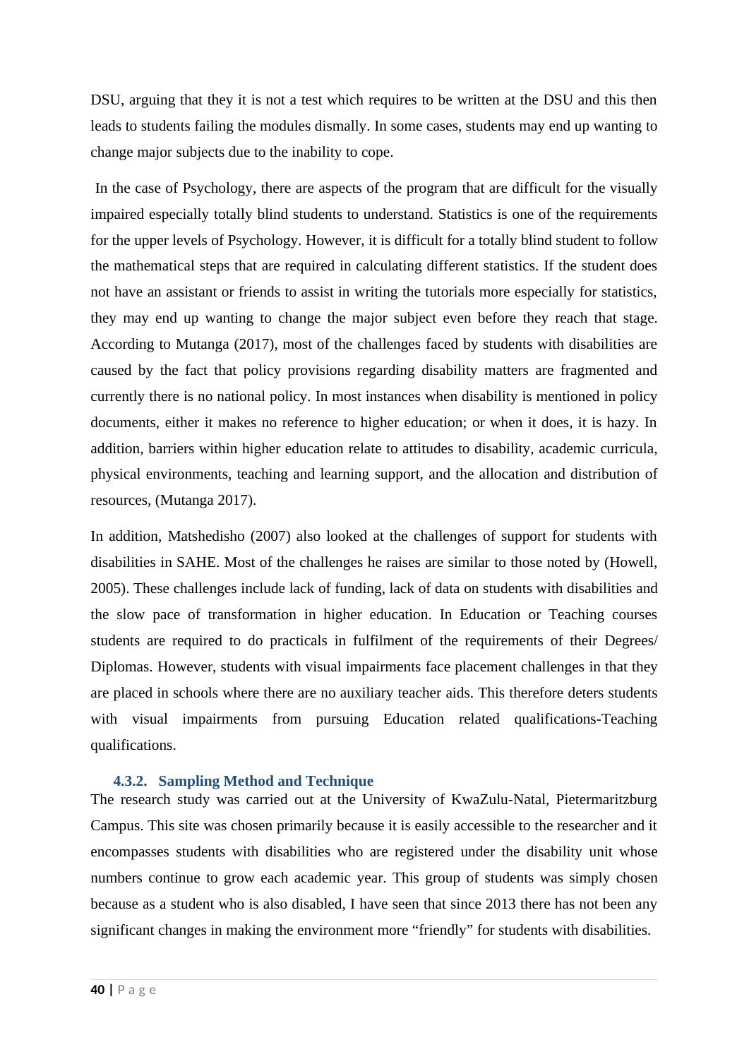DSU, arguing that they it is not a test which requires to be written at the DSU and this then leads to students failing the modules dismally. In some cases, students may end up wanting to change major subjects due to the inability to cope.

In the case of Psychology, there are aspects of the program that are difficult for the visually impaired especially totally blind students to understand. Statistics is one of the requirements for the upper levels of Psychology. However, it is difficult for a totally blind student to follow the mathematical steps that are required in calculating different statistics. If the student does not have an assistant or friends to assist in writing the tutorials more especially for statistics, they may end up wanting to change the major subject even before they reach that stage. According to Mutanga (2017), most of the challenges faced by students with disabilities are caused by the fact that policy provisions regarding disability matters are fragmented and currently there is no national policy. In most instances when disability is mentioned in policy documents, either it makes no reference to higher education; or when it does, it is hazy. In addition, barriers within higher education relate to attitudes to disability, academic curricula, physical environments, teaching and learning support, and the allocation and distribution of resources, (Mutanga 2017).

In addition, Matshedisho (2007) also looked at the challenges of support for students with disabilities in SAHE. Most of the challenges he raises are similar to those noted by (Howell, 2005). These challenges include lack of funding, lack of data on students with disabilities and the slow pace of transformation in higher education. In Education or Teaching courses students are required to do practicals in fulfilment of the requirements of their Degrees/ Diplomas. However, students with visual impairments face placement challenges in that they are placed in schools where there are no auxiliary teacher aids. This therefore deters students with visual impairments from pursuing Education related qualifications-Teaching qualifications.

#### 4.3.2. Sampling Method and Technique

The research study was carried out at the University of KwaZulu-Natal, Pietermaritzburg Campus. This site was chosen primarily because it is easily accessible to the researcher and it encompasses students with disabilities who are registered under the disability unit whose numbers continue to grow each academic year. This group of students was simply chosen because as a student who is also disabled, I have seen that since 2013 there has not been any significant changes in making the environment more "friendly" for students with disabilities.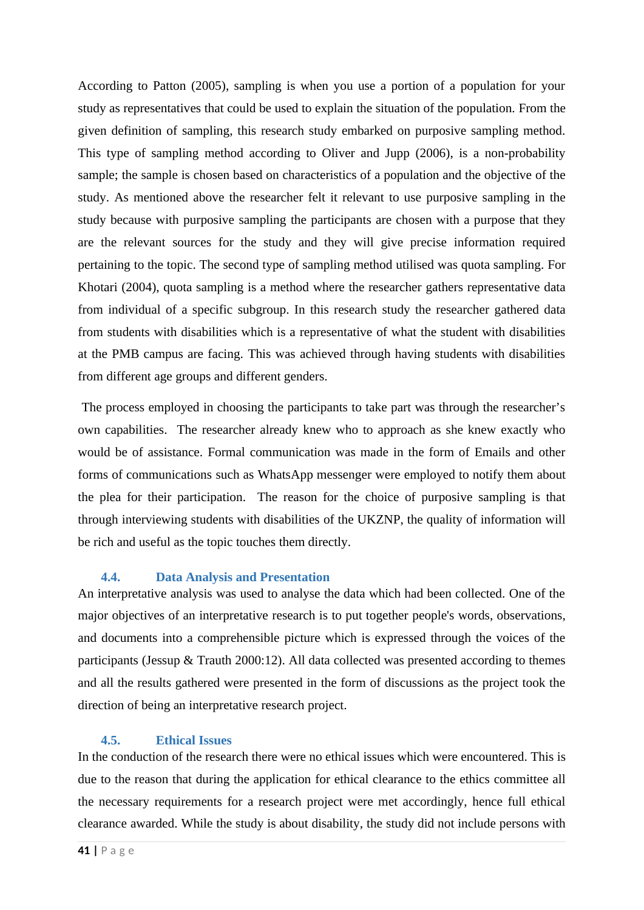According to Patton (2005), sampling is when you use a portion of a population for your study as representatives that could be used to explain the situation of the population. From the given definition of sampling, this research study embarked on purposive sampling method. This type of sampling method according to Oliver and Jupp (2006), is a non-probability sample; the sample is chosen based on characteristics of a population and the objective of the study. As mentioned above the researcher felt it relevant to use purposive sampling in the study because with purposive sampling the participants are chosen with a purpose that they are the relevant sources for the study and they will give precise information required pertaining to the topic. The second type of sampling method utilised was quota sampling. For Khotari (2004), quota sampling is a method where the researcher gathers representative data from individual of a specific subgroup. In this research study the researcher gathered data from students with disabilities which is a representative of what the student with disabilities at the PMB campus are facing. This was achieved through having students with disabilities from different age groups and different genders.

The process employed in choosing the participants to take part was through the researcher's own capabilities. The researcher already knew who to approach as she knew exactly who would be of assistance. Formal communication was made in the form of Emails and other forms of communications such as WhatsApp messenger were employed to notify them about the plea for their participation. The reason for the choice of purposive sampling is that through interviewing students with disabilities of the UKZNP, the quality of information will be rich and useful as the topic touches them directly.

### 4.4. Data Analysis and Presentation

An interpretative analysis was used to analyse the data which had been collected. One of the major objectives of an interpretative research is to put together people's words, observations, and documents into a comprehensible picture which is expressed through the voices of the participants (Jessup & Trauth 2000:12). All data collected was presented according to themes and all the results gathered were presented in the form of discussions as the project took the direction of being an interpretative research project.

### 4.5. Ethical Issues

In the conduction of the research there were no ethical issues which were encountered. This is due to the reason that during the application for ethical clearance to the ethics committee all the necessary requirements for a research project were met accordingly, hence full ethical clearance awarded. While the study is about disability, the study did not include persons with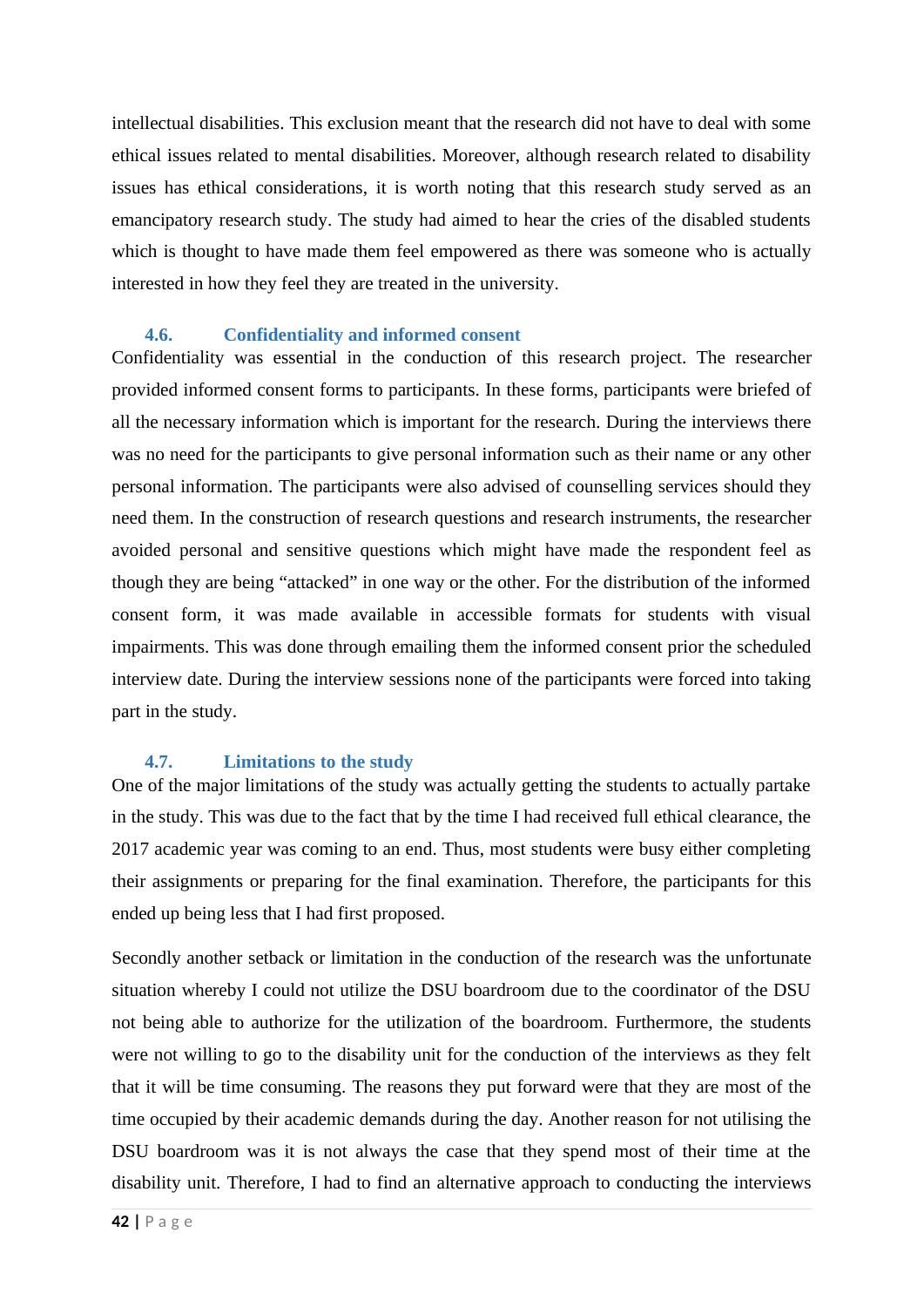intellectual disabilities. This exclusion meant that the research did not have to deal with some ethical issues related to mental disabilities. Moreover, although research related to disability issues has ethical considerations, it is worth noting that this research study served as an emancipatory research study. The study had aimed to hear the cries of the disabled students which is thought to have made them feel empowered as there was someone who is actually interested in how they feel they are treated in the university.

### 4.6. Confidentiality and informed consent

Confidentiality was essential in the conduction of this research project. The researcher provided informed consent forms to participants. In these forms, participants were briefed of all the necessary information which is important for the research. During the interviews there was no need for the participants to give personal information such as their name or any other personal information. The participants were also advised of counselling services should they need them. In the construction of research questions and research instruments, the researcher avoided personal and sensitive questions which might have made the respondent feel as though they are being "attacked" in one way or the other. For the distribution of the informed consent form, it was made available in accessible formats for students with visual impairments. This was done through emailing them the informed consent prior the scheduled interview date. During the interview sessions none of the participants were forced into taking part in the study.

### 4.7. Limitations to the study

One of the major limitations of the study was actually getting the students to actually partake in the study. This was due to the fact that by the time I had received full ethical clearance, the 2017 academic year was coming to an end. Thus, most students were busy either completing their assignments or preparing for the final examination. Therefore, the participants for this ended up being less that I had first proposed.

Secondly another setback or limitation in the conduction of the research was the unfortunate situation whereby I could not utilize the DSU boardroom due to the coordinator of the DSU not being able to authorize for the utilization of the boardroom. Furthermore, the students were not willing to go to the disability unit for the conduction of the interviews as they felt that it will be time consuming. The reasons they put forward were that they are most of the time occupied by their academic demands during the day. Another reason for not utilising the DSU boardroom was it is not always the case that they spend most of their time at the disability unit. Therefore, I had to find an alternative approach to conducting the interviews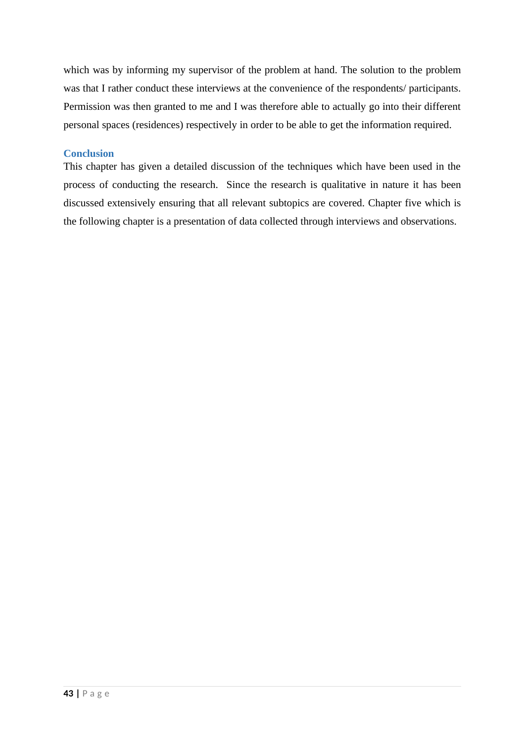which was by informing my supervisor of the problem at hand. The solution to the problem was that I rather conduct these interviews at the convenience of the respondents/ participants. Permission was then granted to me and I was therefore able to actually go into their different personal spaces (residences) respectively in order to be able to get the information required.

## Conclusion

This chapter has given a detailed discussion of the techniques which have been used in the process of conducting the research. Since the research is qualitative in nature it has been discussed extensively ensuring that all relevant subtopics are covered. Chapter five which is the following chapter is a presentation of data collected through interviews and observations.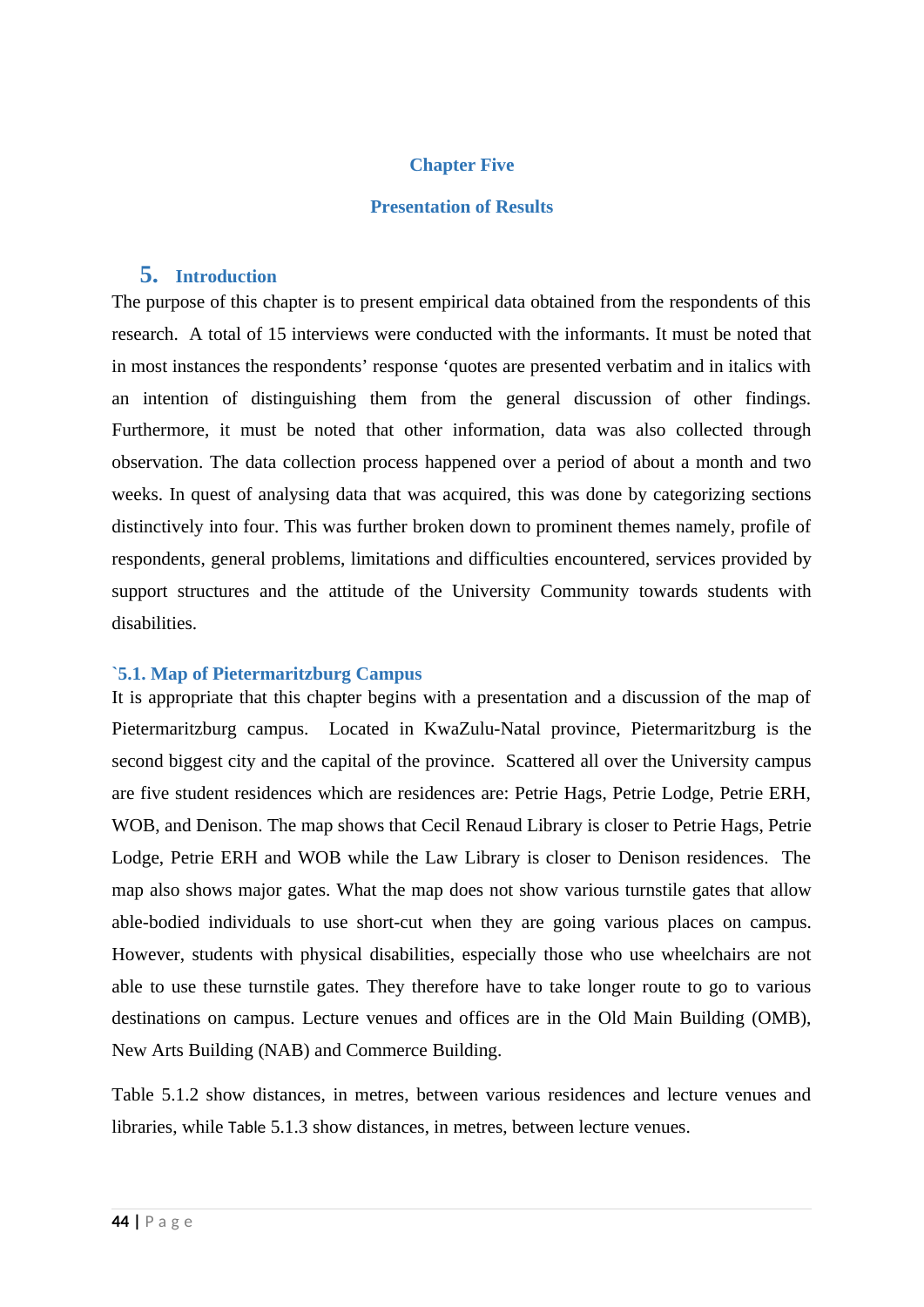# Chapter Five

# Presentation of Results

## 5. Introduction

The purpose of this chapter is to present empirical data obtained from the respondents of this research. A total of 15 interviews were conducted with the informants. It must be noted that in most instances the respondents' response 'quotes are presented verbatim and in italics with an intention of distinguishing them from the general discussion of other findings. Furthermore, it must be noted that other information, data was also collected through observation. The data collection process happened over a period of about a month and two weeks. In quest of analysing data that was acquired, this was done by categorizing sections distinctively into four. This was further broken down to prominent themes namely, profile of respondents, general problems, limitations and difficulties encountered, services provided by support structures and the attitude of the University Community towards students with disabilities.

### `5.1. Map of Pietermaritzburg Campus

It is appropriate that this chapter begins with a presentation and a discussion of the map of Pietermaritzburg campus. Located in KwaZulu-Natal province, Pietermaritzburg is the second biggest city and the capital of the province. Scattered all over the University campus are five student residences which are residences are: Petrie Hags, Petrie Lodge, Petrie ERH, WOB, and Denison. The map shows that Cecil Renaud Library is closer to Petrie Hags, Petrie Lodge, Petrie ERH and WOB while the Law Library is closer to Denison residences. The map also shows major gates. What the map does not show various turnstile gates that allow able-bodied individuals to use short-cut when they are going various places on campus. However, students with physical disabilities, especially those who use wheelchairs are not able to use these turnstile gates. They therefore have to take longer route to go to various destinations on campus. Lecture venues and offices are in the Old Main Building (OMB), New Arts Building (NAB) and Commerce Building.

Table 5.1.2 show distances, in metres, between various residences and lecture venues and libraries, while Table 5.1.3 show distances, in metres, between lecture venues.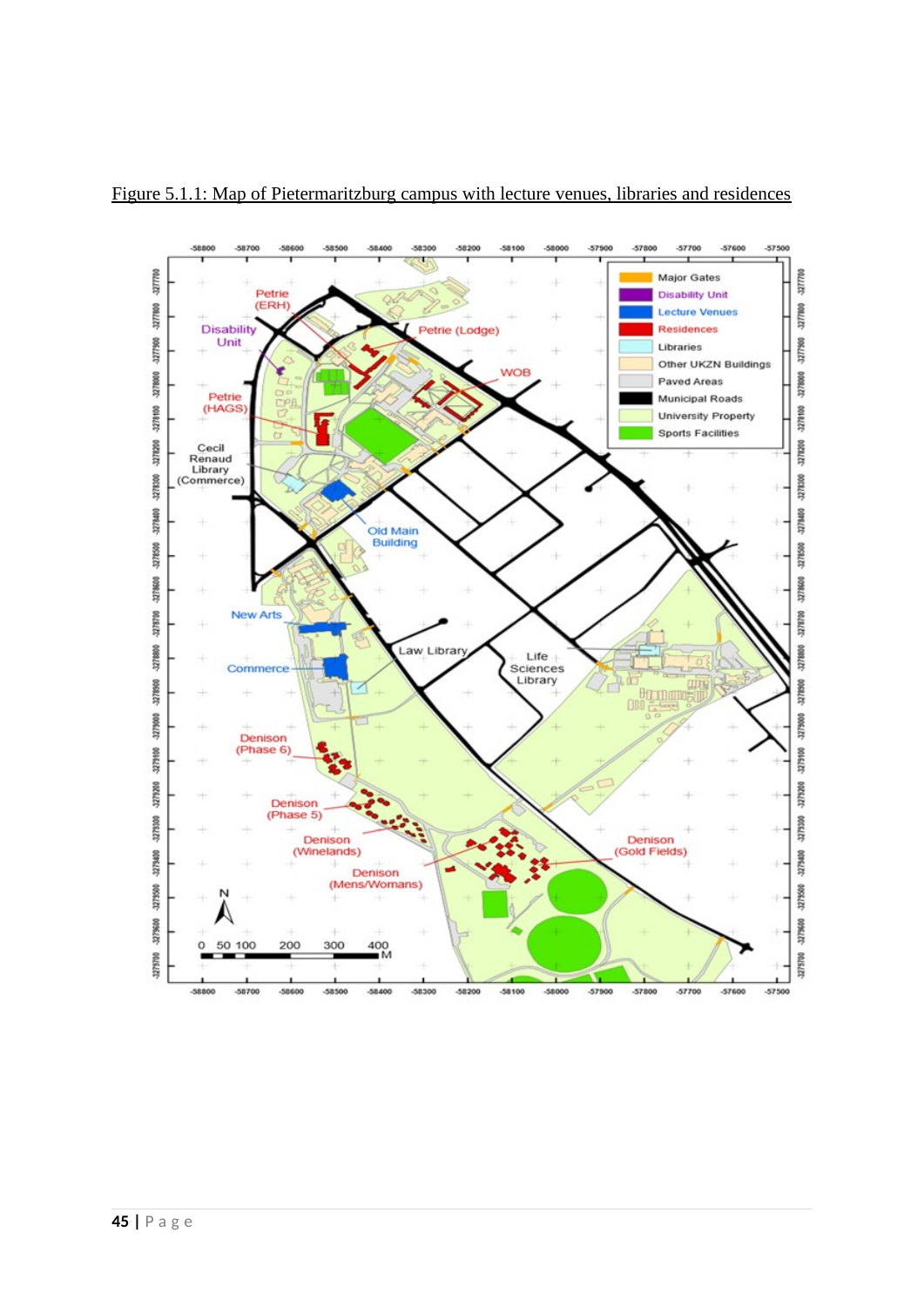Figure 5.1.1: Map of Pietermaritzburg campus with lecture venues, libraries and residences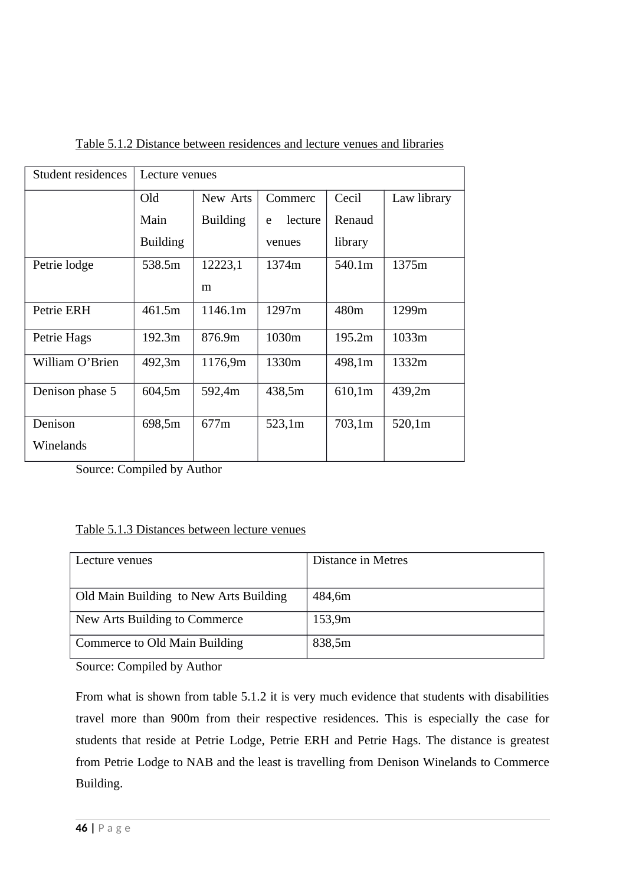Table 5.1.2 Distance between residences and lecture venues and libraries

| Student residences | Lecture venues | | | | |
|---|---|---|---|---|---|
| | Old Main Building | New Arts Building | Commerce lecture venues | Cecil Renaud library | Law library |
| Petrie lodge | 538.5m | 12223,1 m | 1374m | 540.1m | 1375m |
| Petrie ERH | 461.5m | 1146.1m | 1297m | 480m | 1299m |
| Petrie Hags | 192.3m | 876.9m | 1030m | 195.2m | 1033m |
| William O'Brien | 492,3m | 1176,9m | 1330m | 498,1m | 1332m |
| Denison phase 5 | 604,5m | 592,4m | 438,5m | 610,1m | 439,2m |
| Denison Winelands | 698,5m | 677m | 523,1m | 703,1m | 520,1m |

Source: Compiled by Author

Table 5.1.3 Distances between lecture venues

| Lecture venues | Distance in Metres |
|---|---|
| Old Main Building to New Arts Building | 484,6m |
| New Arts Building to Commerce | 153,9m |
| Commerce to Old Main Building | 838,5m |

Source: Compiled by Author

From what is shown from table 5.1.2 it is very much evidence that students with disabilities travel more than 900m from their respective residences. This is especially the case for students that reside at Petrie Lodge, Petrie ERH and Petrie Hags. The distance is greatest from Petrie Lodge to NAB and the least is travelling from Denison Winelands to Commerce Building.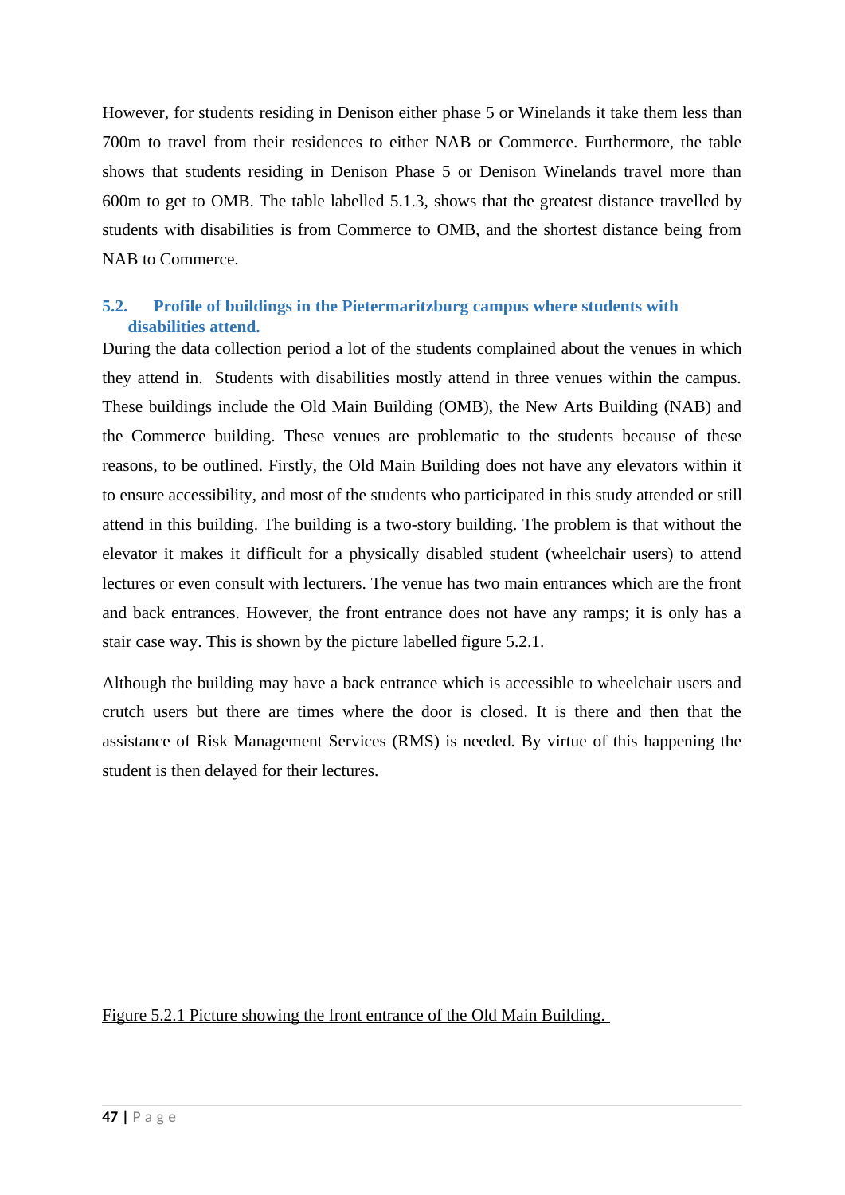However, for students residing in Denison either phase 5 or Winelands it take them less than 700m to travel from their residences to either NAB or Commerce. Furthermore, the table shows that students residing in Denison Phase 5 or Denison Winelands travel more than 600m to get to OMB. The table labelled 5.1.3, shows that the greatest distance travelled by students with disabilities is from Commerce to OMB, and the shortest distance being from NAB to Commerce.

## 5.2. Profile of buildings in the Pietermaritzburg campus where students with disabilities attend.

During the data collection period a lot of the students complained about the venues in which they attend in. Students with disabilities mostly attend in three venues within the campus. These buildings include the Old Main Building (OMB), the New Arts Building (NAB) and the Commerce building. These venues are problematic to the students because of these reasons, to be outlined. Firstly, the Old Main Building does not have any elevators within it to ensure accessibility, and most of the students who participated in this study attended or still attend in this building. The building is a two-story building. The problem is that without the elevator it makes it difficult for a physically disabled student (wheelchair users) to attend lectures or even consult with lecturers. The venue has two main entrances which are the front and back entrances. However, the front entrance does not have any ramps; it is only has a stair case way. This is shown by the picture labelled figure 5.2.1.

Although the building may have a back entrance which is accessible to wheelchair users and crutch users but there are times where the door is closed. It is there and then that the assistance of Risk Management Services (RMS) is needed. By virtue of this happening the student is then delayed for their lectures.

Figure 5.2.1 Picture showing the front entrance of the Old Main Building.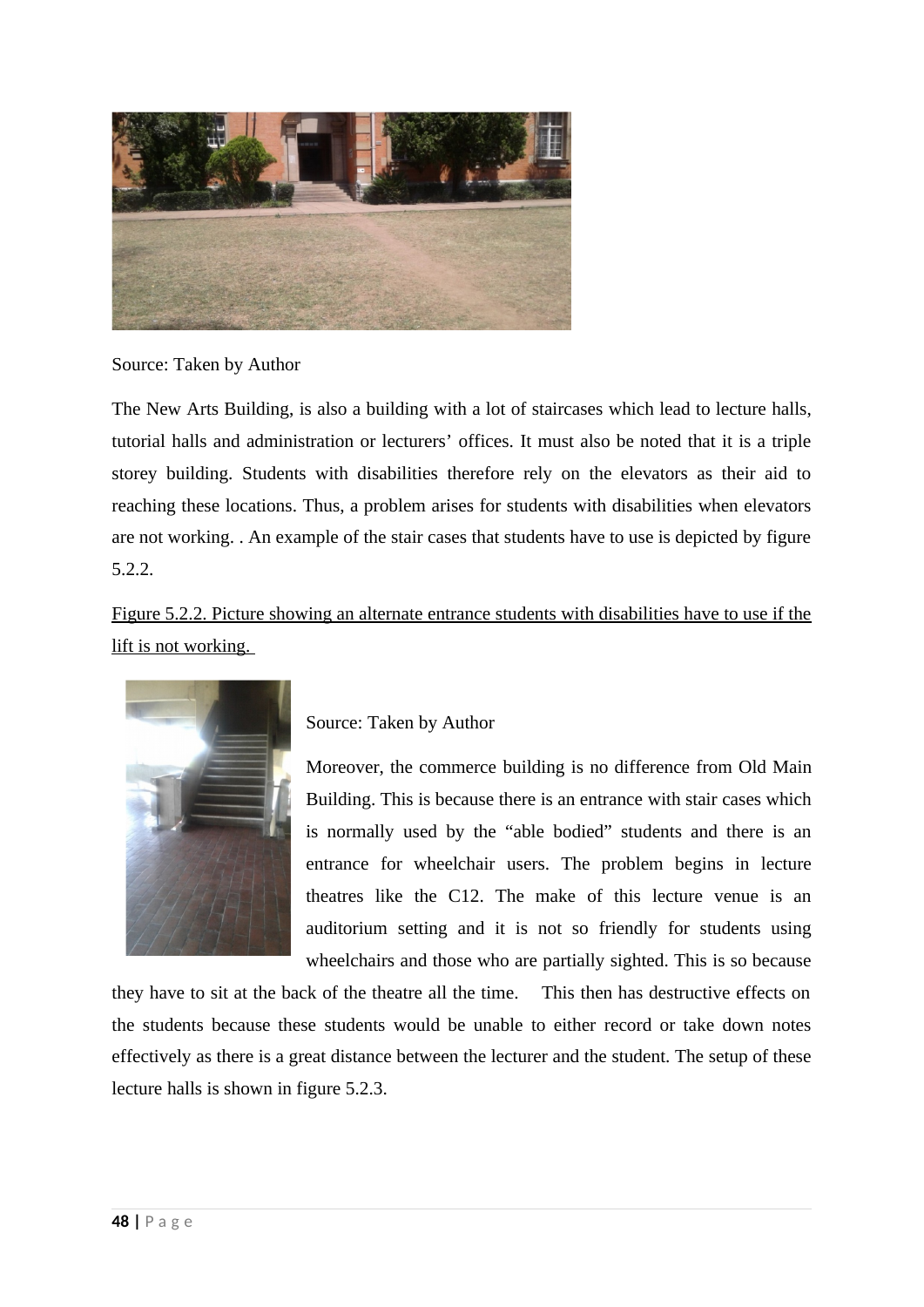Source: Taken by Author

The New Arts Building, is also a building with a lot of staircases which lead to lecture halls, tutorial halls and administration or lecturers' offices. It must also be noted that it is a triple storey building. Students with disabilities therefore rely on the elevators as their aid to reaching these locations. Thus, a problem arises for students with disabilities when elevators are not working. . An example of the stair cases that students have to use is depicted by figure 5.2.2.

<u>Figure 5.2.2. Picture showing an alternate entrance students with disabilities have to use if the lift is not working.</u>

Source: Taken by Author

Moreover, the commerce building is no difference from Old Main Building. This is because there is an entrance with stair cases which is normally used by the "able bodied" students and there is an entrance for wheelchair users. The problem begins in lecture theatres like the C12. The make of this lecture venue is an auditorium setting and it is not so friendly for students using wheelchairs and those who are partially sighted. This is so because they have to sit at the back of the theatre all the time. This then has destructive effects on the students because these students would be unable to either record or take down notes effectively as there is a great distance between the lecturer and the student. The setup of these lecture halls is shown in figure 5.2.3.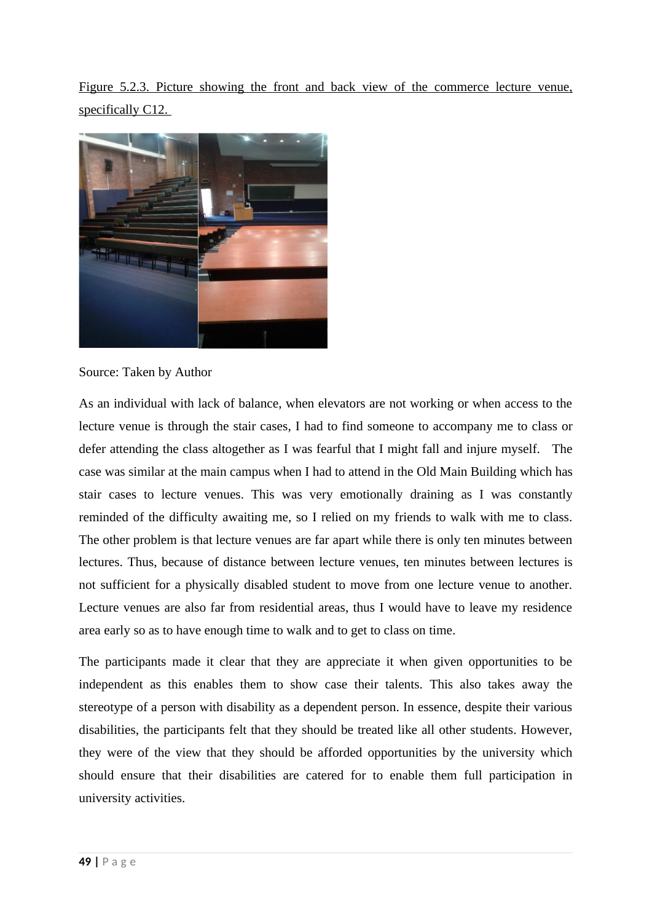Figure 5.2.3. Picture showing the front and back view of the commerce lecture venue, specifically C12.

Source: Taken by Author

As an individual with lack of balance, when elevators are not working or when access to the lecture venue is through the stair cases, I had to find someone to accompany me to class or defer attending the class altogether as I was fearful that I might fall and injure myself. The case was similar at the main campus when I had to attend in the Old Main Building which has stair cases to lecture venues. This was very emotionally draining as I was constantly reminded of the difficulty awaiting me, so I relied on my friends to walk with me to class. The other problem is that lecture venues are far apart while there is only ten minutes between lectures. Thus, because of distance between lecture venues, ten minutes between lectures is not sufficient for a physically disabled student to move from one lecture venue to another. Lecture venues are also far from residential areas, thus I would have to leave my residence area early so as to have enough time to walk and to get to class on time.

The participants made it clear that they are appreciate it when given opportunities to be independent as this enables them to show case their talents. This also takes away the stereotype of a person with disability as a dependent person. In essence, despite their various disabilities, the participants felt that they should be treated like all other students. However, they were of the view that they should be afforded opportunities by the university which should ensure that their disabilities are catered for to enable them full participation in university activities.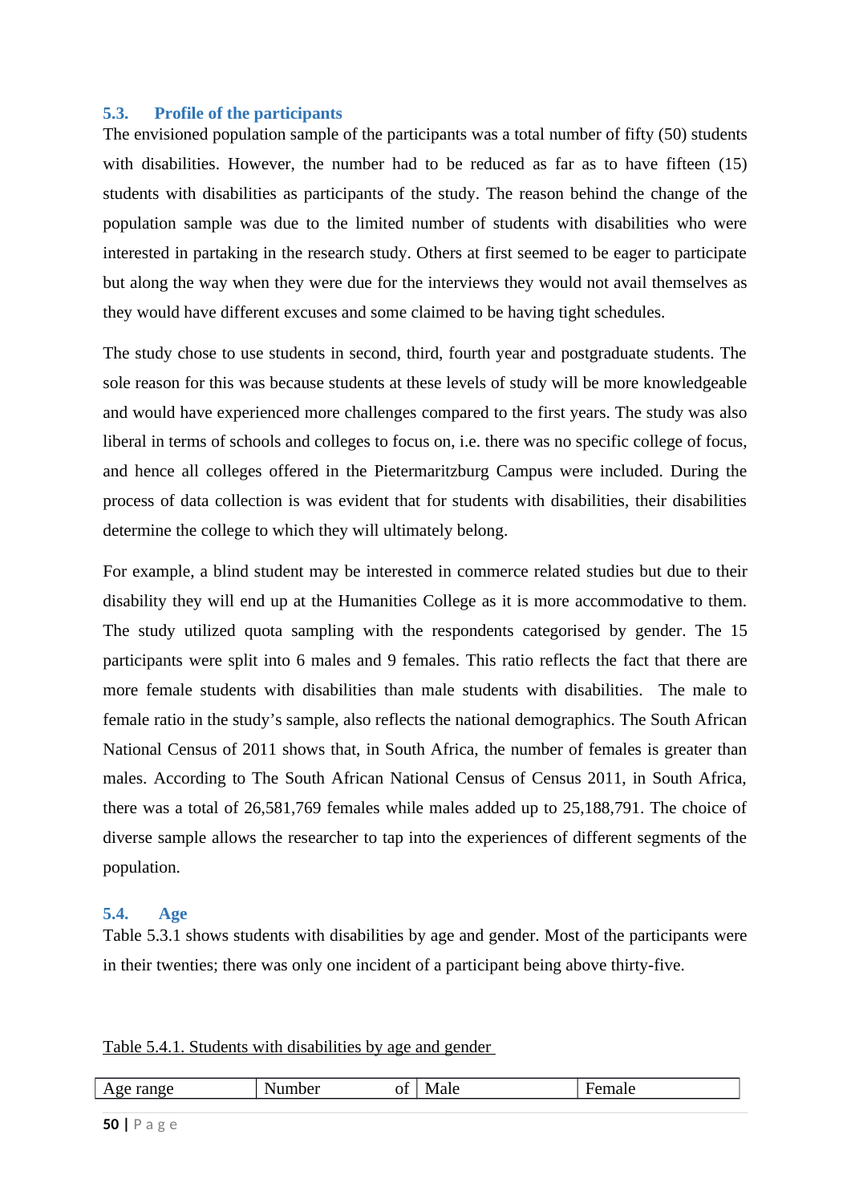## 5.3. Profile of the participants

The envisioned population sample of the participants was a total number of fifty (50) students with disabilities. However, the number had to be reduced as far as to have fifteen (15) students with disabilities as participants of the study. The reason behind the change of the population sample was due to the limited number of students with disabilities who were interested in partaking in the research study. Others at first seemed to be eager to participate but along the way when they were due for the interviews they would not avail themselves as they would have different excuses and some claimed to be having tight schedules.

The study chose to use students in second, third, fourth year and postgraduate students. The sole reason for this was because students at these levels of study will be more knowledgeable and would have experienced more challenges compared to the first years. The study was also liberal in terms of schools and colleges to focus on, i.e. there was no specific college of focus, and hence all colleges offered in the Pietermaritzburg Campus were included. During the process of data collection is was evident that for students with disabilities, their disabilities determine the college to which they will ultimately belong.

For example, a blind student may be interested in commerce related studies but due to their disability they will end up at the Humanities College as it is more accommodative to them. The study utilized quota sampling with the respondents categorised by gender. The 15 participants were split into 6 males and 9 females. This ratio reflects the fact that there are more female students with disabilities than male students with disabilities. The male to female ratio in the study's sample, also reflects the national demographics. The South African National Census of 2011 shows that, in South Africa, the number of females is greater than males. According to The South African National Census of Census 2011, in South Africa, there was a total of 26,581,769 females while males added up to 25,188,791. The choice of diverse sample allows the researcher to tap into the experiences of different segments of the population.

## 5.4. Age

Table 5.3.1 shows students with disabilities by age and gender. Most of the participants were in their twenties; there was only one incident of a participant being above thirty-five.

Table 5.4.1. Students with disabilities by age and gender

| Age range | Number of | Male | Female |
|---|---|---|---|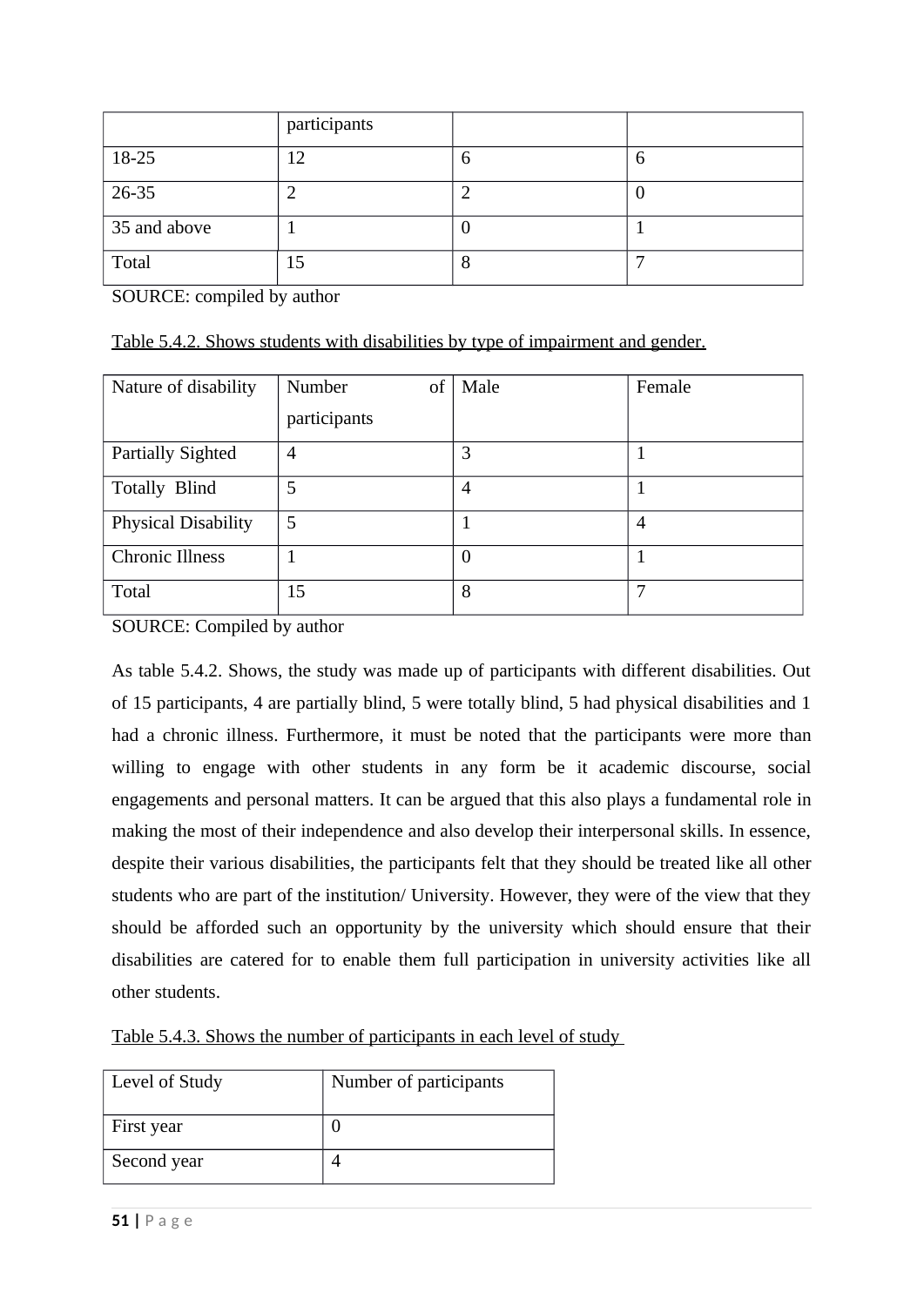| | participants | | |
|---|---|---|---|
| 18-25 | 12 | 6 | 6 |
| 26-35 | 2 | 2 | 0 |
| 35 and above | 1 | 0 | 1 |
| Total | 15 | 8 | 7 |

SOURCE: compiled by author

Table 5.4.2. Shows students with disabilities by type of impairment and gender.

| Nature of disability | Number of participants | Male | Female |
|---|---|---|---|
| Partially Sighted | 4 | 3 | 1 |
| Totally Blind | 5 | 4 | 1 |
| Physical Disability | 5 | 1 | 4 |
| Chronic Illness | 1 | 0 | 1 |
| Total | 15 | 8 | 7 |

SOURCE: Compiled by author

As table 5.4.2. Shows, the study was made up of participants with different disabilities. Out of 15 participants, 4 are partially blind, 5 were totally blind, 5 had physical disabilities and 1 had a chronic illness. Furthermore, it must be noted that the participants were more than willing to engage with other students in any form be it academic discourse, social engagements and personal matters. It can be argued that this also plays a fundamental role in making the most of their independence and also develop their interpersonal skills. In essence, despite their various disabilities, the participants felt that they should be treated like all other students who are part of the institution/ University. However, they were of the view that they should be afforded such an opportunity by the university which should ensure that their disabilities are catered for to enable them full participation in university activities like all other students.

Table 5.4.3. Shows the number of participants in each level of study

| Level of Study | Number of participants |
|---|---|
| First year | 0 |
| Second year | 4 |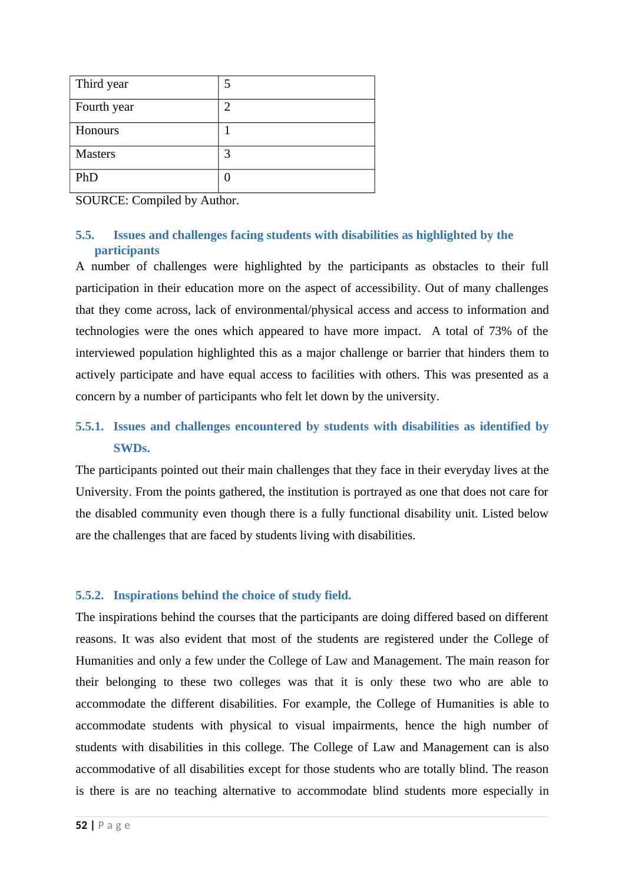| Third year | 5 |
|---|---|
| Fourth year | 2 |
| Honours | 1 |
| Masters | 3 |
| PhD | 0 |

SOURCE: Compiled by Author.

### 5.5. Issues and challenges facing students with disabilities as highlighted by the participants

A number of challenges were highlighted by the participants as obstacles to their full participation in their education more on the aspect of accessibility. Out of many challenges that they come across, lack of environmental/physical access and access to information and technologies were the ones which appeared to have more impact. A total of 73% of the interviewed population highlighted this as a major challenge or barrier that hinders them to actively participate and have equal access to facilities with others. This was presented as a concern by a number of participants who felt let down by the university.

#### 5.5.1. Issues and challenges encountered by students with disabilities as identified by SWDs.

The participants pointed out their main challenges that they face in their everyday lives at the University. From the points gathered, the institution is portrayed as one that does not care for the disabled community even though there is a fully functional disability unit. Listed below are the challenges that are faced by students living with disabilities.

#### 5.5.2. Inspirations behind the choice of study field.

The inspirations behind the courses that the participants are doing differed based on different reasons. It was also evident that most of the students are registered under the College of Humanities and only a few under the College of Law and Management. The main reason for their belonging to these two colleges was that it is only these two who are able to accommodate the different disabilities. For example, the College of Humanities is able to accommodate students with physical to visual impairments, hence the high number of students with disabilities in this college. The College of Law and Management can is also accommodative of all disabilities except for those students who are totally blind. The reason is there is are no teaching alternative to accommodate blind students more especially in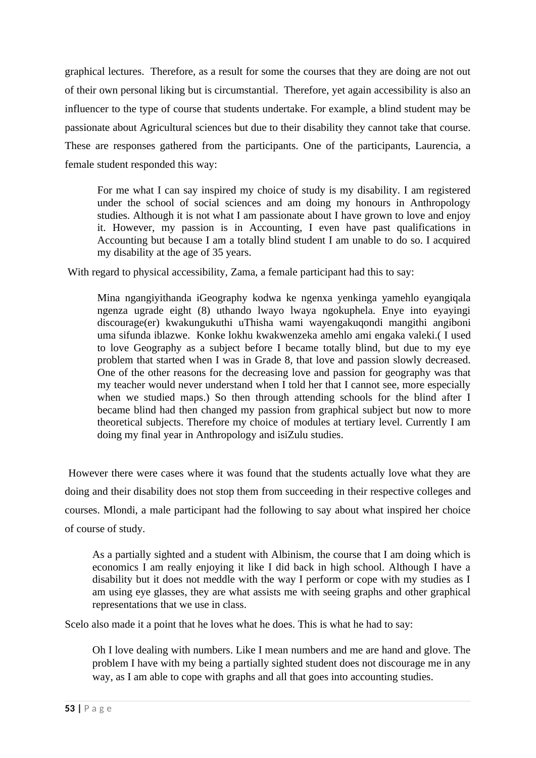graphical lectures. Therefore, as a result for some the courses that they are doing are not out of their own personal liking but is circumstantial. Therefore, yet again accessibility is also an influencer to the type of course that students undertake. For example, a blind student may be passionate about Agricultural sciences but due to their disability they cannot take that course. These are responses gathered from the participants. One of the participants, Laurencia, a female student responded this way:

> For me what I can say inspired my choice of study is my disability. I am registered under the school of social sciences and am doing my honours in Anthropology studies. Although it is not what I am passionate about I have grown to love and enjoy it. However, my passion is in Accounting, I even have past qualifications in Accounting but because I am a totally blind student I am unable to do so. I acquired my disability at the age of 35 years.

With regard to physical accessibility, Zama, a female participant had this to say:

> Mina ngangiyithanda iGeography kodwa ke ngenxa yenkinga yamehlo eyangiqala ngenza ugrade eight (8) uthando lwayo lwaya ngokuphela. Enye into eyayingi discourage(er) kwakungukuthi uThisha wami wayengakuqondi mangithi angiboni uma sifunda iblazwe. Konke lokhu kwakwenzeka amehlo ami engaka valeki.( I used to love Geography as a subject before I became totally blind, but due to my eye problem that started when I was in Grade 8, that love and passion slowly decreased. One of the other reasons for the decreasing love and passion for geography was that my teacher would never understand when I told her that I cannot see, more especially when we studied maps.) So then through attending schools for the blind after I became blind had then changed my passion from graphical subject but now to more theoretical subjects. Therefore my choice of modules at tertiary level. Currently I am doing my final year in Anthropology and isiZulu studies.

However there were cases where it was found that the students actually love what they are doing and their disability does not stop them from succeeding in their respective colleges and courses. Mlondi, a male participant had the following to say about what inspired her choice of course of study.

> As a partially sighted and a student with Albinism, the course that I am doing which is economics I am really enjoying it like I did back in high school. Although I have a disability but it does not meddle with the way I perform or cope with my studies as I am using eye glasses, they are what assists me with seeing graphs and other graphical representations that we use in class.

Scelo also made it a point that he loves what he does. This is what he had to say:

> Oh I love dealing with numbers. Like I mean numbers and me are hand and glove. The problem I have with my being a partially sighted student does not discourage me in any way, as I am able to cope with graphs and all that goes into accounting studies.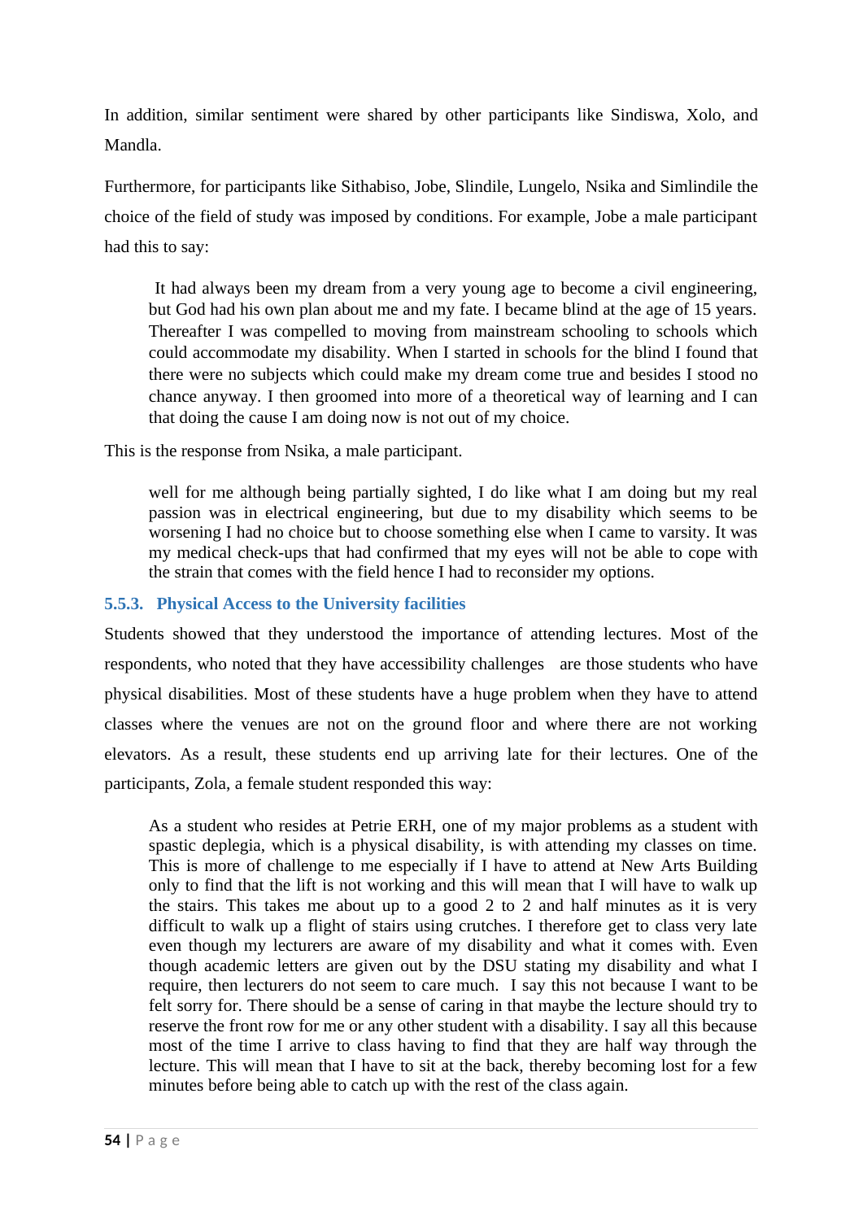In addition, similar sentiment were shared by other participants like Sindiswa, Xolo, and Mandla.

Furthermore, for participants like Sithabiso, Jobe, Slindile, Lungelo, Nsika and Simlindile the choice of the field of study was imposed by conditions. For example, Jobe a male participant had this to say:

> It had always been my dream from a very young age to become a civil engineering, but God had his own plan about me and my fate. I became blind at the age of 15 years. Thereafter I was compelled to moving from mainstream schooling to schools which could accommodate my disability. When I started in schools for the blind I found that there were no subjects which could make my dream come true and besides I stood no chance anyway. I then groomed into more of a theoretical way of learning and I can that doing the cause I am doing now is not out of my choice.

This is the response from Nsika, a male participant.

> well for me although being partially sighted, I do like what I am doing but my real passion was in electrical engineering, but due to my disability which seems to be worsening I had no choice but to choose something else when I came to varsity. It was my medical check-ups that had confirmed that my eyes will not be able to cope with the strain that comes with the field hence I had to reconsider my options.

### 5.5.3. Physical Access to the University facilities

Students showed that they understood the importance of attending lectures. Most of the respondents, who noted that they have accessibility challenges are those students who have physical disabilities. Most of these students have a huge problem when they have to attend classes where the venues are not on the ground floor and where there are not working elevators. As a result, these students end up arriving late for their lectures. One of the participants, Zola, a female student responded this way:

> As a student who resides at Petrie ERH, one of my major problems as a student with spastic deplegia, which is a physical disability, is with attending my classes on time. This is more of challenge to me especially if I have to attend at New Arts Building only to find that the lift is not working and this will mean that I will have to walk up the stairs. This takes me about up to a good 2 to 2 and half minutes as it is very difficult to walk up a flight of stairs using crutches. I therefore get to class very late even though my lecturers are aware of my disability and what it comes with. Even though academic letters are given out by the DSU stating my disability and what I require, then lecturers do not seem to care much. I say this not because I want to be felt sorry for. There should be a sense of caring in that maybe the lecture should try to reserve the front row for me or any other student with a disability. I say all this because most of the time I arrive to class having to find that they are half way through the lecture. This will mean that I have to sit at the back, thereby becoming lost for a few minutes before being able to catch up with the rest of the class again.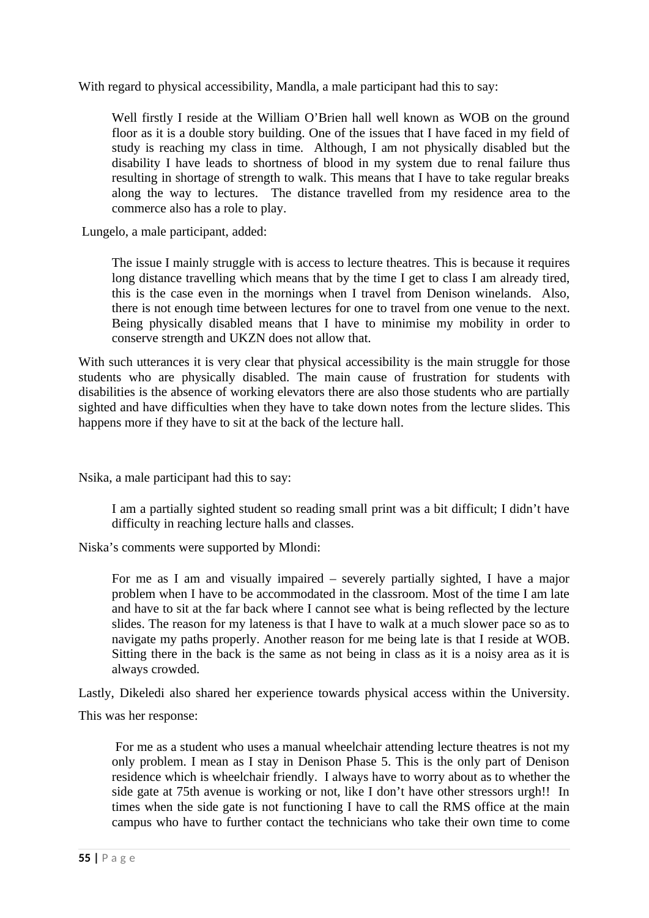With regard to physical accessibility, Mandla, a male participant had this to say:

> Well firstly I reside at the William O'Brien hall well known as WOB on the ground floor as it is a double story building. One of the issues that I have faced in my field of study is reaching my class in time. Although, I am not physically disabled but the disability I have leads to shortness of blood in my system due to renal failure thus resulting in shortage of strength to walk. This means that I have to take regular breaks along the way to lectures. The distance travelled from my residence area to the commerce also has a role to play.

Lungelo, a male participant, added:

> The issue I mainly struggle with is access to lecture theatres. This is because it requires long distance travelling which means that by the time I get to class I am already tired, this is the case even in the mornings when I travel from Denison winelands. Also, there is not enough time between lectures for one to travel from one venue to the next. Being physically disabled means that I have to minimise my mobility in order to conserve strength and UKZN does not allow that.

With such utterances it is very clear that physical accessibility is the main struggle for those students who are physically disabled. The main cause of frustration for students with disabilities is the absence of working elevators there are also those students who are partially sighted and have difficulties when they have to take down notes from the lecture slides. This happens more if they have to sit at the back of the lecture hall.

Nsika, a male participant had this to say:

> I am a partially sighted student so reading small print was a bit difficult; I didn't have difficulty in reaching lecture halls and classes.

Niska's comments were supported by Mlondi:

> For me as I am and visually impaired – severely partially sighted, I have a major problem when I have to be accommodated in the classroom. Most of the time I am late and have to sit at the far back where I cannot see what is being reflected by the lecture slides. The reason for my lateness is that I have to walk at a much slower pace so as to navigate my paths properly. Another reason for me being late is that I reside at WOB. Sitting there in the back is the same as not being in class as it is a noisy area as it is always crowded.

Lastly, Dikeledi also shared her experience towards physical access within the University. This was her response:

> For me as a student who uses a manual wheelchair attending lecture theatres is not my only problem. I mean as I stay in Denison Phase 5. This is the only part of Denison residence which is wheelchair friendly. I always have to worry about as to whether the side gate at 75th avenue is working or not, like I don't have other stressors urgh!! In times when the side gate is not functioning I have to call the RMS office at the main campus who have to further contact the technicians who take their own time to come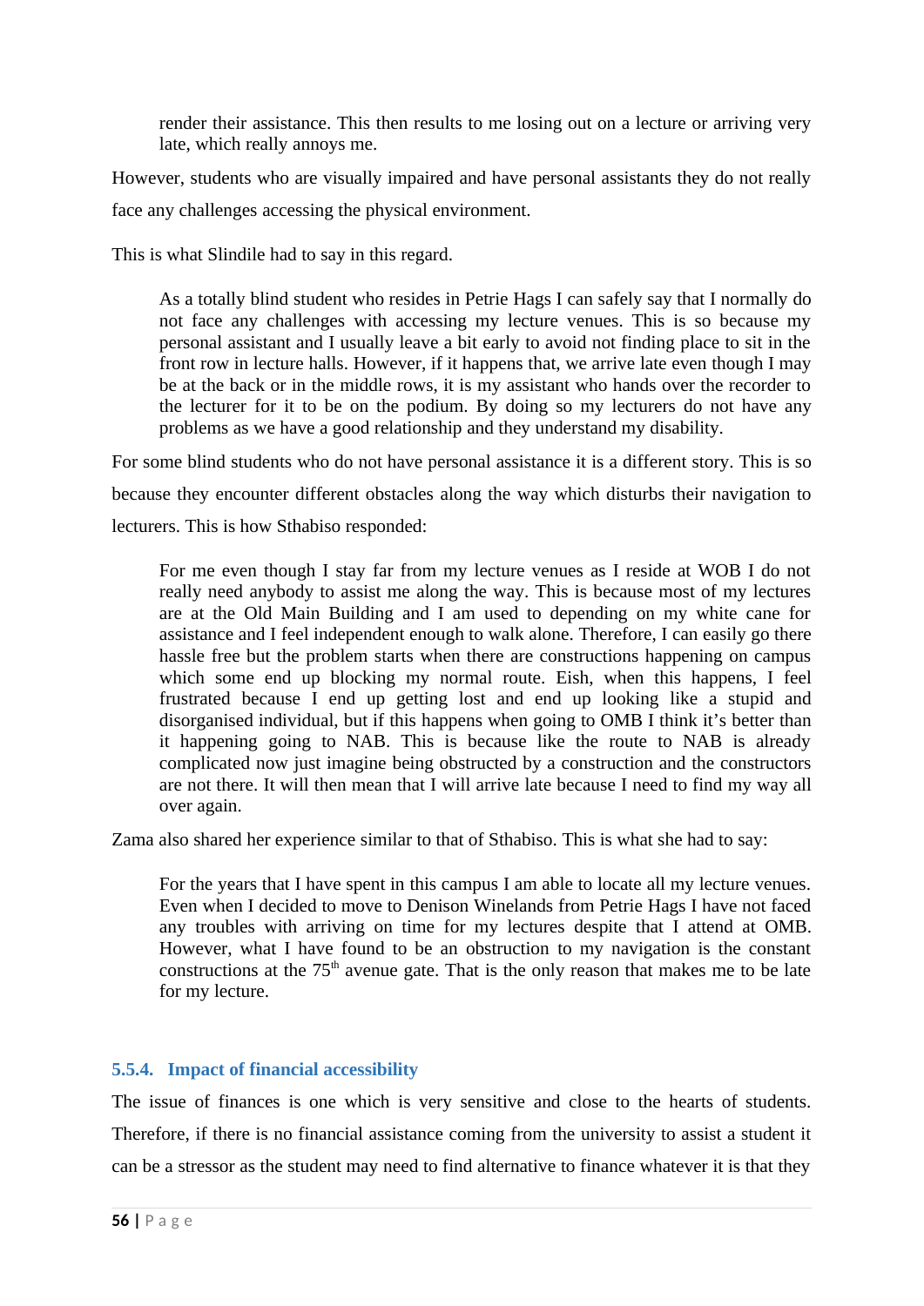> render their assistance. This then results to me losing out on a lecture or arriving very late, which really annoys me.

However, students who are visually impaired and have personal assistants they do not really face any challenges accessing the physical environment.

This is what Slindile had to say in this regard.

> As a totally blind student who resides in Petrie Hags I can safely say that I normally do not face any challenges with accessing my lecture venues. This is so because my personal assistant and I usually leave a bit early to avoid not finding place to sit in the front row in lecture halls. However, if it happens that, we arrive late even though I may be at the back or in the middle rows, it is my assistant who hands over the recorder to the lecturer for it to be on the podium. By doing so my lecturers do not have any problems as we have a good relationship and they understand my disability.

For some blind students who do not have personal assistance it is a different story. This is so because they encounter different obstacles along the way which disturbs their navigation to lecturers. This is how Sthabiso responded:

> For me even though I stay far from my lecture venues as I reside at WOB I do not really need anybody to assist me along the way. This is because most of my lectures are at the Old Main Building and I am used to depending on my white cane for assistance and I feel independent enough to walk alone. Therefore, I can easily go there hassle free but the problem starts when there are constructions happening on campus which some end up blocking my normal route. Eish, when this happens, I feel frustrated because I end up getting lost and end up looking like a stupid and disorganised individual, but if this happens when going to OMB I think it's better than it happening going to NAB. This is because like the route to NAB is already complicated now just imagine being obstructed by a construction and the constructors are not there. It will then mean that I will arrive late because I need to find my way all over again.

Zama also shared her experience similar to that of Sthabiso. This is what she had to say:

> For the years that I have spent in this campus I am able to locate all my lecture venues. Even when I decided to move to Denison Winelands from Petrie Hags I have not faced any troubles with arriving on time for my lectures despite that I attend at OMB. However, what I have found to be an obstruction to my navigation is the constant constructions at the 75th avenue gate. That is the only reason that makes me to be late for my lecture.

### 5.5.4. Impact of financial accessibility

The issue of finances is one which is very sensitive and close to the hearts of students. Therefore, if there is no financial assistance coming from the university to assist a student it can be a stressor as the student may need to find alternative to finance whatever it is that they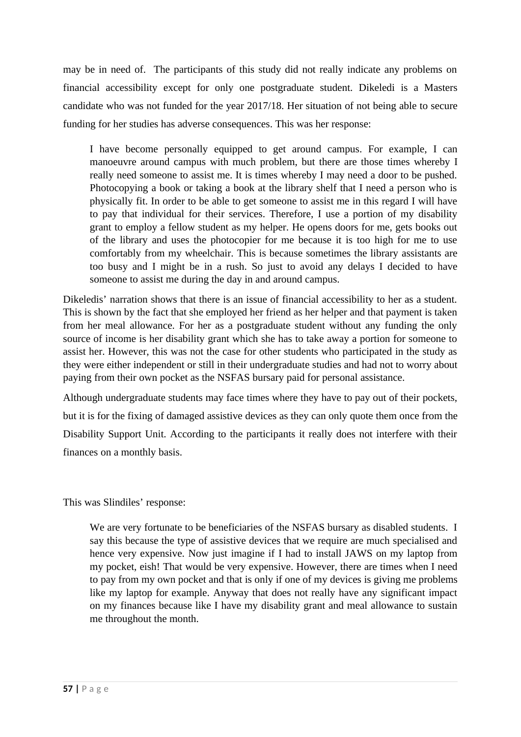may be in need of. The participants of this study did not really indicate any problems on financial accessibility except for only one postgraduate student. Dikeledi is a Masters candidate who was not funded for the year 2017/18. Her situation of not being able to secure funding for her studies has adverse consequences. This was her response:

> I have become personally equipped to get around campus. For example, I can manoeuvre around campus with much problem, but there are those times whereby I really need someone to assist me. It is times whereby I may need a door to be pushed. Photocopying a book or taking a book at the library shelf that I need a person who is physically fit. In order to be able to get someone to assist me in this regard I will have to pay that individual for their services. Therefore, I use a portion of my disability grant to employ a fellow student as my helper. He opens doors for me, gets books out of the library and uses the photocopier for me because it is too high for me to use comfortably from my wheelchair. This is because sometimes the library assistants are too busy and I might be in a rush. So just to avoid any delays I decided to have someone to assist me during the day in and around campus.

Dikeledis' narration shows that there is an issue of financial accessibility to her as a student. This is shown by the fact that she employed her friend as her helper and that payment is taken from her meal allowance. For her as a postgraduate student without any funding the only source of income is her disability grant which she has to take away a portion for someone to assist her. However, this was not the case for other students who participated in the study as they were either independent or still in their undergraduate studies and had not to worry about paying from their own pocket as the NSFAS bursary paid for personal assistance.

Although undergraduate students may face times where they have to pay out of their pockets, but it is for the fixing of damaged assistive devices as they can only quote them once from the Disability Support Unit. According to the participants it really does not interfere with their finances on a monthly basis.

This was Slindiles' response:

> We are very fortunate to be beneficiaries of the NSFAS bursary as disabled students. I say this because the type of assistive devices that we require are much specialised and hence very expensive. Now just imagine if I had to install JAWS on my laptop from my pocket, eish! That would be very expensive. However, there are times when I need to pay from my own pocket and that is only if one of my devices is giving me problems like my laptop for example. Anyway that does not really have any significant impact on my finances because like I have my disability grant and meal allowance to sustain me throughout the month.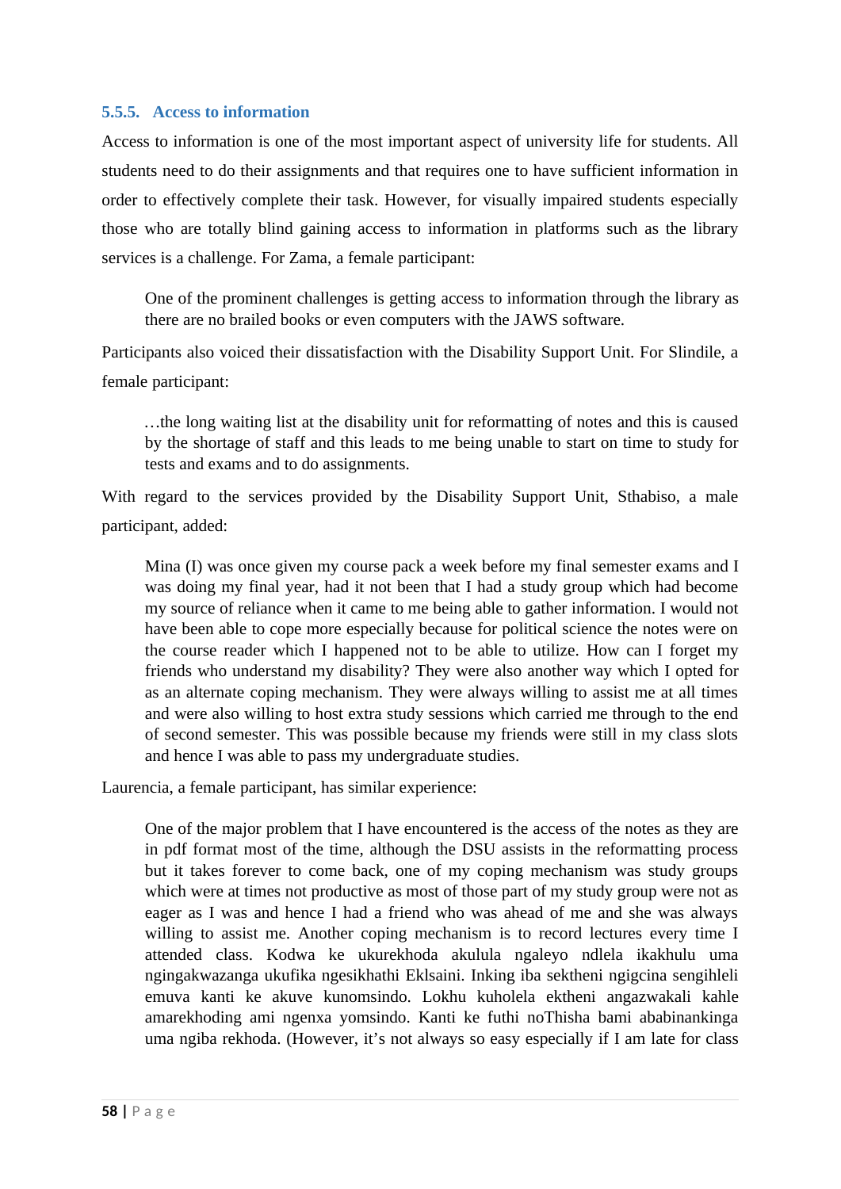### 5.5.5. Access to information

Access to information is one of the most important aspect of university life for students. All students need to do their assignments and that requires one to have sufficient information in order to effectively complete their task. However, for visually impaired students especially those who are totally blind gaining access to information in platforms such as the library services is a challenge. For Zama, a female participant:

> One of the prominent challenges is getting access to information through the library as there are no brailed books or even computers with the JAWS software.

Participants also voiced their dissatisfaction with the Disability Support Unit. For Slindile, a female participant:

> …the long waiting list at the disability unit for reformatting of notes and this is caused by the shortage of staff and this leads to me being unable to start on time to study for tests and exams and to do assignments.

With regard to the services provided by the Disability Support Unit, Sthabiso, a male participant, added:

> Mina (I) was once given my course pack a week before my final semester exams and I was doing my final year, had it not been that I had a study group which had become my source of reliance when it came to me being able to gather information. I would not have been able to cope more especially because for political science the notes were on the course reader which I happened not to be able to utilize. How can I forget my friends who understand my disability? They were also another way which I opted for as an alternate coping mechanism. They were always willing to assist me at all times and were also willing to host extra study sessions which carried me through to the end of second semester. This was possible because my friends were still in my class slots and hence I was able to pass my undergraduate studies.

Laurencia, a female participant, has similar experience:

> One of the major problem that I have encountered is the access of the notes as they are in pdf format most of the time, although the DSU assists in the reformatting process but it takes forever to come back, one of my coping mechanism was study groups which were at times not productive as most of those part of my study group were not as eager as I was and hence I had a friend who was ahead of me and she was always willing to assist me. Another coping mechanism is to record lectures every time I attended class. Kodwa ke ukurekhoda akulula ngaleyo ndlela ikakhulu uma ngingakwazanga ukufika ngesikhathi Eklsaini. Inking iba sektheni ngigcina sengihleli emuva kanti ke akuve kunomsindo. Lokhu kuholela ektheni angazwakali kahle amarekhoding ami ngenxa yomsindo. Kanti ke futhi noThisha bami ababinankinga uma ngiba rekhoda. (However, it's not always so easy especially if I am late for class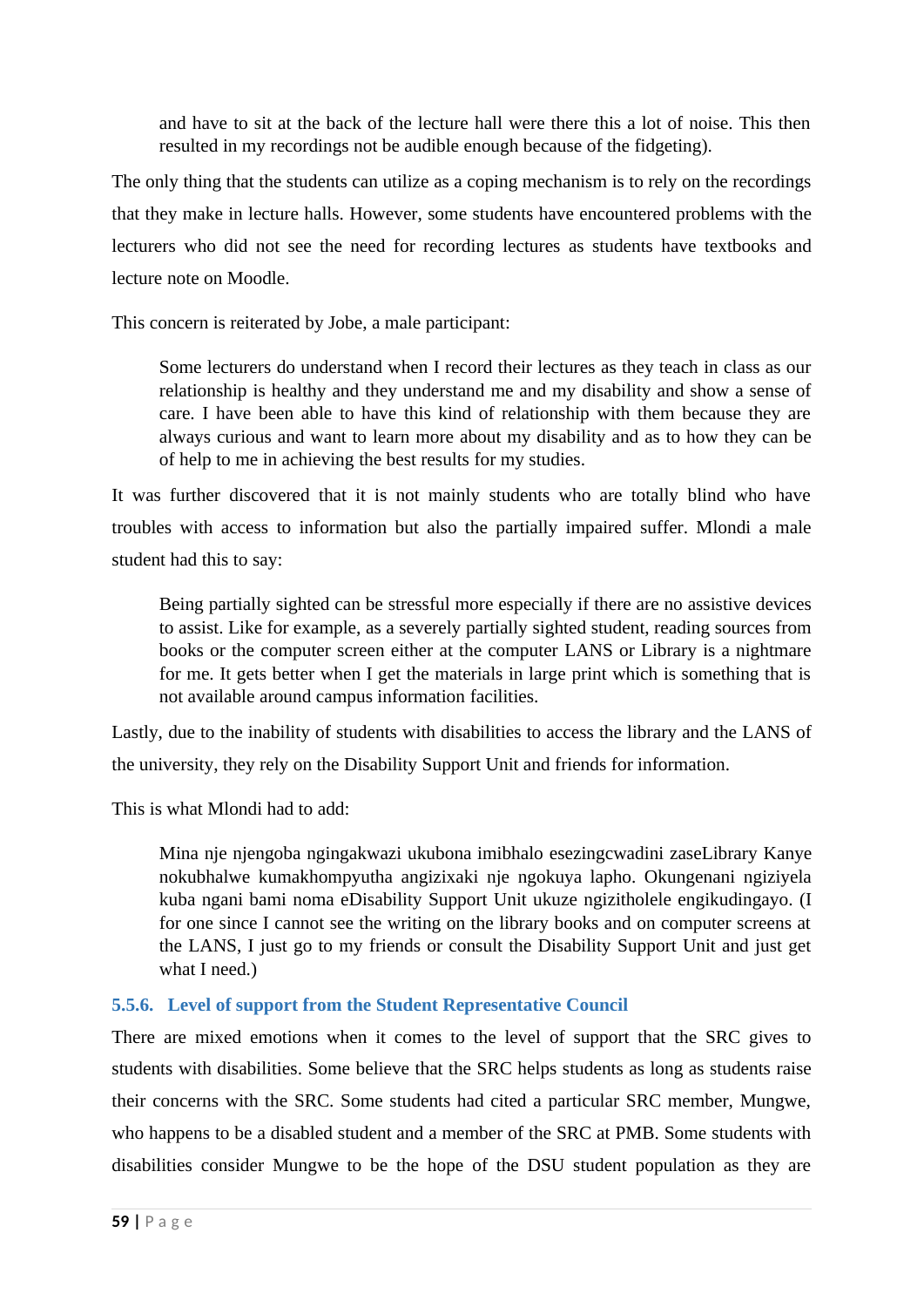> and have to sit at the back of the lecture hall were there this a lot of noise. This then resulted in my recordings not be audible enough because of the fidgeting).

The only thing that the students can utilize as a coping mechanism is to rely on the recordings that they make in lecture halls. However, some students have encountered problems with the lecturers who did not see the need for recording lectures as students have textbooks and lecture note on Moodle.

This concern is reiterated by Jobe, a male participant:

> Some lecturers do understand when I record their lectures as they teach in class as our relationship is healthy and they understand me and my disability and show a sense of care. I have been able to have this kind of relationship with them because they are always curious and want to learn more about my disability and as to how they can be of help to me in achieving the best results for my studies.

It was further discovered that it is not mainly students who are totally blind who have troubles with access to information but also the partially impaired suffer. Mlondi a male student had this to say:

> Being partially sighted can be stressful more especially if there are no assistive devices to assist. Like for example, as a severely partially sighted student, reading sources from books or the computer screen either at the computer LANS or Library is a nightmare for me. It gets better when I get the materials in large print which is something that is not available around campus information facilities.

Lastly, due to the inability of students with disabilities to access the library and the LANS of the university, they rely on the Disability Support Unit and friends for information.

This is what Mlondi had to add:

> Mina nje njengoba ngingakwazi ukubona imibhalo esezingcwadini zaseLibrary Kanye nokubhalwe kumakhompyutha angizixaki nje ngokuya lapho. Okungenani ngiziyela kuba ngani bami noma eDisability Support Unit ukuze ngizitholele engikudingayo. (I for one since I cannot see the writing on the library books and on computer screens at the LANS, I just go to my friends or consult the Disability Support Unit and just get what I need.)

### 5.5.6. Level of support from the Student Representative Council

There are mixed emotions when it comes to the level of support that the SRC gives to students with disabilities. Some believe that the SRC helps students as long as students raise their concerns with the SRC. Some students had cited a particular SRC member, Mungwe, who happens to be a disabled student and a member of the SRC at PMB. Some students with disabilities consider Mungwe to be the hope of the DSU student population as they are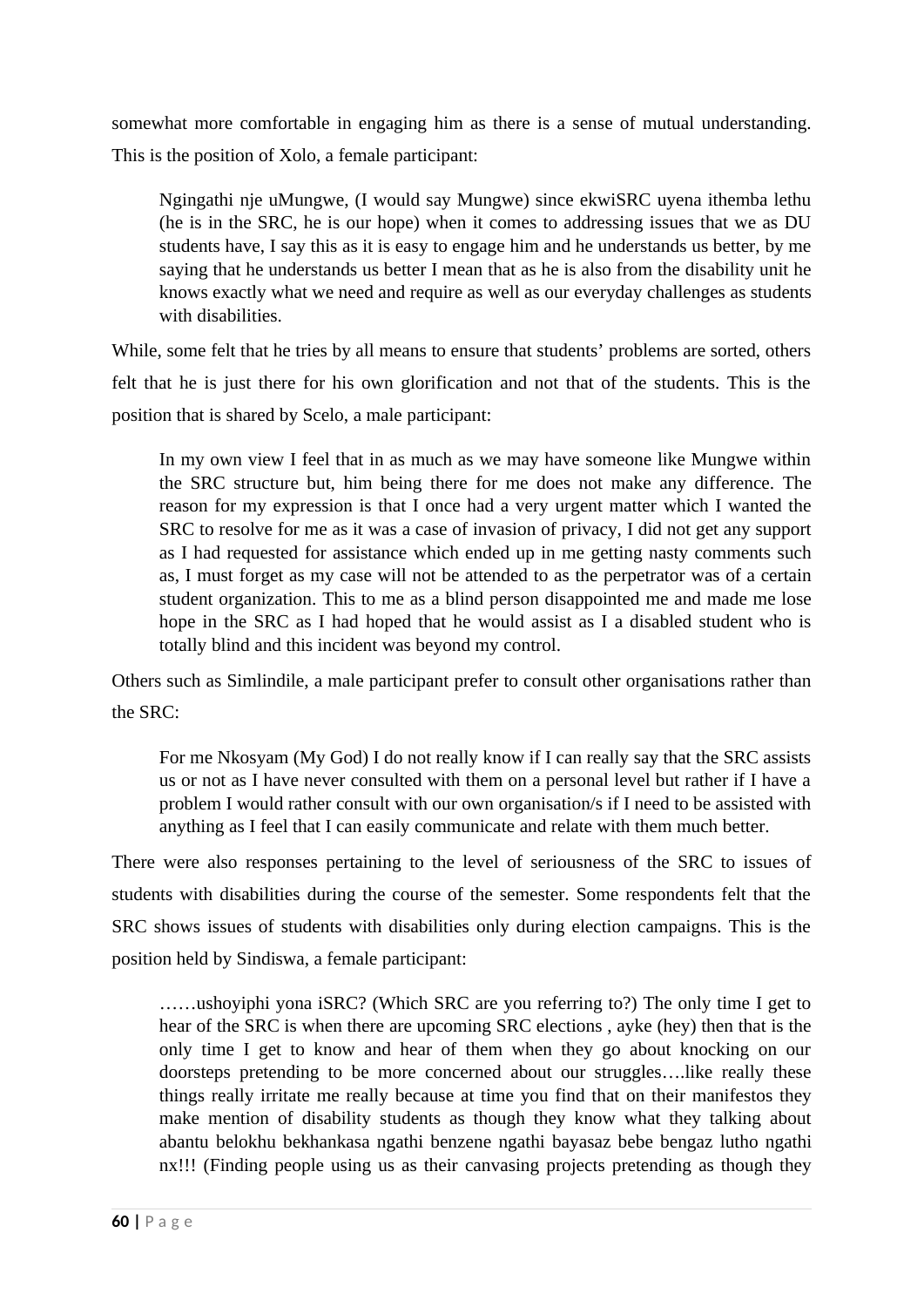somewhat more comfortable in engaging him as there is a sense of mutual understanding. This is the position of Xolo, a female participant:

> Ngingathi nje uMungwe, (I would say Mungwe) since ekwiSRC uyena ithemba lethu (he is in the SRC, he is our hope) when it comes to addressing issues that we as DU students have, I say this as it is easy to engage him and he understands us better, by me saying that he understands us better I mean that as he is also from the disability unit he knows exactly what we need and require as well as our everyday challenges as students with disabilities.

While, some felt that he tries by all means to ensure that students' problems are sorted, others felt that he is just there for his own glorification and not that of the students. This is the position that is shared by Scelo, a male participant:

> In my own view I feel that in as much as we may have someone like Mungwe within the SRC structure but, him being there for me does not make any difference. The reason for my expression is that I once had a very urgent matter which I wanted the SRC to resolve for me as it was a case of invasion of privacy, I did not get any support as I had requested for assistance which ended up in me getting nasty comments such as, I must forget as my case will not be attended to as the perpetrator was of a certain student organization. This to me as a blind person disappointed me and made me lose hope in the SRC as I had hoped that he would assist as I a disabled student who is totally blind and this incident was beyond my control.

Others such as Simlindile, a male participant prefer to consult other organisations rather than the SRC:

> For me Nkosyam (My God) I do not really know if I can really say that the SRC assists us or not as I have never consulted with them on a personal level but rather if I have a problem I would rather consult with our own organisation/s if I need to be assisted with anything as I feel that I can easily communicate and relate with them much better.

There were also responses pertaining to the level of seriousness of the SRC to issues of students with disabilities during the course of the semester. Some respondents felt that the SRC shows issues of students with disabilities only during election campaigns. This is the position held by Sindiswa, a female participant:

> ……ushoyiphi yona iSRC? (Which SRC are you referring to?) The only time I get to hear of the SRC is when there are upcoming SRC elections , ayke (hey) then that is the only time I get to know and hear of them when they go about knocking on our doorsteps pretending to be more concerned about our struggles….like really these things really irritate me really because at time you find that on their manifestos they make mention of disability students as though they know what they talking about abantu belokhu bekhankasa ngathi benzene ngathi bayasaz bebe bengaz lutho ngathi nx!!! (Finding people using us as their canvasing projects pretending as though they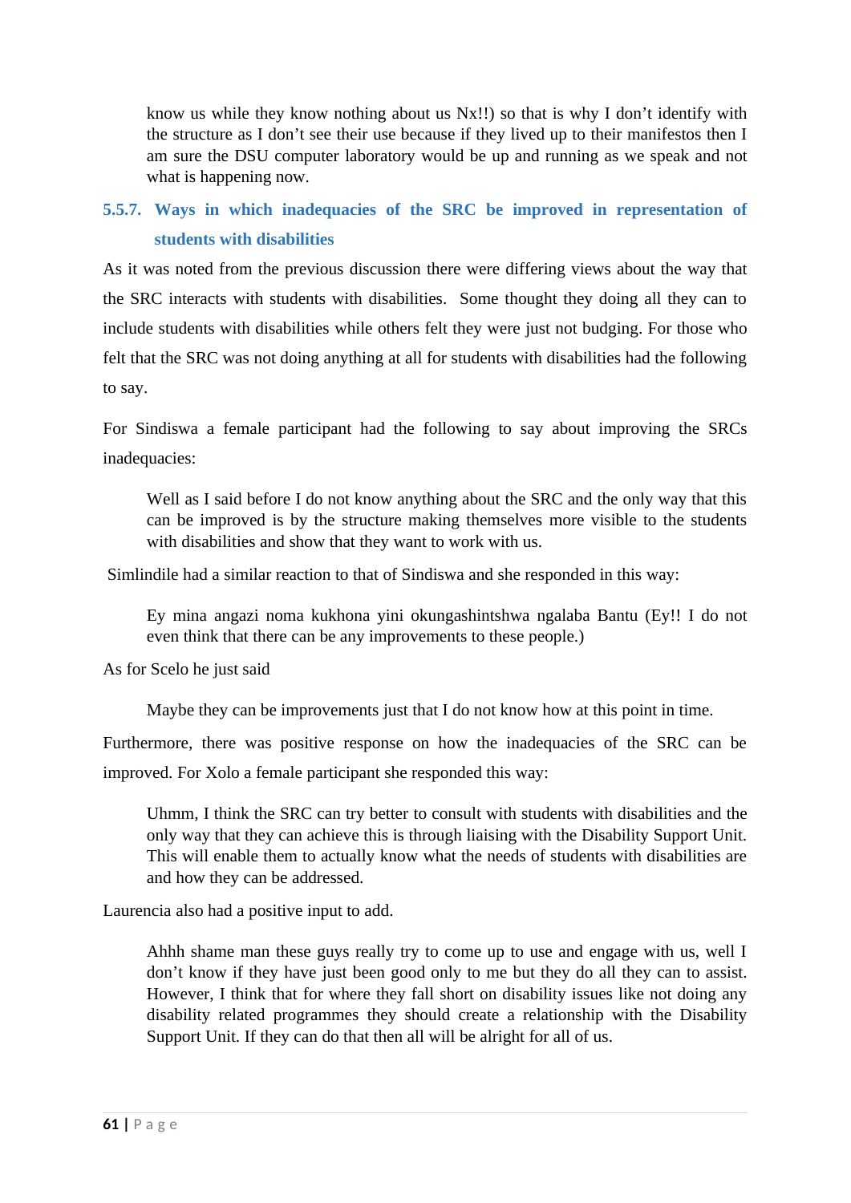know us while they know nothing about us Nx!!) so that is why I don't identify with the structure as I don't see their use because if they lived up to their manifestos then I am sure the DSU computer laboratory would be up and running as we speak and not what is happening now.

### 5.5.7. Ways in which inadequacies of the SRC be improved in representation of students with disabilities

As it was noted from the previous discussion there were differing views about the way that the SRC interacts with students with disabilities. Some thought they doing all they can to include students with disabilities while others felt they were just not budging. For those who felt that the SRC was not doing anything at all for students with disabilities had the following to say.

For Sindiswa a female participant had the following to say about improving the SRCs inadequacies:

> Well as I said before I do not know anything about the SRC and the only way that this can be improved is by the structure making themselves more visible to the students with disabilities and show that they want to work with us.

Simlindile had a similar reaction to that of Sindiswa and she responded in this way:

> Ey mina angazi noma kukhona yini okungashintshwa ngalaba Bantu (Ey!! I do not even think that there can be any improvements to these people.)

As for Scelo he just said

> Maybe they can be improvements just that I do not know how at this point in time.

Furthermore, there was positive response on how the inadequacies of the SRC can be improved. For Xolo a female participant she responded this way:

> Uhmm, I think the SRC can try better to consult with students with disabilities and the only way that they can achieve this is through liaising with the Disability Support Unit. This will enable them to actually know what the needs of students with disabilities are and how they can be addressed.

Laurencia also had a positive input to add.

> Ahhh shame man these guys really try to come up to use and engage with us, well I don't know if they have just been good only to me but they do all they can to assist. However, I think that for where they fall short on disability issues like not doing any disability related programmes they should create a relationship with the Disability Support Unit. If they can do that then all will be alright for all of us.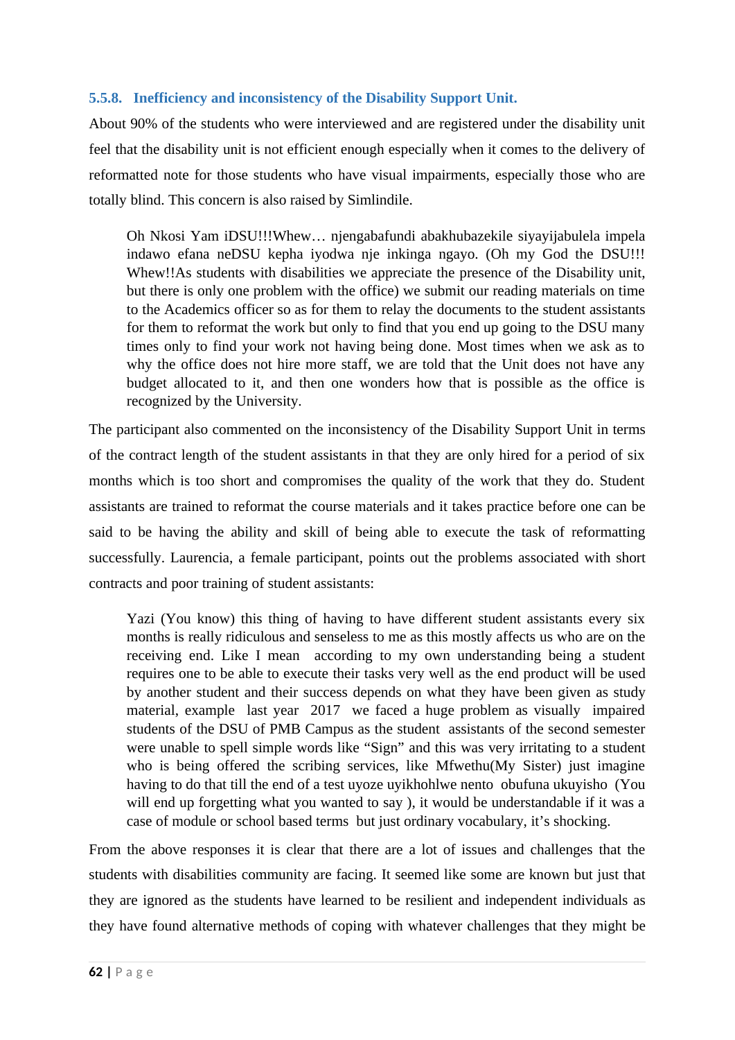### 5.5.8. Inefficiency and inconsistency of the Disability Support Unit.

About 90% of the students who were interviewed and are registered under the disability unit feel that the disability unit is not efficient enough especially when it comes to the delivery of reformatted note for those students who have visual impairments, especially those who are totally blind. This concern is also raised by Simlindile.

> Oh Nkosi Yam iDSU!!!Whew… njengabafundi abakhubazekile siyayijabulela impela indawo efana neDSU kepha iyodwa nje inkinga ngayo. (Oh my God the DSU!!! Whew!!As students with disabilities we appreciate the presence of the Disability unit, but there is only one problem with the office) we submit our reading materials on time to the Academics officer so as for them to relay the documents to the student assistants for them to reformat the work but only to find that you end up going to the DSU many times only to find your work not having being done. Most times when we ask as to why the office does not hire more staff, we are told that the Unit does not have any budget allocated to it, and then one wonders how that is possible as the office is recognized by the University.

The participant also commented on the inconsistency of the Disability Support Unit in terms of the contract length of the student assistants in that they are only hired for a period of six months which is too short and compromises the quality of the work that they do. Student assistants are trained to reformat the course materials and it takes practice before one can be said to be having the ability and skill of being able to execute the task of reformatting successfully. Laurencia, a female participant, points out the problems associated with short contracts and poor training of student assistants:

> Yazi (You know) this thing of having to have different student assistants every six months is really ridiculous and senseless to me as this mostly affects us who are on the receiving end. Like I mean according to my own understanding being a student requires one to be able to execute their tasks very well as the end product will be used by another student and their success depends on what they have been given as study material, example last year 2017 we faced a huge problem as visually impaired students of the DSU of PMB Campus as the student assistants of the second semester were unable to spell simple words like “Sign” and this was very irritating to a student who is being offered the scribing services, like Mfwethu(My Sister) just imagine having to do that till the end of a test uyoze uyikhohlwe nento obufuna ukuyisho (You will end up forgetting what you wanted to say ), it would be understandable if it was a case of module or school based terms but just ordinary vocabulary, it’s shocking.

From the above responses it is clear that there are a lot of issues and challenges that the students with disabilities community are facing. It seemed like some are known but just that they are ignored as the students have learned to be resilient and independent individuals as they have found alternative methods of coping with whatever challenges that they might be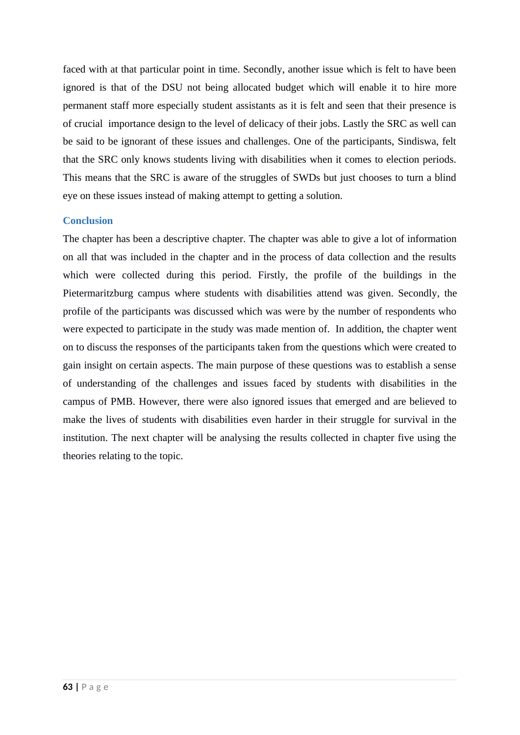faced with at that particular point in time. Secondly, another issue which is felt to have been ignored is that of the DSU not being allocated budget which will enable it to hire more permanent staff more especially student assistants as it is felt and seen that their presence is of crucial importance design to the level of delicacy of their jobs. Lastly the SRC as well can be said to be ignorant of these issues and challenges. One of the participants, Sindiswa, felt that the SRC only knows students living with disabilities when it comes to election periods. This means that the SRC is aware of the struggles of SWDs but just chooses to turn a blind eye on these issues instead of making attempt to getting a solution.

## Conclusion

The chapter has been a descriptive chapter. The chapter was able to give a lot of information on all that was included in the chapter and in the process of data collection and the results which were collected during this period. Firstly, the profile of the buildings in the Pietermaritzburg campus where students with disabilities attend was given. Secondly, the profile of the participants was discussed which was were by the number of respondents who were expected to participate in the study was made mention of. In addition, the chapter went on to discuss the responses of the participants taken from the questions which were created to gain insight on certain aspects. The main purpose of these questions was to establish a sense of understanding of the challenges and issues faced by students with disabilities in the campus of PMB. However, there were also ignored issues that emerged and are believed to make the lives of students with disabilities even harder in their struggle for survival in the institution. The next chapter will be analysing the results collected in chapter five using the theories relating to the topic.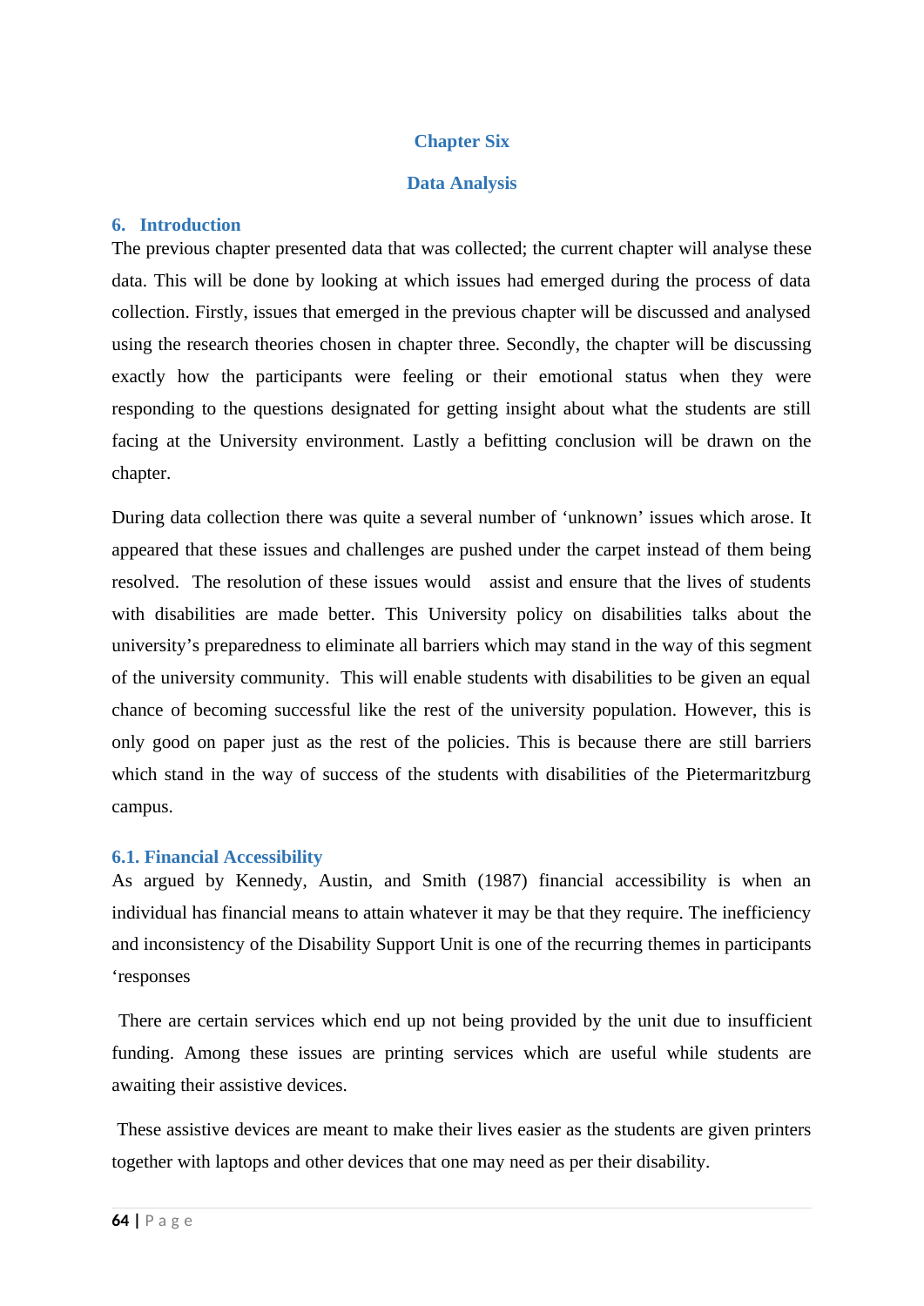# Chapter Six

# Data Analysis

## 6. Introduction

The previous chapter presented data that was collected; the current chapter will analyse these data. This will be done by looking at which issues had emerged during the process of data collection. Firstly, issues that emerged in the previous chapter will be discussed and analysed using the research theories chosen in chapter three. Secondly, the chapter will be discussing exactly how the participants were feeling or their emotional status when they were responding to the questions designated for getting insight about what the students are still facing at the University environment. Lastly a befitting conclusion will be drawn on the chapter.

During data collection there was quite a several number of 'unknown' issues which arose. It appeared that these issues and challenges are pushed under the carpet instead of them being resolved. The resolution of these issues would assist and ensure that the lives of students with disabilities are made better. This University policy on disabilities talks about the university's preparedness to eliminate all barriers which may stand in the way of this segment of the university community. This will enable students with disabilities to be given an equal chance of becoming successful like the rest of the university population. However, this is only good on paper just as the rest of the policies. This is because there are still barriers which stand in the way of success of the students with disabilities of the Pietermaritzburg campus.

### 6.1. Financial Accessibility

As argued by Kennedy, Austin, and Smith (1987) financial accessibility is when an individual has financial means to attain whatever it may be that they require. The inefficiency and inconsistency of the Disability Support Unit is one of the recurring themes in participants 'responses

There are certain services which end up not being provided by the unit due to insufficient funding. Among these issues are printing services which are useful while students are awaiting their assistive devices.

These assistive devices are meant to make their lives easier as the students are given printers together with laptops and other devices that one may need as per their disability.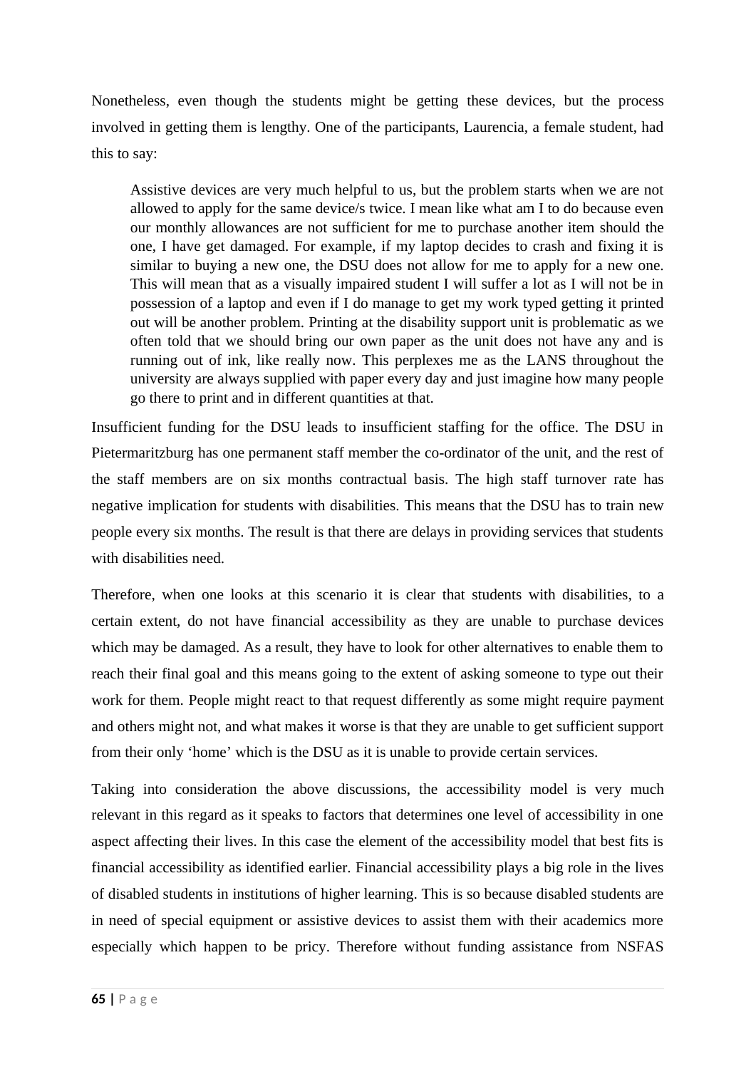Nonetheless, even though the students might be getting these devices, but the process involved in getting them is lengthy. One of the participants, Laurencia, a female student, had this to say:

> Assistive devices are very much helpful to us, but the problem starts when we are not allowed to apply for the same device/s twice. I mean like what am I to do because even our monthly allowances are not sufficient for me to purchase another item should the one, I have get damaged. For example, if my laptop decides to crash and fixing it is similar to buying a new one, the DSU does not allow for me to apply for a new one. This will mean that as a visually impaired student I will suffer a lot as I will not be in possession of a laptop and even if I do manage to get my work typed getting it printed out will be another problem. Printing at the disability support unit is problematic as we often told that we should bring our own paper as the unit does not have any and is running out of ink, like really now. This perplexes me as the LANS throughout the university are always supplied with paper every day and just imagine how many people go there to print and in different quantities at that.

Insufficient funding for the DSU leads to insufficient staffing for the office. The DSU in Pietermaritzburg has one permanent staff member the co-ordinator of the unit, and the rest of the staff members are on six months contractual basis. The high staff turnover rate has negative implication for students with disabilities. This means that the DSU has to train new people every six months. The result is that there are delays in providing services that students with disabilities need.

Therefore, when one looks at this scenario it is clear that students with disabilities, to a certain extent, do not have financial accessibility as they are unable to purchase devices which may be damaged. As a result, they have to look for other alternatives to enable them to reach their final goal and this means going to the extent of asking someone to type out their work for them. People might react to that request differently as some might require payment and others might not, and what makes it worse is that they are unable to get sufficient support from their only 'home' which is the DSU as it is unable to provide certain services.

Taking into consideration the above discussions, the accessibility model is very much relevant in this regard as it speaks to factors that determines one level of accessibility in one aspect affecting their lives. In this case the element of the accessibility model that best fits is financial accessibility as identified earlier. Financial accessibility plays a big role in the lives of disabled students in institutions of higher learning. This is so because disabled students are in need of special equipment or assistive devices to assist them with their academics more especially which happen to be pricy. Therefore without funding assistance from NSFAS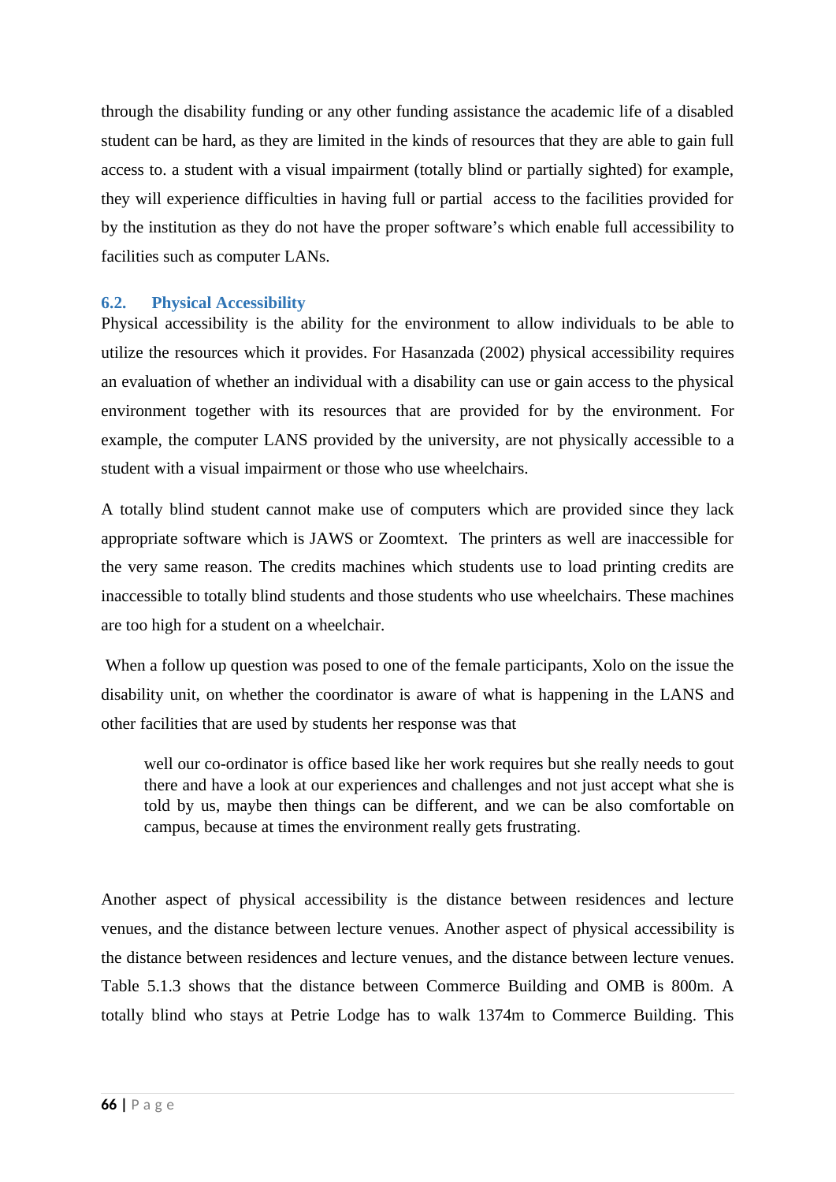through the disability funding or any other funding assistance the academic life of a disabled student can be hard, as they are limited in the kinds of resources that they are able to gain full access to. a student with a visual impairment (totally blind or partially sighted) for example, they will experience difficulties in having full or partial access to the facilities provided for by the institution as they do not have the proper software's which enable full accessibility to facilities such as computer LANs.

### 6.2. Physical Accessibility

Physical accessibility is the ability for the environment to allow individuals to be able to utilize the resources which it provides. For Hasanzada (2002) physical accessibility requires an evaluation of whether an individual with a disability can use or gain access to the physical environment together with its resources that are provided for by the environment. For example, the computer LANS provided by the university, are not physically accessible to a student with a visual impairment or those who use wheelchairs.

A totally blind student cannot make use of computers which are provided since they lack appropriate software which is JAWS or Zoomtext. The printers as well are inaccessible for the very same reason. The credits machines which students use to load printing credits are inaccessible to totally blind students and those students who use wheelchairs. These machines are too high for a student on a wheelchair.

When a follow up question was posed to one of the female participants, Xolo on the issue the disability unit, on whether the coordinator is aware of what is happening in the LANS and other facilities that are used by students her response was that

> well our co-ordinator is office based like her work requires but she really needs to gout there and have a look at our experiences and challenges and not just accept what she is told by us, maybe then things can be different, and we can be also comfortable on campus, because at times the environment really gets frustrating.

Another aspect of physical accessibility is the distance between residences and lecture venues, and the distance between lecture venues. Another aspect of physical accessibility is the distance between residences and lecture venues, and the distance between lecture venues. Table 5.1.3 shows that the distance between Commerce Building and OMB is 800m. A totally blind who stays at Petrie Lodge has to walk 1374m to Commerce Building. This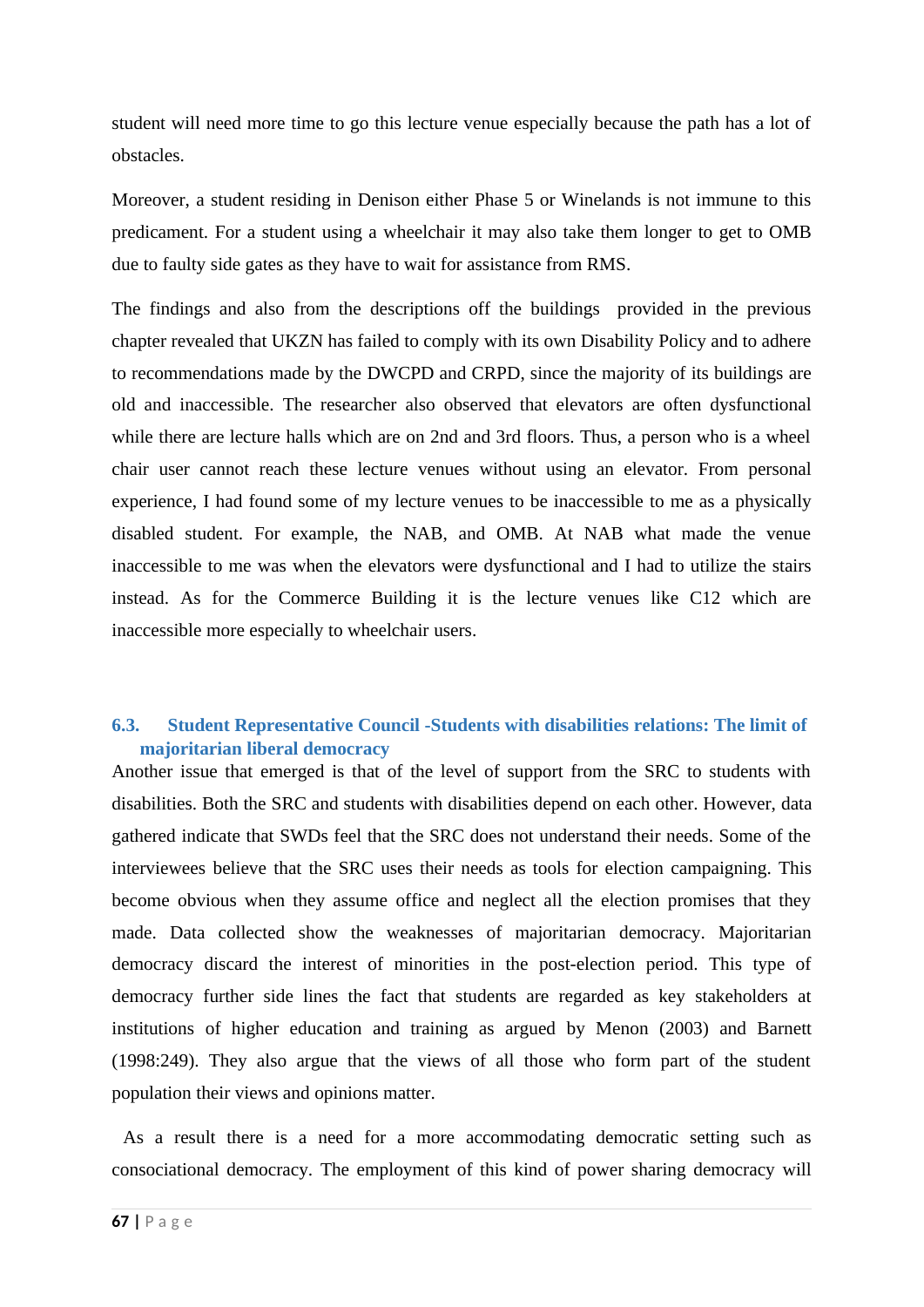student will need more time to go this lecture venue especially because the path has a lot of obstacles.

Moreover, a student residing in Denison either Phase 5 or Winelands is not immune to this predicament. For a student using a wheelchair it may also take them longer to get to OMB due to faulty side gates as they have to wait for assistance from RMS.

The findings and also from the descriptions off the buildings provided in the previous chapter revealed that UKZN has failed to comply with its own Disability Policy and to adhere to recommendations made by the DWCPD and CRPD, since the majority of its buildings are old and inaccessible. The researcher also observed that elevators are often dysfunctional while there are lecture halls which are on 2nd and 3rd floors. Thus, a person who is a wheel chair user cannot reach these lecture venues without using an elevator. From personal experience, I had found some of my lecture venues to be inaccessible to me as a physically disabled student. For example, the NAB, and OMB. At NAB what made the venue inaccessible to me was when the elevators were dysfunctional and I had to utilize the stairs instead. As for the Commerce Building it is the lecture venues like C12 which are inaccessible more especially to wheelchair users.

### 6.3. Student Representative Council -Students with disabilities relations: The limit of majoritarian liberal democracy

Another issue that emerged is that of the level of support from the SRC to students with disabilities. Both the SRC and students with disabilities depend on each other. However, data gathered indicate that SWDs feel that the SRC does not understand their needs. Some of the interviewees believe that the SRC uses their needs as tools for election campaigning. This become obvious when they assume office and neglect all the election promises that they made. Data collected show the weaknesses of majoritarian democracy. Majoritarian democracy discard the interest of minorities in the post-election period. This type of democracy further side lines the fact that students are regarded as key stakeholders at institutions of higher education and training as argued by Menon (2003) and Barnett (1998:249). They also argue that the views of all those who form part of the student population their views and opinions matter.

As a result there is a need for a more accommodating democratic setting such as consociational democracy. The employment of this kind of power sharing democracy will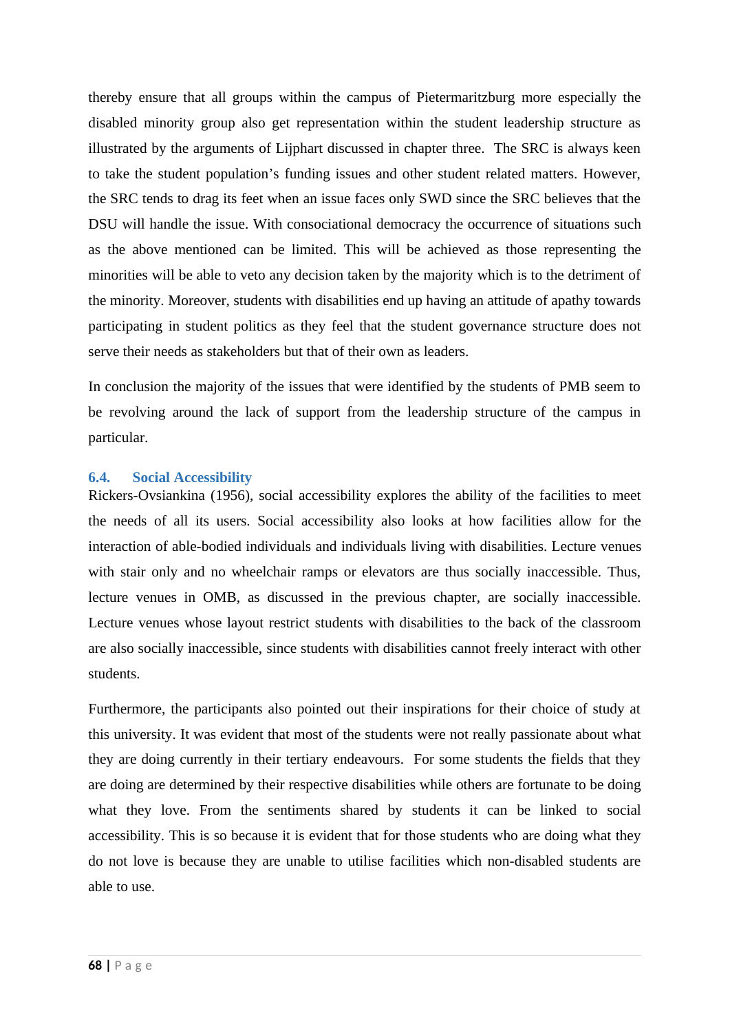thereby ensure that all groups within the campus of Pietermaritzburg more especially the disabled minority group also get representation within the student leadership structure as illustrated by the arguments of Lijphart discussed in chapter three. The SRC is always keen to take the student population's funding issues and other student related matters. However, the SRC tends to drag its feet when an issue faces only SWD since the SRC believes that the DSU will handle the issue. With consociational democracy the occurrence of situations such as the above mentioned can be limited. This will be achieved as those representing the minorities will be able to veto any decision taken by the majority which is to the detriment of the minority. Moreover, students with disabilities end up having an attitude of apathy towards participating in student politics as they feel that the student governance structure does not serve their needs as stakeholders but that of their own as leaders.

In conclusion the majority of the issues that were identified by the students of PMB seem to be revolving around the lack of support from the leadership structure of the campus in particular.

### 6.4. Social Accessibility

Rickers-Ovsiankina (1956), social accessibility explores the ability of the facilities to meet the needs of all its users. Social accessibility also looks at how facilities allow for the interaction of able-bodied individuals and individuals living with disabilities. Lecture venues with stair only and no wheelchair ramps or elevators are thus socially inaccessible. Thus, lecture venues in OMB, as discussed in the previous chapter, are socially inaccessible. Lecture venues whose layout restrict students with disabilities to the back of the classroom are also socially inaccessible, since students with disabilities cannot freely interact with other students.

Furthermore, the participants also pointed out their inspirations for their choice of study at this university. It was evident that most of the students were not really passionate about what they are doing currently in their tertiary endeavours. For some students the fields that they are doing are determined by their respective disabilities while others are fortunate to be doing what they love. From the sentiments shared by students it can be linked to social accessibility. This is so because it is evident that for those students who are doing what they do not love is because they are unable to utilise facilities which non-disabled students are able to use.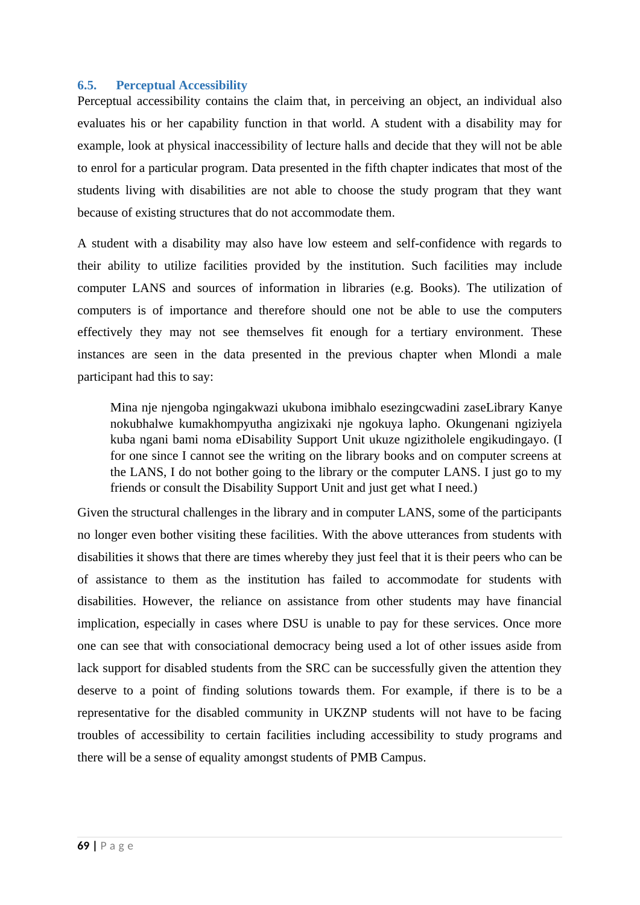### 6.5. Perceptual Accessibility

Perceptual accessibility contains the claim that, in perceiving an object, an individual also evaluates his or her capability function in that world. A student with a disability may for example, look at physical inaccessibility of lecture halls and decide that they will not be able to enrol for a particular program. Data presented in the fifth chapter indicates that most of the students living with disabilities are not able to choose the study program that they want because of existing structures that do not accommodate them.

A student with a disability may also have low esteem and self-confidence with regards to their ability to utilize facilities provided by the institution. Such facilities may include computer LANS and sources of information in libraries (e.g. Books). The utilization of computers is of importance and therefore should one not be able to use the computers effectively they may not see themselves fit enough for a tertiary environment. These instances are seen in the data presented in the previous chapter when Mlondi a male participant had this to say:

> Mina nje njengoba ngingakwazi ukubona imibhalo esezingcwadini zaseLibrary Kanye nokubhalwe kumakhompyutha angizixaki nje ngokuya lapho. Okungenani ngiziyela kuba ngani bami noma eDisability Support Unit ukuze ngizitholele engikudingayo. (I for one since I cannot see the writing on the library books and on computer screens at the LANS, I do not bother going to the library or the computer LANS. I just go to my friends or consult the Disability Support Unit and just get what I need.)

Given the structural challenges in the library and in computer LANS, some of the participants no longer even bother visiting these facilities. With the above utterances from students with disabilities it shows that there are times whereby they just feel that it is their peers who can be of assistance to them as the institution has failed to accommodate for students with disabilities. However, the reliance on assistance from other students may have financial implication, especially in cases where DSU is unable to pay for these services. Once more one can see that with consociational democracy being used a lot of other issues aside from lack support for disabled students from the SRC can be successfully given the attention they deserve to a point of finding solutions towards them. For example, if there is to be a representative for the disabled community in UKZNP students will not have to be facing troubles of accessibility to certain facilities including accessibility to study programs and there will be a sense of equality amongst students of PMB Campus.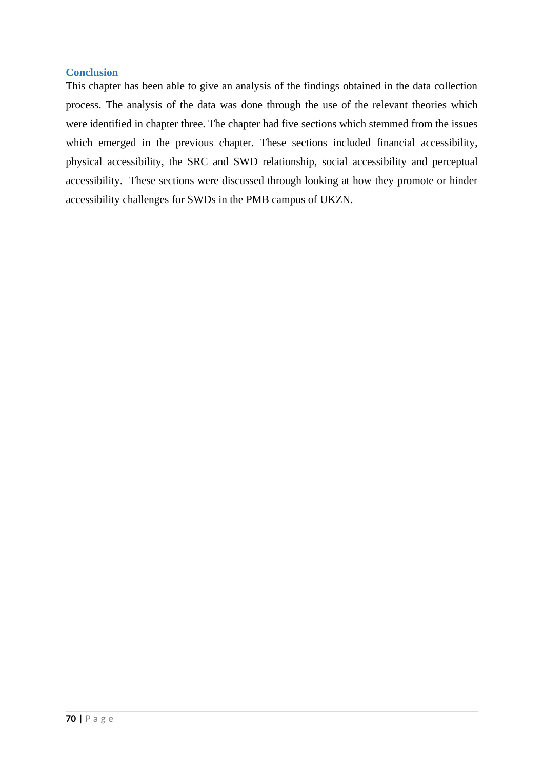## Conclusion

This chapter has been able to give an analysis of the findings obtained in the data collection process. The analysis of the data was done through the use of the relevant theories which were identified in chapter three. The chapter had five sections which stemmed from the issues which emerged in the previous chapter. These sections included financial accessibility, physical accessibility, the SRC and SWD relationship, social accessibility and perceptual accessibility. These sections were discussed through looking at how they promote or hinder accessibility challenges for SWDs in the PMB campus of UKZN.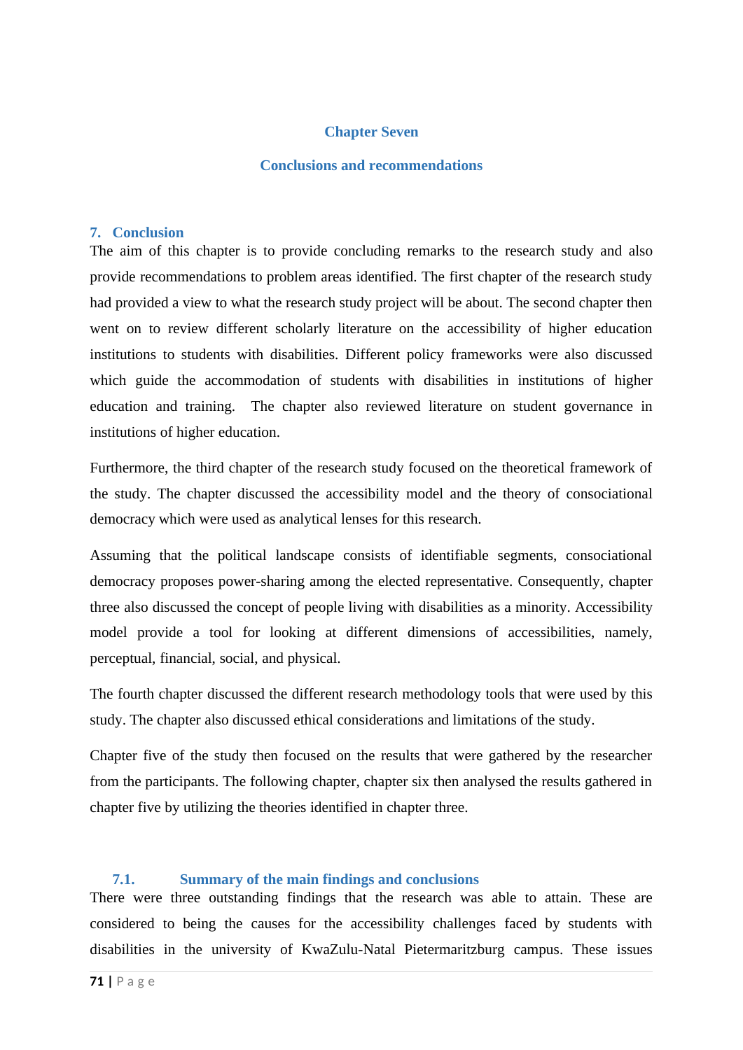# Chapter Seven

# Conclusions and recommendations

## 7. Conclusion

The aim of this chapter is to provide concluding remarks to the research study and also provide recommendations to problem areas identified. The first chapter of the research study had provided a view to what the research study project will be about. The second chapter then went on to review different scholarly literature on the accessibility of higher education institutions to students with disabilities. Different policy frameworks were also discussed which guide the accommodation of students with disabilities in institutions of higher education and training. The chapter also reviewed literature on student governance in institutions of higher education.

Furthermore, the third chapter of the research study focused on the theoretical framework of the study. The chapter discussed the accessibility model and the theory of consociational democracy which were used as analytical lenses for this research.

Assuming that the political landscape consists of identifiable segments, consociational democracy proposes power-sharing among the elected representative. Consequently, chapter three also discussed the concept of people living with disabilities as a minority. Accessibility model provide a tool for looking at different dimensions of accessibilities, namely, perceptual, financial, social, and physical.

The fourth chapter discussed the different research methodology tools that were used by this study. The chapter also discussed ethical considerations and limitations of the study.

Chapter five of the study then focused on the results that were gathered by the researcher from the participants. The following chapter, chapter six then analysed the results gathered in chapter five by utilizing the theories identified in chapter three.

### 7.1. Summary of the main findings and conclusions

There were three outstanding findings that the research was able to attain. These are considered to being the causes for the accessibility challenges faced by students with disabilities in the university of KwaZulu-Natal Pietermaritzburg campus. These issues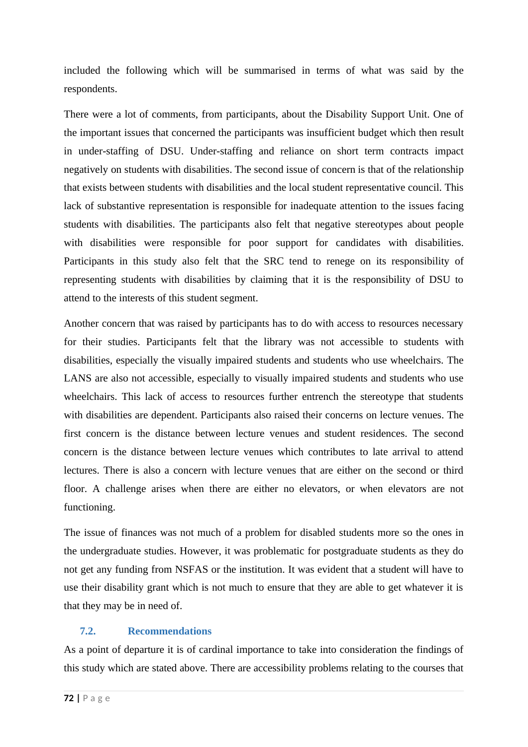included the following which will be summarised in terms of what was said by the respondents.

There were a lot of comments, from participants, about the Disability Support Unit. One of the important issues that concerned the participants was insufficient budget which then result in under-staffing of DSU. Under-staffing and reliance on short term contracts impact negatively on students with disabilities. The second issue of concern is that of the relationship that exists between students with disabilities and the local student representative council. This lack of substantive representation is responsible for inadequate attention to the issues facing students with disabilities. The participants also felt that negative stereotypes about people with disabilities were responsible for poor support for candidates with disabilities. Participants in this study also felt that the SRC tend to renege on its responsibility of representing students with disabilities by claiming that it is the responsibility of DSU to attend to the interests of this student segment.

Another concern that was raised by participants has to do with access to resources necessary for their studies. Participants felt that the library was not accessible to students with disabilities, especially the visually impaired students and students who use wheelchairs. The LANS are also not accessible, especially to visually impaired students and students who use wheelchairs. This lack of access to resources further entrench the stereotype that students with disabilities are dependent. Participants also raised their concerns on lecture venues. The first concern is the distance between lecture venues and student residences. The second concern is the distance between lecture venues which contributes to late arrival to attend lectures. There is also a concern with lecture venues that are either on the second or third floor. A challenge arises when there are either no elevators, or when elevators are not functioning.

The issue of finances was not much of a problem for disabled students more so the ones in the undergraduate studies. However, it was problematic for postgraduate students as they do not get any funding from NSFAS or the institution. It was evident that a student will have to use their disability grant which is not much to ensure that they are able to get whatever it is that they may be in need of.

## 7.2. Recommendations

As a point of departure it is of cardinal importance to take into consideration the findings of this study which are stated above. There are accessibility problems relating to the courses that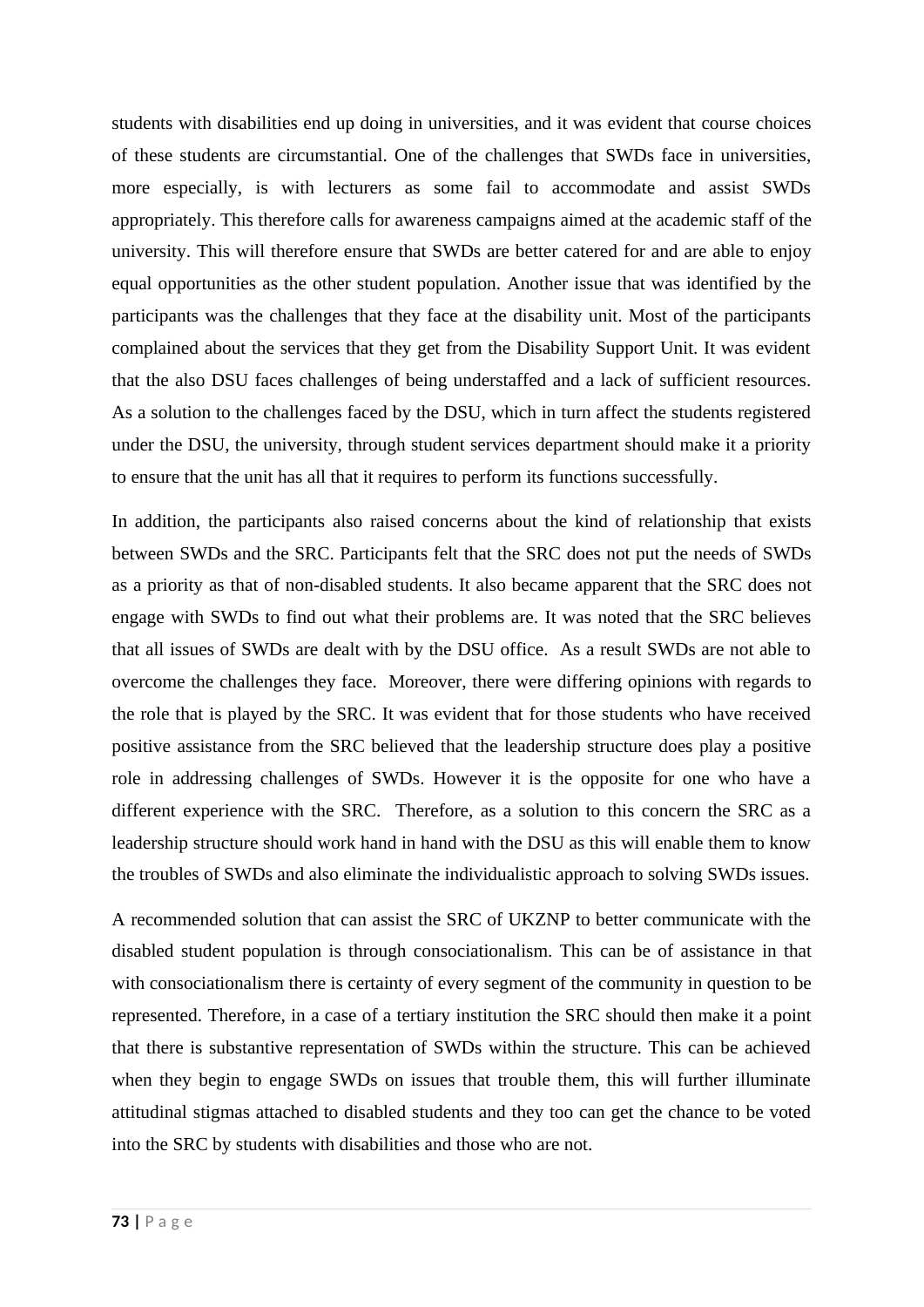students with disabilities end up doing in universities, and it was evident that course choices of these students are circumstantial. One of the challenges that SWDs face in universities, more especially, is with lecturers as some fail to accommodate and assist SWDs appropriately. This therefore calls for awareness campaigns aimed at the academic staff of the university. This will therefore ensure that SWDs are better catered for and are able to enjoy equal opportunities as the other student population. Another issue that was identified by the participants was the challenges that they face at the disability unit. Most of the participants complained about the services that they get from the Disability Support Unit. It was evident that the also DSU faces challenges of being understaffed and a lack of sufficient resources. As a solution to the challenges faced by the DSU, which in turn affect the students registered under the DSU, the university, through student services department should make it a priority to ensure that the unit has all that it requires to perform its functions successfully.

In addition, the participants also raised concerns about the kind of relationship that exists between SWDs and the SRC. Participants felt that the SRC does not put the needs of SWDs as a priority as that of non-disabled students. It also became apparent that the SRC does not engage with SWDs to find out what their problems are. It was noted that the SRC believes that all issues of SWDs are dealt with by the DSU office. As a result SWDs are not able to overcome the challenges they face. Moreover, there were differing opinions with regards to the role that is played by the SRC. It was evident that for those students who have received positive assistance from the SRC believed that the leadership structure does play a positive role in addressing challenges of SWDs. However it is the opposite for one who have a different experience with the SRC. Therefore, as a solution to this concern the SRC as a leadership structure should work hand in hand with the DSU as this will enable them to know the troubles of SWDs and also eliminate the individualistic approach to solving SWDs issues.

A recommended solution that can assist the SRC of UKZNP to better communicate with the disabled student population is through consociationalism. This can be of assistance in that with consociationalism there is certainty of every segment of the community in question to be represented. Therefore, in a case of a tertiary institution the SRC should then make it a point that there is substantive representation of SWDs within the structure. This can be achieved when they begin to engage SWDs on issues that trouble them, this will further illuminate attitudinal stigmas attached to disabled students and they too can get the chance to be voted into the SRC by students with disabilities and those who are not.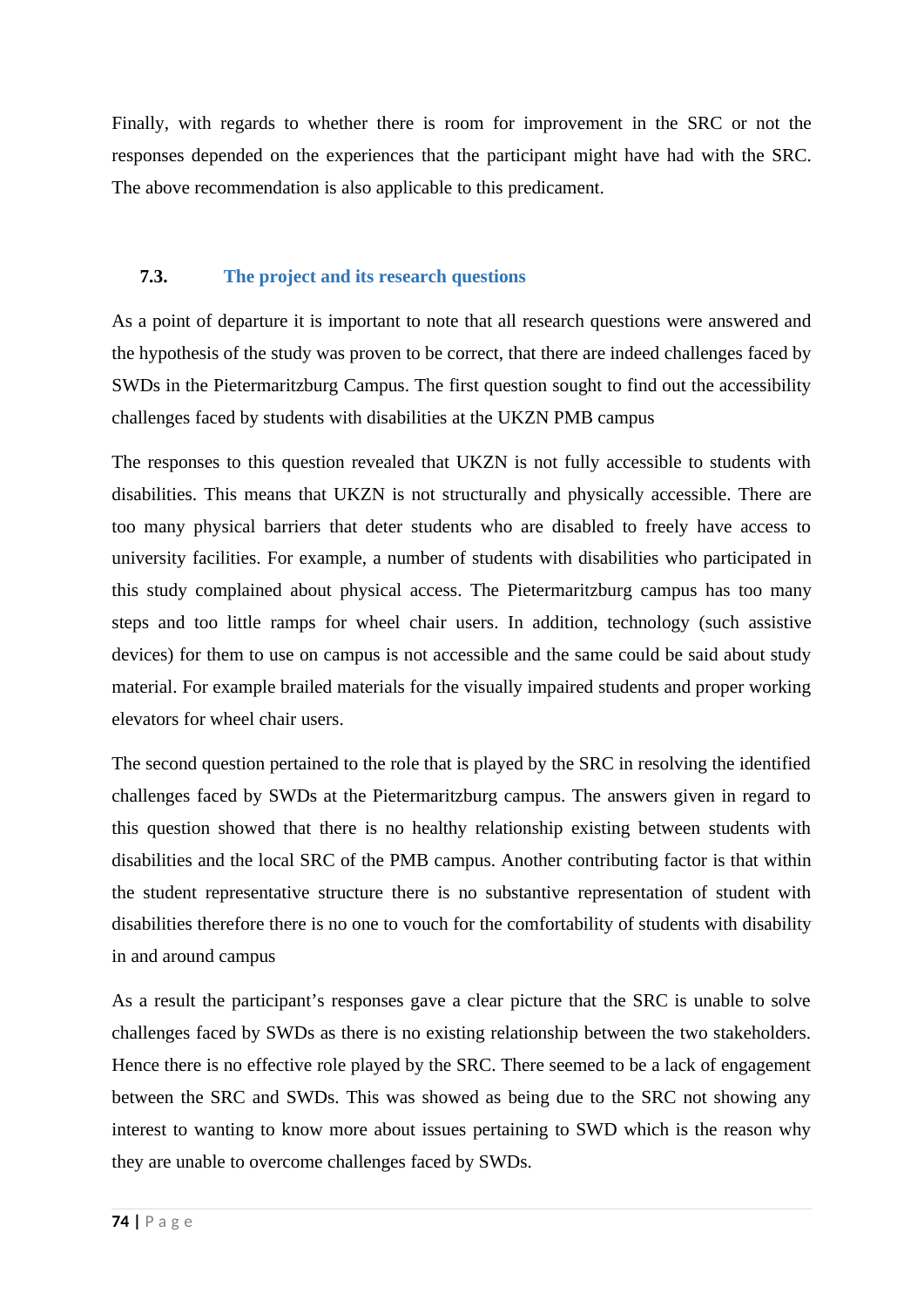Finally, with regards to whether there is room for improvement in the SRC or not the responses depended on the experiences that the participant might have had with the SRC. The above recommendation is also applicable to this predicament.

### 7.3. The project and its research questions

As a point of departure it is important to note that all research questions were answered and the hypothesis of the study was proven to be correct, that there are indeed challenges faced by SWDs in the Pietermaritzburg Campus. The first question sought to find out the accessibility challenges faced by students with disabilities at the UKZN PMB campus

The responses to this question revealed that UKZN is not fully accessible to students with disabilities. This means that UKZN is not structurally and physically accessible. There are too many physical barriers that deter students who are disabled to freely have access to university facilities. For example, a number of students with disabilities who participated in this study complained about physical access. The Pietermaritzburg campus has too many steps and too little ramps for wheel chair users. In addition, technology (such assistive devices) for them to use on campus is not accessible and the same could be said about study material. For example brailed materials for the visually impaired students and proper working elevators for wheel chair users.

The second question pertained to the role that is played by the SRC in resolving the identified challenges faced by SWDs at the Pietermaritzburg campus. The answers given in regard to this question showed that there is no healthy relationship existing between students with disabilities and the local SRC of the PMB campus. Another contributing factor is that within the student representative structure there is no substantive representation of student with disabilities therefore there is no one to vouch for the comfortability of students with disability in and around campus

As a result the participant's responses gave a clear picture that the SRC is unable to solve challenges faced by SWDs as there is no existing relationship between the two stakeholders. Hence there is no effective role played by the SRC. There seemed to be a lack of engagement between the SRC and SWDs. This was showed as being due to the SRC not showing any interest to wanting to know more about issues pertaining to SWD which is the reason why they are unable to overcome challenges faced by SWDs.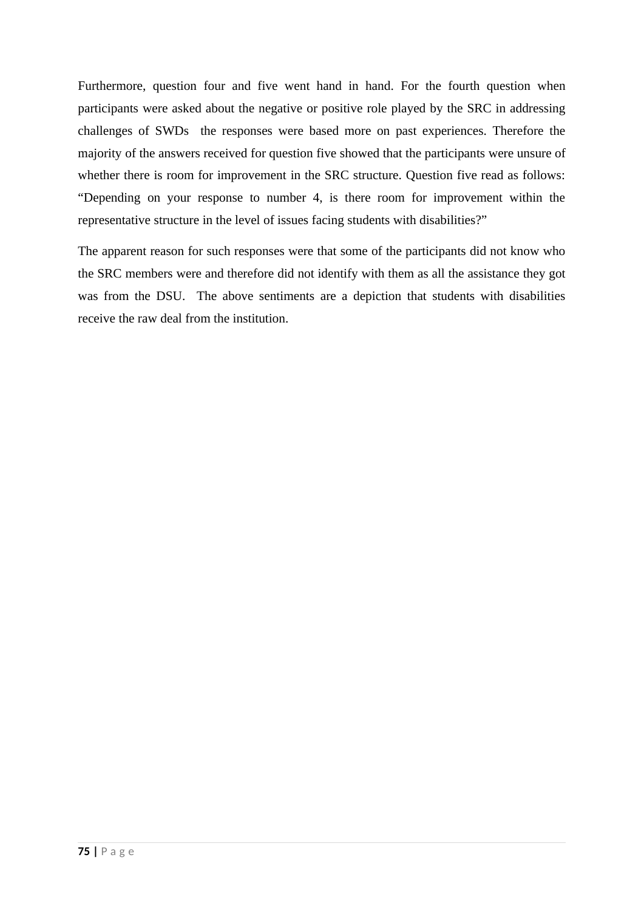Furthermore, question four and five went hand in hand. For the fourth question when participants were asked about the negative or positive role played by the SRC in addressing challenges of SWDs  the responses were based more on past experiences. Therefore the majority of the answers received for question five showed that the participants were unsure of whether there is room for improvement in the SRC structure. Question five read as follows: "Depending on your response to number 4, is there room for improvement within the representative structure in the level of issues facing students with disabilities?"

The apparent reason for such responses were that some of the participants did not know who the SRC members were and therefore did not identify with them as all the assistance they got was from the DSU.  The above sentiments are a depiction that students with disabilities receive the raw deal from the institution.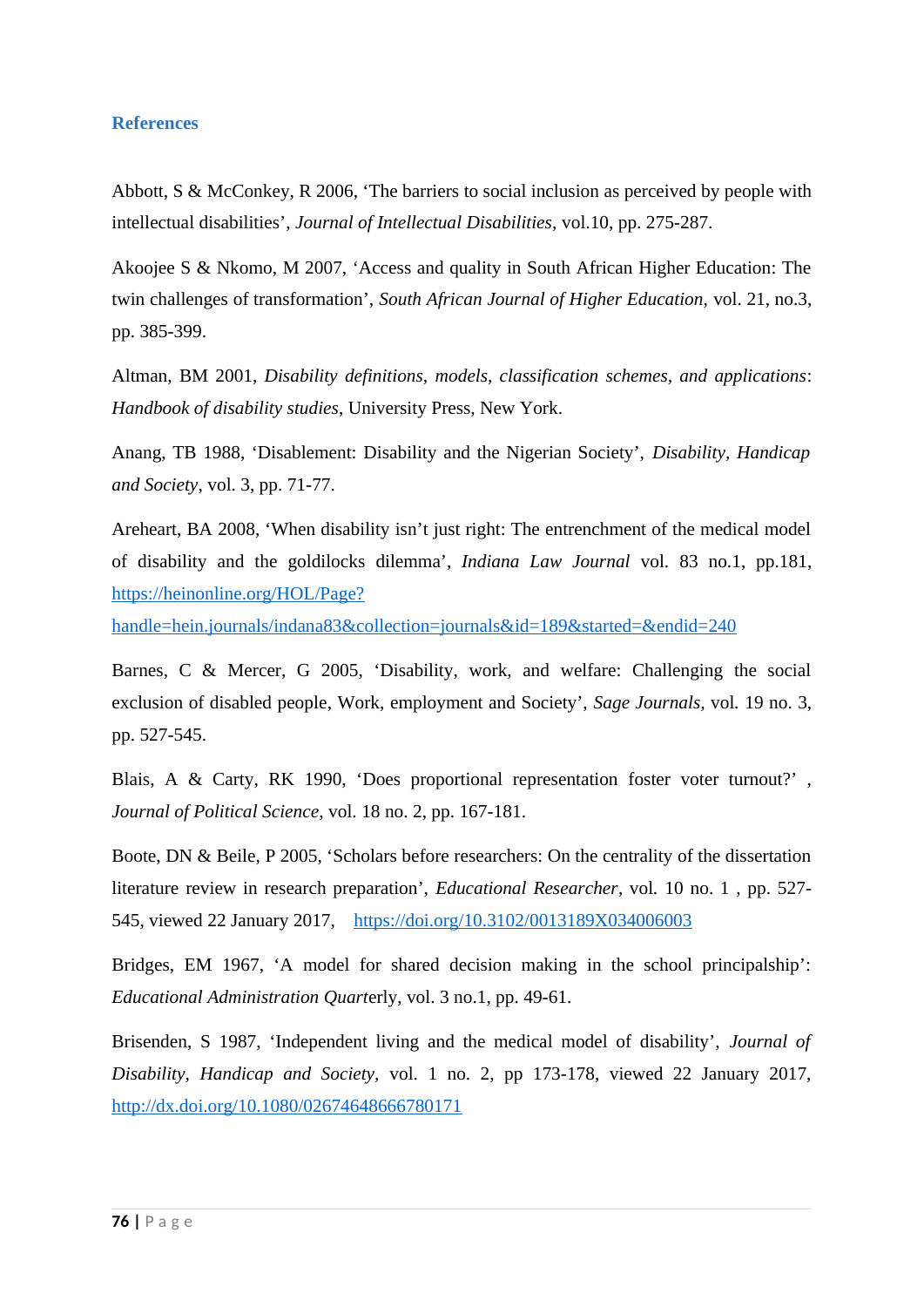## References

Abbott, S & McConkey, R 2006, 'The barriers to social inclusion as perceived by people with intellectual disabilities', *Journal of Intellectual Disabilities*, vol.10, pp. 275-287.

Akoojee S & Nkomo, M 2007, 'Access and quality in South African Higher Education: The twin challenges of transformation', *South African Journal of Higher Education*, vol. 21, no.3, pp. 385-399.

Altman, BM 2001, *Disability definitions, models, classification schemes, and applications*: *Handbook of disability studies*, University Press, New York.

Anang, TB 1988, 'Disablement: Disability and the Nigerian Society', *Disability, Handicap and Society*, vol. 3, pp. 71-77.

Areheart, BA 2008, 'When disability isn't just right: The entrenchment of the medical model of disability and the goldilocks dilemma', *Indiana Law Journal* vol. 83 no.1, pp.181, https://heinonline.org/HOL/Page?handle=hein.journals/indana83&collection=journals&id=189&started=&endid=240

Barnes, C & Mercer, G 2005, 'Disability, work, and welfare: Challenging the social exclusion of disabled people, Work, employment and Society', *Sage Journals*, vol. 19 no. 3, pp. 527-545.

Blais, A & Carty, RK 1990, 'Does proportional representation foster voter turnout?' , *Journal of Political Science*, vol. 18 no. 2, pp. 167-181.

Boote, DN & Beile, P 2005, 'Scholars before researchers: On the centrality of the dissertation literature review in research preparation', *Educational Researcher*, vol. 10 no. 1 , pp. 527-545, viewed 22 January 2017, https://doi.org/10.3102/0013189X034006003

Bridges, EM 1967, 'A model for shared decision making in the school principalship': *Educational Administration Quart*erly, vol. 3 no.1, pp. 49-61.

Brisenden, S 1987, 'Independent living and the medical model of disability', *Journal of Disability, Handicap and Society*, vol. 1 no. 2, pp 173-178, viewed 22 January 2017, http://dx.doi.org/10.1080/02674648666780171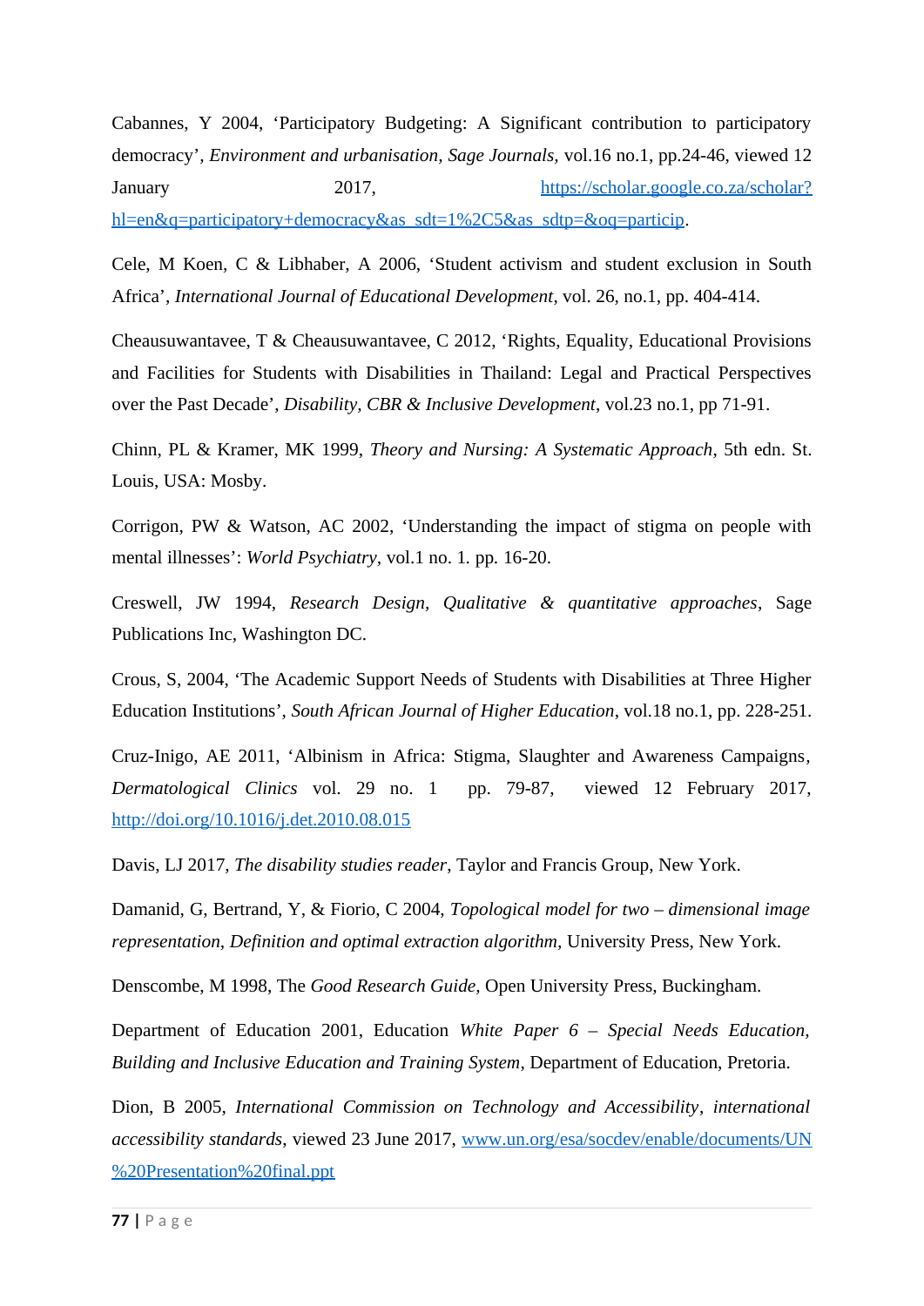Cabannes, Y 2004, 'Participatory Budgeting: A Significant contribution to participatory democracy', *Environment and urbanisation, Sage Journals*, vol.16 no.1, pp.24-46, viewed 12 January 2017, https://scholar.google.co.za/scholar?hl=en&q=participatory+democracy&as_sdt=1%2C5&as_sdtp=&oq=particip.

Cele, M Koen, C & Libhaber, A 2006, 'Student activism and student exclusion in South Africa', *International Journal of Educational Development*, vol. 26, no.1, pp. 404-414.

Cheausuwantavee, T & Cheausuwantavee, C 2012, 'Rights, Equality, Educational Provisions and Facilities for Students with Disabilities in Thailand: Legal and Practical Perspectives over the Past Decade', *Disability, CBR & Inclusive Development*, vol.23 no.1, pp 71-91.

Chinn, PL & Kramer, MK 1999, *Theory and Nursing: A Systematic Approach*, 5th edn. St. Louis, USA: Mosby.

Corrigon, PW & Watson, AC 2002, 'Understanding the impact of stigma on people with mental illnesses': *World Psychiatry,* vol.1 no. 1. pp. 16-20.

Creswell, JW 1994, *Research Design, Qualitative & quantitative approaches*, Sage Publications Inc, Washington DC.

Crous, S, 2004, 'The Academic Support Needs of Students with Disabilities at Three Higher Education Institutions', *South African Journal of Higher Education*, vol.18 no.1, pp. 228-251.

Cruz-Inigo, AE 2011, 'Albinism in Africa: Stigma, Slaughter and Awareness Campaigns, *Dermatological Clinics* vol. 29 no. 1 pp. 79-87, viewed 12 February 2017, http://doi.org/10.1016/j.det.2010.08.015

Davis, LJ 2017, *The disability studies reader*, Taylor and Francis Group, New York.

Damanid, G, Bertrand, Y, & Fiorio, C 2004, *Topological model for two – dimensional image representation, Definition and optimal extraction algorithm*, University Press, New York.

Denscombe, M 1998, The *Good Research Guide,* Open University Press, Buckingham.

Department of Education 2001, Education *White Paper 6 – Special Needs Education, Building and Inclusive Education and Training System*, Department of Education, Pretoria.

Dion, B 2005, *International Commission on Technology and Accessibility*, *international accessibility standards*, viewed 23 June 2017, www.un.org/esa/socdev/enable/documents/UN%20Presentation%20final.ppt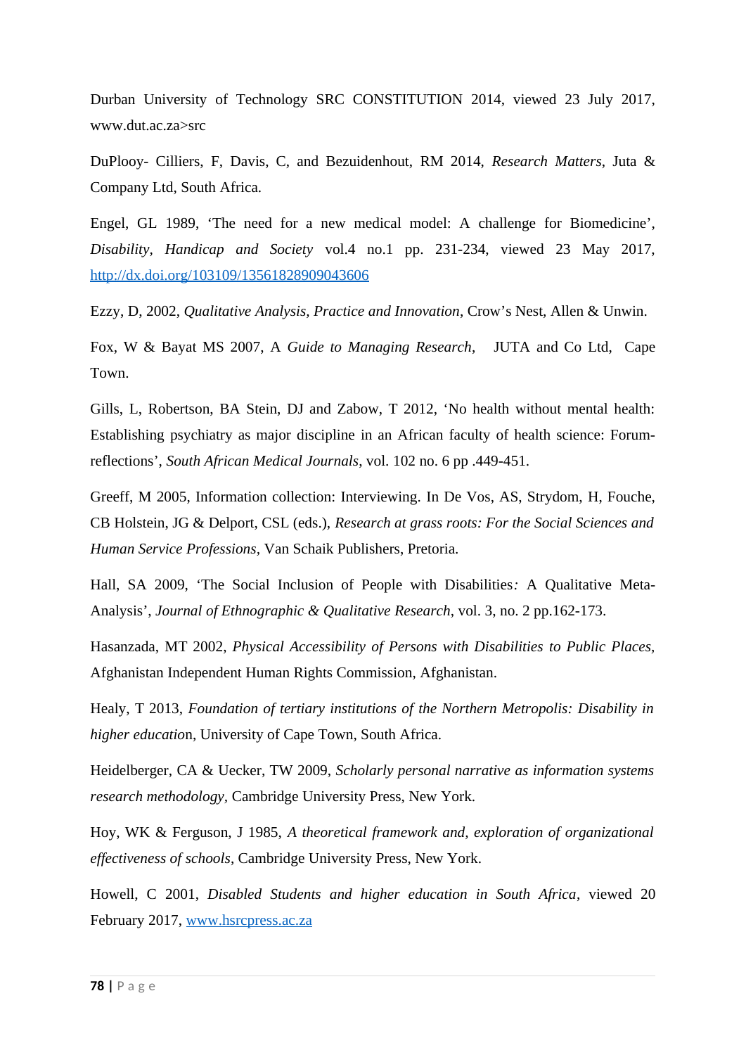Durban University of Technology SRC CONSTITUTION 2014, viewed 23 July 2017, www.dut.ac.za>src

DuPlooy- Cilliers, F, Davis, C, and Bezuidenhout, RM 2014, *Research Matters*, Juta & Company Ltd, South Africa.

Engel, GL 1989, 'The need for a new medical model: A challenge for Biomedicine', *Disability, Handicap and Society* vol.4 no.1 pp. 231-234, viewed 23 May 2017, http://dx.doi.org/103109/13561828909043606

Ezzy, D, 2002, *Qualitative Analysis, Practice and Innovation*, Crow's Nest, Allen & Unwin.

Fox, W & Bayat MS 2007, A *Guide to Managing Research*, JUTA and Co Ltd, Cape Town.

Gills, L, Robertson, BA Stein, DJ and Zabow, T 2012, 'No health without mental health: Establishing psychiatry as major discipline in an African faculty of health science: Forum-reflections', *South African Medical Journals*, vol. 102 no. 6 pp .449-451.

Greeff, M 2005, Information collection: Interviewing. In De Vos, AS, Strydom, H, Fouche, CB Holstein, JG & Delport, CSL (eds.), *Research at grass roots: For the Social Sciences and Human Service Professions*, Van Schaik Publishers, Pretoria.

Hall, SA 2009, 'The Social Inclusion of People with Disabilities*:* A Qualitative Meta-Analysis', *Journal of Ethnographic & Qualitative Research*, vol. 3, no. 2 pp.162-173.

Hasanzada, MT 2002, *Physical Accessibility of Persons with Disabilities to Public Places,* Afghanistan Independent Human Rights Commission, Afghanistan.

Healy, T 2013, *Foundation of tertiary institutions of the Northern Metropolis: Disability in higher educatio*n, University of Cape Town, South Africa.

Heidelberger, CA & Uecker, TW 2009, *Scholarly personal narrative as information systems research methodology*, Cambridge University Press, New York.

Hoy, WK & Ferguson, J 1985, *A theoretical framework and, exploration of organizational effectiveness of schools*, Cambridge University Press, New York.

Howell, C 2001, *Disabled Students and higher education in South Africa*, viewed 20 February 2017, www.hsrcpress.ac.za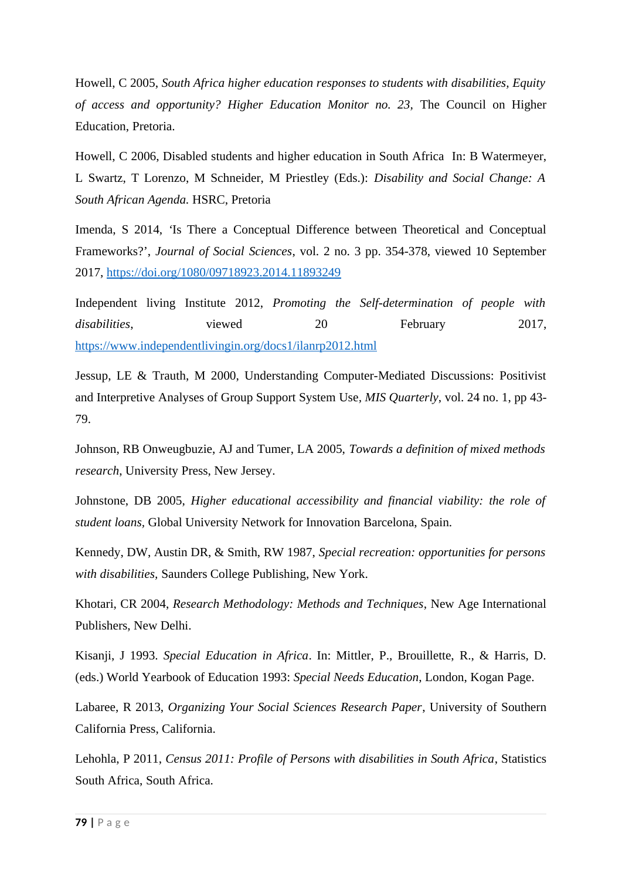Howell, C 2005, *South Africa higher education responses to students with disabilities, Equity of access and opportunity? Higher Education Monitor no. 23*, The Council on Higher Education, Pretoria.

Howell, C 2006, Disabled students and higher education in South Africa  In: B Watermeyer, L Swartz, T Lorenzo, M Schneider, M Priestley (Eds.): *Disability and Social Change: A South African Agenda.* HSRC, Pretoria

Imenda, S 2014, 'Is There a Conceptual Difference between Theoretical and Conceptual Frameworks?', *Journal of Social Sciences*, vol. 2 no. 3 pp. 354-378, viewed 10 September 2017, https://doi.org/1080/09718923.2014.11893249

Independent living Institute 2012, *Promoting the Self-determination of people with disabilities*, viewed 20 February 2017, https://www.independentlivingin.org/docs1/ilanrp2012.html

Jessup, LE & Trauth, M 2000, Understanding Computer-Mediated Discussions: Positivist and Interpretive Analyses of Group Support System Use, *MIS Quarterly*, vol. 24 no. 1, pp 43-79.

Johnson, RB Onweugbuzie, AJ and Tumer, LA 2005, *Towards a definition of mixed methods research*, University Press, New Jersey.

Johnstone, DB 2005, *Higher educational accessibility and financial viability: the role of student loans*, Global University Network for Innovation Barcelona, Spain.

Kennedy, DW, Austin DR, & Smith, RW 1987, *Special recreation: opportunities for persons with disabilities*, Saunders College Publishing, New York.

Khotari, CR 2004, *Research Methodology: Methods and Techniques*, New Age International Publishers, New Delhi.

Kisanji, J 1993. *Special Education in Africa*. In: Mittler, P., Brouillette, R., & Harris, D. (eds.) World Yearbook of Education 1993: *Special Needs Education*, London, Kogan Page.

Labaree, R 2013, *Organizing Your Social Sciences Research Paper*, University of Southern California Press, California.

Lehohla, P 2011, *Census 2011: Profile of Persons with disabilities in South Africa*, Statistics South Africa, South Africa.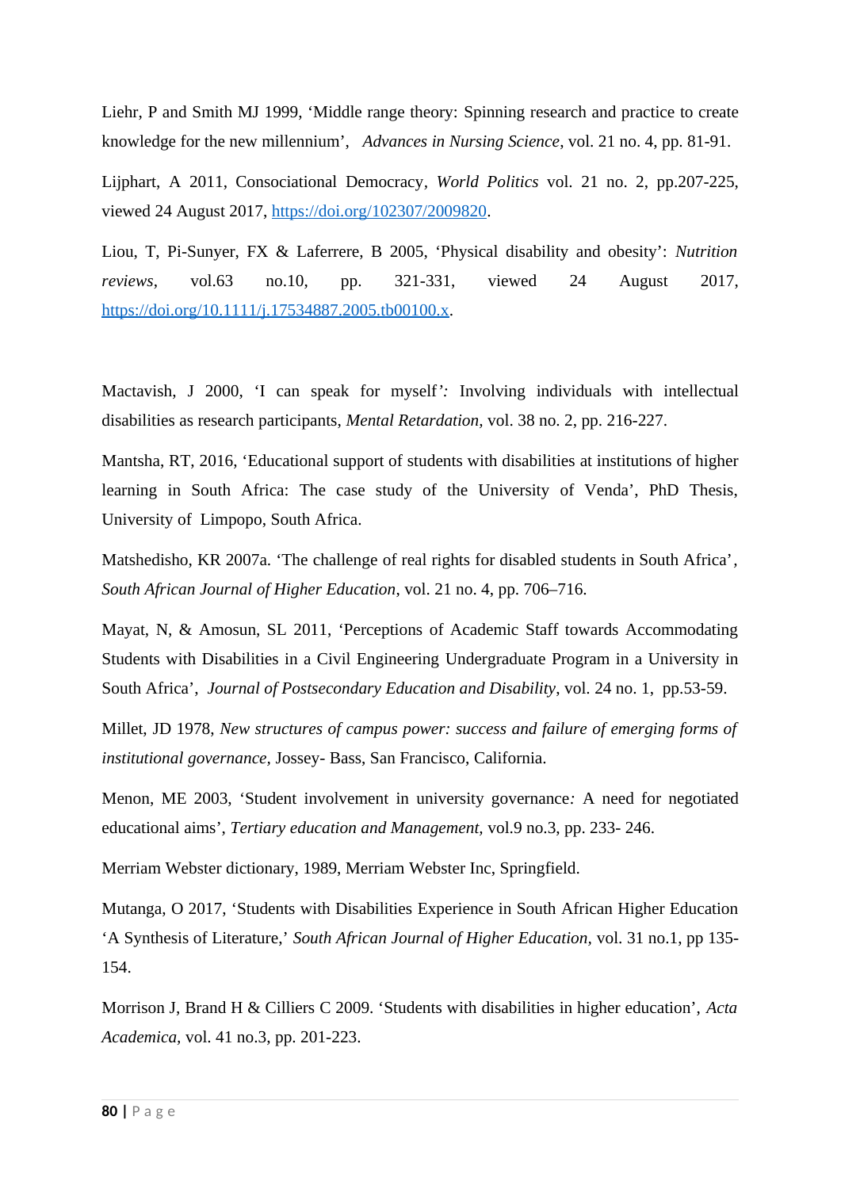Liehr, P and Smith MJ 1999, 'Middle range theory: Spinning research and practice to create knowledge for the new millennium', *Advances in Nursing Science*, vol. 21 no. 4, pp. 81-91.

Lijphart, A 2011, Consociational Democracy, *World Politics* vol. 21 no. 2, pp.207-225, viewed 24 August 2017, https://doi.org/102307/2009820.

Liou, T, Pi-Sunyer, FX & Laferrere, B 2005, 'Physical disability and obesity': *Nutrition reviews*, vol.63 no.10, pp. 321-331, viewed 24 August 2017, https://doi.org/10.1111/j.17534887.2005.tb00100.x.

Mactavish, J 2000, 'I can speak for myself'*:* Involving individuals with intellectual disabilities as research participants, *Mental Retardation*, vol. 38 no. 2, pp. 216-227.

Mantsha, RT, 2016, 'Educational support of students with disabilities at institutions of higher learning in South Africa: The case study of the University of Venda', PhD Thesis, University of Limpopo, South Africa.

Matshedisho, KR 2007a. 'The challenge of real rights for disabled students in South Africa', *South African Journal of Higher Education*, vol. 21 no. 4, pp. 706–716.

Mayat, N, & Amosun, SL 2011, 'Perceptions of Academic Staff towards Accommodating Students with Disabilities in a Civil Engineering Undergraduate Program in a University in South Africa', *Journal of Postsecondary Education and Disability*, vol. 24 no. 1, pp.53-59.

Millet, JD 1978, *New structures of campus power: success and failure of emerging forms of institutional governance*, Jossey- Bass, San Francisco, California.

Menon, ME 2003, 'Student involvement in university governance*:* A need for negotiated educational aims', *Tertiary education and Management*, vol.9 no.3, pp. 233- 246.

Merriam Webster dictionary, 1989, Merriam Webster Inc, Springfield.

Mutanga, O 2017, 'Students with Disabilities Experience in South African Higher Education 'A Synthesis of Literature,' *South African Journal of Higher Education*, vol. 31 no.1, pp 135-154.

Morrison J, Brand H & Cilliers C 2009. 'Students with disabilities in higher education', *Acta Academica*, vol. 41 no.3, pp. 201-223.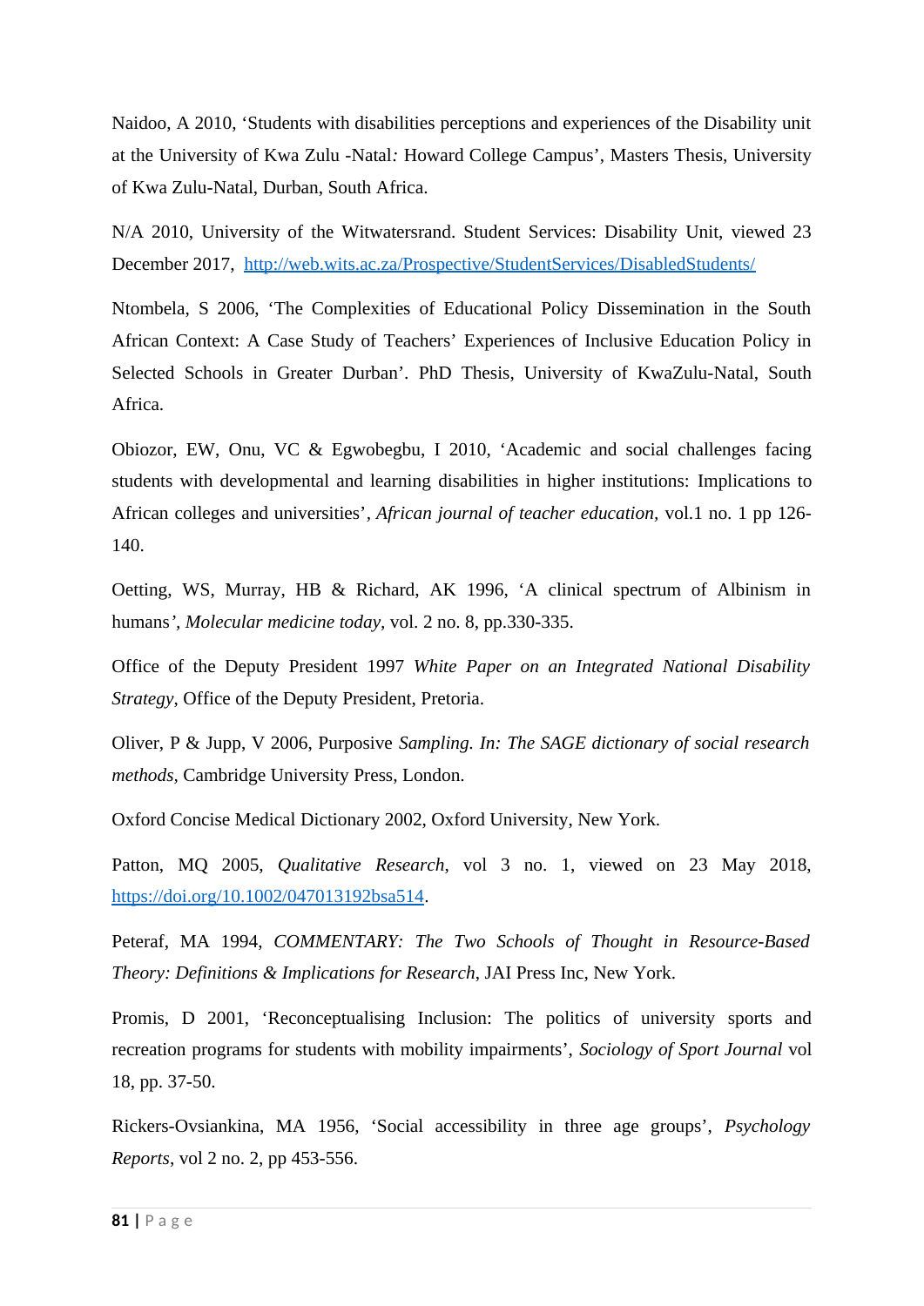Naidoo, A 2010, 'Students with disabilities perceptions and experiences of the Disability unit at the University of Kwa Zulu -Natal*:* Howard College Campus', Masters Thesis, University of Kwa Zulu-Natal, Durban, South Africa.

N/A 2010, University of the Witwatersrand. Student Services: Disability Unit, viewed 23 December 2017, [http://web.wits.ac.za/Prospective/StudentServices/DisabledStudents/](http://web.wits.ac.za/Prospective/StudentServices/DisabledStudents/)

Ntombela, S 2006, 'The Complexities of Educational Policy Dissemination in the South African Context: A Case Study of Teachers' Experiences of Inclusive Education Policy in Selected Schools in Greater Durban'. PhD Thesis, University of KwaZulu-Natal, South Africa.

Obiozor, EW, Onu, VC & Egwobegbu, I 2010, 'Academic and social challenges facing students with developmental and learning disabilities in higher institutions: Implications to African colleges and universities', *African journal of teacher education*, vol.1 no. 1 pp 126-140.

Oetting, WS, Murray, HB & Richard, AK 1996, 'A clinical spectrum of Albinism in humans', *Molecular medicine today*, vol. 2 no. 8, pp.330-335.

Office of the Deputy President 1997 *White Paper on an Integrated National Disability Strategy*, Office of the Deputy President, Pretoria.

Oliver, P & Jupp, V 2006, Purposive *Sampling. In: The SAGE dictionary of social research methods,* Cambridge University Press, London.

Oxford Concise Medical Dictionary 2002, Oxford University, New York.

Patton, MQ 2005, *Qualitative Research*, vol 3 no. 1, viewed on 23 May 2018, [https://doi.org/10.1002/047013192bsa514](https://doi.org/10.1002/047013192bsa514).

Peteraf, MA 1994, *COMMENTARY: The Two Schools of Thought in Resource-Based Theory: Definitions & Implications for Research*, JAI Press Inc, New York.

Promis, D 2001, 'Reconceptualising Inclusion: The politics of university sports and recreation programs for students with mobility impairments', *Sociology of Sport Journal* vol 18, pp. 37-50.

Rickers-Ovsiankina, MA 1956, 'Social accessibility in three age groups', *Psychology Reports*, vol 2 no. 2, pp 453-556.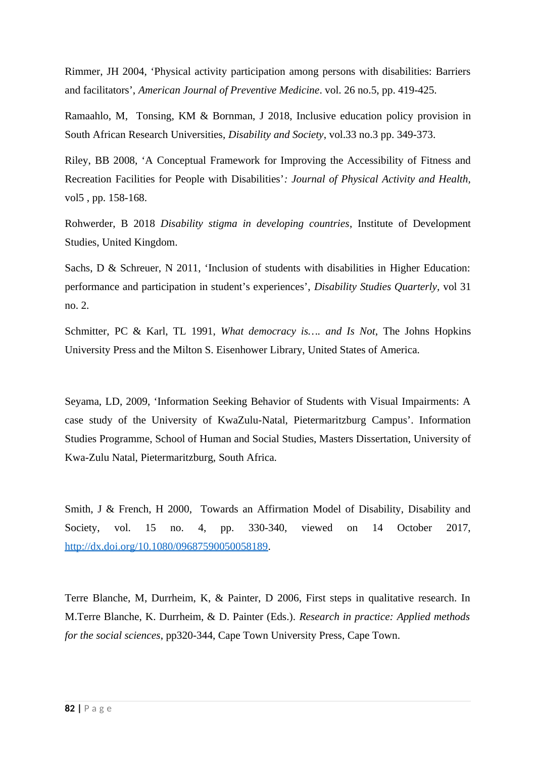Rimmer, JH 2004, ‘Physical activity participation among persons with disabilities: Barriers and facilitators’, *American Journal of Preventive Medicine*. vol. 26 no.5, pp. 419-425.

Ramaahlo, M,  Tonsing, KM & Bornman, J 2018, Inclusive education policy provision in South African Research Universities, *Disability and Society*, vol.33 no.3 pp. 349-373.

Riley, BB 2008, ‘A Conceptual Framework for Improving the Accessibility of Fitness and Recreation Facilities for People with Disabilities’*: Journal of Physical Activity and Health*, vol5 , pp. 158-168.

Rohwerder, B 2018 *Disability stigma in developing countries*, Institute of Development Studies, United Kingdom.

Sachs, D & Schreuer, N 2011, ‘Inclusion of students with disabilities in Higher Education: performance and participation in student’s experiences’, *Disability Studies Quarterly*, vol 31 no. 2.

Schmitter, PC & Karl, TL 1991, *What democracy is…. and Is Not*, The Johns Hopkins University Press and the Milton S. Eisenhower Library, United States of America.

Seyama, LD, 2009, ‘Information Seeking Behavior of Students with Visual Impairments: A case study of the University of KwaZulu-Natal, Pietermaritzburg Campus’. Information Studies Programme, School of Human and Social Studies, Masters Dissertation, University of Kwa-Zulu Natal, Pietermaritzburg, South Africa.

Smith, J & French, H 2000,  Towards an Affirmation Model of Disability, Disability and Society, vol. 15 no. 4, pp. 330-340, viewed on 14 October 2017, http://dx.doi.org/10.1080/09687590050058189.

Terre Blanche, M, Durrheim, K, & Painter, D 2006, First steps in qualitative research. In M.Terre Blanche, K. Durrheim, & D. Painter (Eds.). *Research in practice: Applied methods for the social sciences*, pp320-344, Cape Town University Press, Cape Town.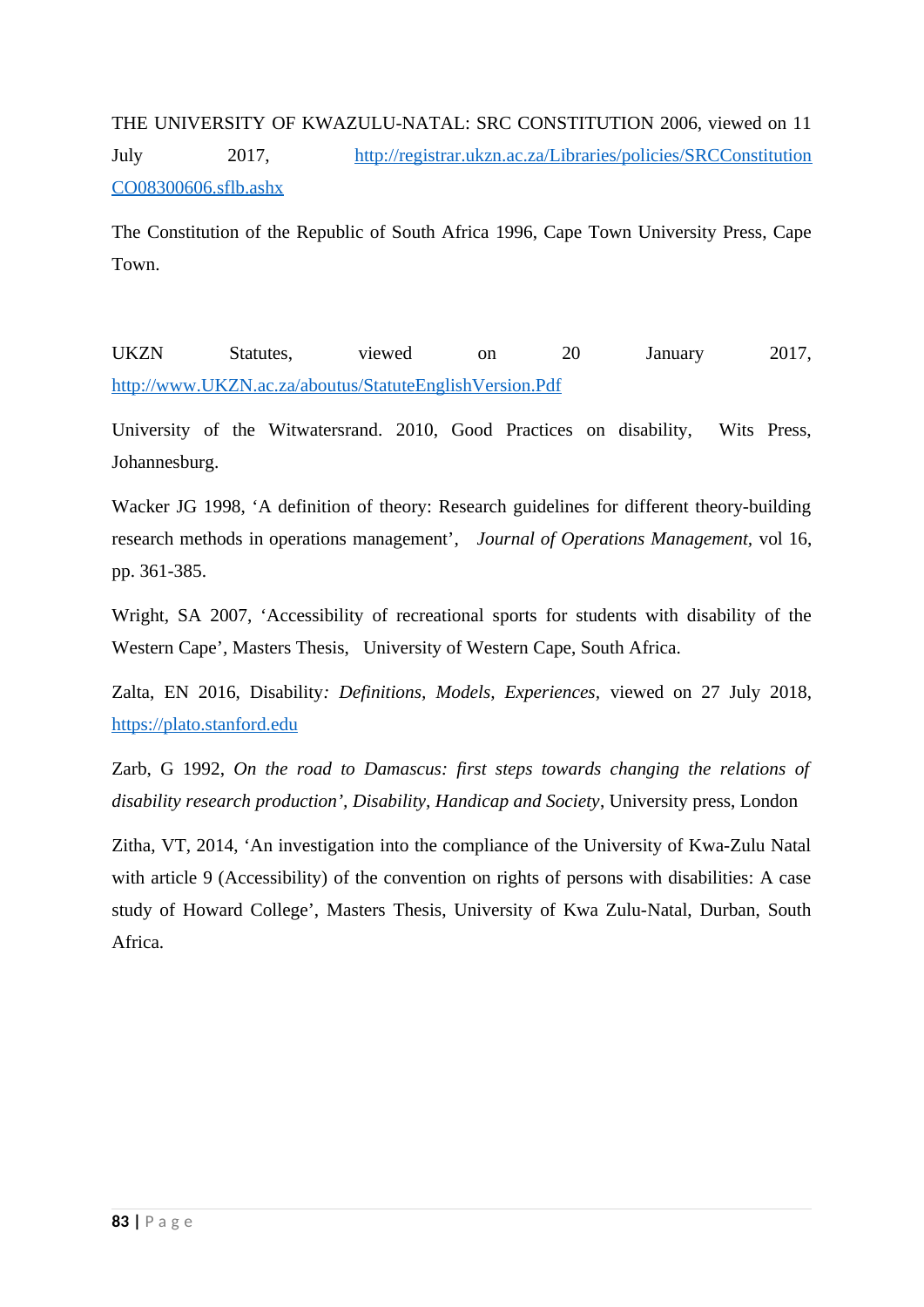THE UNIVERSITY OF KWAZULU-NATAL: SRC CONSTITUTION 2006, viewed on 11 July 2017, http://registrar.ukzn.ac.za/Libraries/policies/SRCConstitution CO08300606.sflb.ashx

The Constitution of the Republic of South Africa 1996, Cape Town University Press, Cape Town.

UKZN Statutes, viewed on 20 January 2017, http://www.UKZN.ac.za/aboutus/StatuteEnglishVersion.Pdf

University of the Witwatersrand. 2010, Good Practices on disability, Wits Press, Johannesburg.

Wacker JG 1998, 'A definition of theory: Research guidelines for different theory-building research methods in operations management', *Journal of Operations Management*, vol 16, pp. 361-385.

Wright, SA 2007, 'Accessibility of recreational sports for students with disability of the Western Cape', Masters Thesis, University of Western Cape, South Africa.

Zalta, EN 2016, Disability*: Definitions, Models, Experiences,* viewed on 27 July 2018, https://plato.stanford.edu

Zarb, G 1992, *On the road to Damascus: first steps towards changing the relations of disability research production', Disability, Handicap and Society*, University press, London

Zitha, VT, 2014, 'An investigation into the compliance of the University of Kwa-Zulu Natal with article 9 (Accessibility) of the convention on rights of persons with disabilities: A case study of Howard College', Masters Thesis, University of Kwa Zulu-Natal, Durban, South Africa.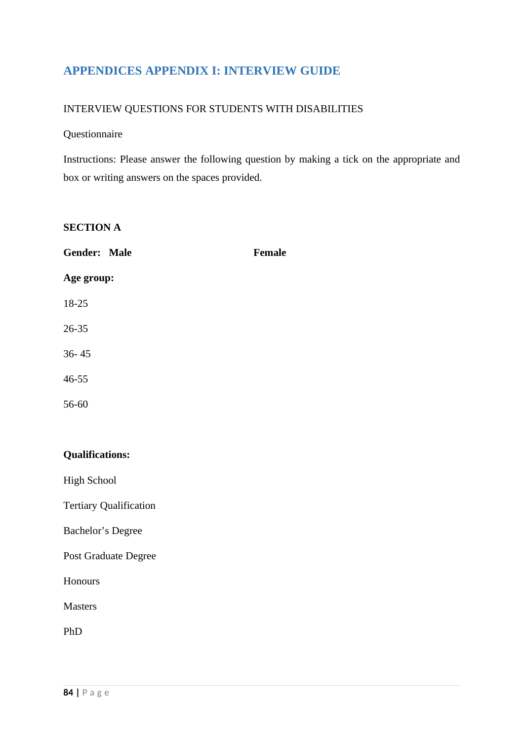# APPENDICES APPENDIX I: INTERVIEW GUIDE

INTERVIEW QUESTIONS FOR STUDENTS WITH DISABILITIES

Questionnaire

Instructions: Please answer the following question by making a tick on the appropriate and box or writing answers on the spaces provided.

**SECTION A**

**Gender: Male** **Female**

**Age group:**

18-25

26-35

36- 45

46-55

56-60

**Qualifications:**

High School

Tertiary Qualification

Bachelor's Degree

Post Graduate Degree

Honours

Masters

PhD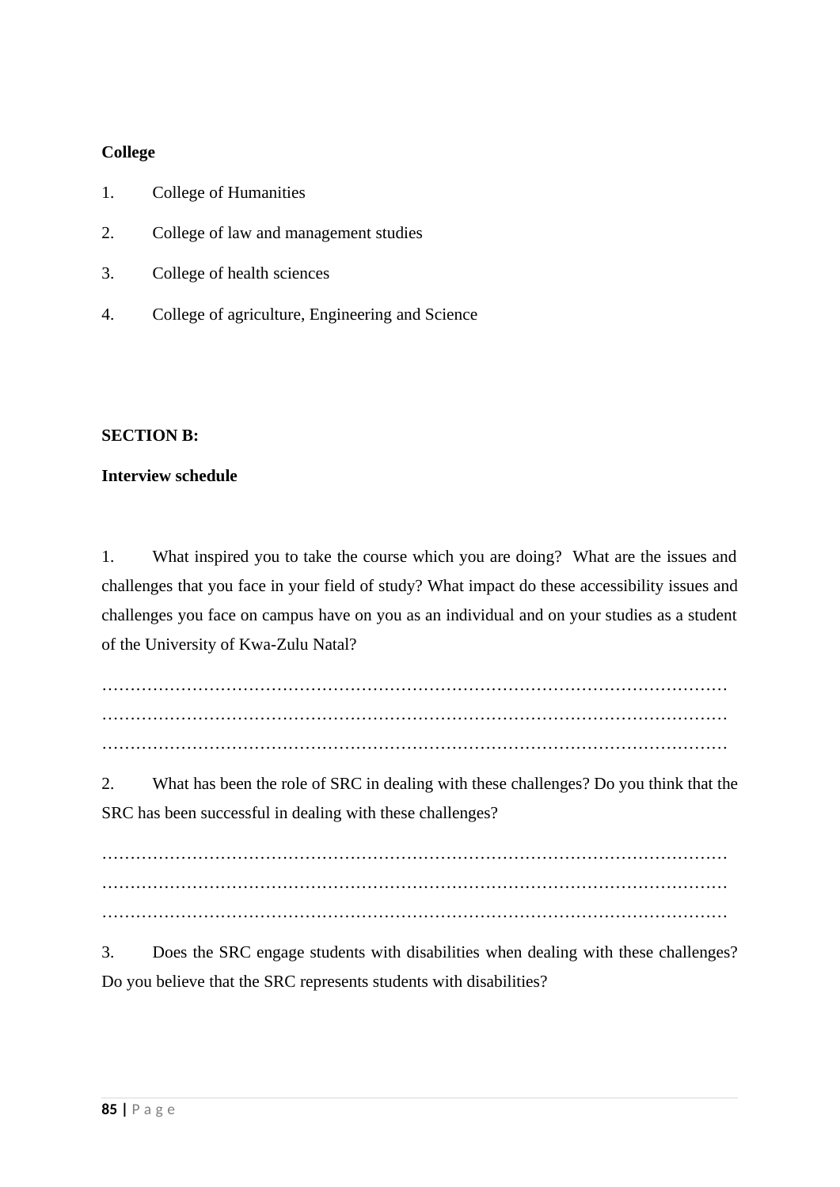**College**

1. College of Humanities
2. College of law and management studies
3. College of health sciences
4. College of agriculture, Engineering and Science

**SECTION B:**

**Interview schedule**

1. What inspired you to take the course which you are doing? What are the issues and challenges that you face in your field of study? What impact do these accessibility issues and challenges you face on campus have on you as an individual and on your studies as a student of the University of Kwa-Zulu Natal?

…………………………………………………………………………………………………
…………………………………………………………………………………………………
…………………………………………………………………………………………………

2. What has been the role of SRC in dealing with these challenges? Do you think that the SRC has been successful in dealing with these challenges?

…………………………………………………………………………………………………
…………………………………………………………………………………………………
…………………………………………………………………………………………………

3. Does the SRC engage students with disabilities when dealing with these challenges? Do you believe that the SRC represents students with disabilities?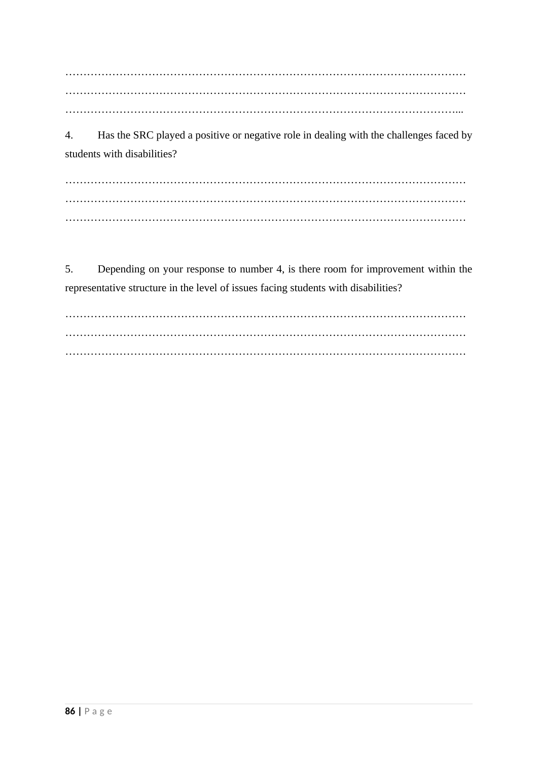…………………………………………………………………………………………………
…………………………………………………………………………………………………
………………………………………………………………………………………………...

4. Has the SRC played a positive or negative role in dealing with the challenges faced by students with disabilities?

…………………………………………………………………………………………………
…………………………………………………………………………………………………
…………………………………………………………………………………………………

5. Depending on your response to number 4, is there room for improvement within the representative structure in the level of issues facing students with disabilities?

…………………………………………………………………………………………………
…………………………………………………………………………………………………
…………………………………………………………………………………………………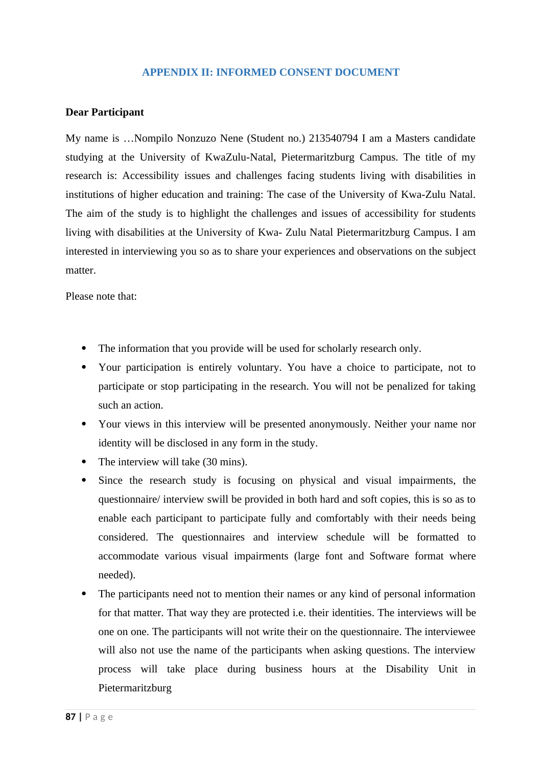## APPENDIX II: INFORMED CONSENT DOCUMENT

**Dear Participant**

My name is …Nompilo Nonzuzo Nene (Student no.) 213540794 I am a Masters candidate studying at the University of KwaZulu-Natal, Pietermaritzburg Campus. The title of my research is: Accessibility issues and challenges facing students living with disabilities in institutions of higher education and training: The case of the University of Kwa-Zulu Natal. The aim of the study is to highlight the challenges and issues of accessibility for students living with disabilities at the University of Kwa- Zulu Natal Pietermaritzburg Campus. I am interested in interviewing you so as to share your experiences and observations on the subject matter.

Please note that:

- The information that you provide will be used for scholarly research only.
- Your participation is entirely voluntary. You have a choice to participate, not to participate or stop participating in the research. You will not be penalized for taking such an action.
- Your views in this interview will be presented anonymously. Neither your name nor identity will be disclosed in any form in the study.
- The interview will take (30 mins).
- Since the research study is focusing on physical and visual impairments, the questionnaire/ interview swill be provided in both hard and soft copies, this is so as to enable each participant to participate fully and comfortably with their needs being considered. The questionnaires and interview schedule will be formatted to accommodate various visual impairments (large font and Software format where needed).
- The participants need not to mention their names or any kind of personal information for that matter. That way they are protected i.e. their identities. The interviews will be one on one. The participants will not write their on the questionnaire. The interviewee will also not use the name of the participants when asking questions. The interview process will take place during business hours at the Disability Unit in Pietermaritzburg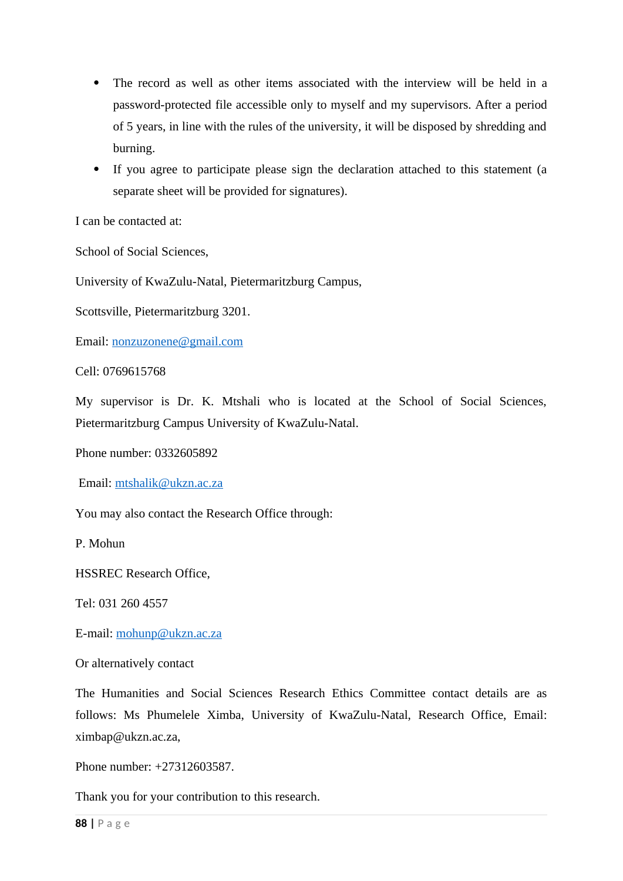- The record as well as other items associated with the interview will be held in a password-protected file accessible only to myself and my supervisors. After a period of 5 years, in line with the rules of the university, it will be disposed by shredding and burning.
- If you agree to participate please sign the declaration attached to this statement (a separate sheet will be provided for signatures).

I can be contacted at:

School of Social Sciences,

University of KwaZulu-Natal, Pietermaritzburg Campus,

Scottsville, Pietermaritzburg 3201.

Email: nonzuzonene@gmail.com

Cell: 0769615768

My supervisor is Dr. K. Mtshali who is located at the School of Social Sciences, Pietermaritzburg Campus University of KwaZulu-Natal.

Phone number: 0332605892

Email: mtshalik@ukzn.ac.za

You may also contact the Research Office through:

P. Mohun

HSSREC Research Office,

Tel: 031 260 4557

E-mail: mohunp@ukzn.ac.za

Or alternatively contact

The Humanities and Social Sciences Research Ethics Committee contact details are as follows: Ms Phumelele Ximba, University of KwaZulu-Natal, Research Office, Email: ximbap@ukzn.ac.za,

Phone number: +27312603587.

Thank you for your contribution to this research.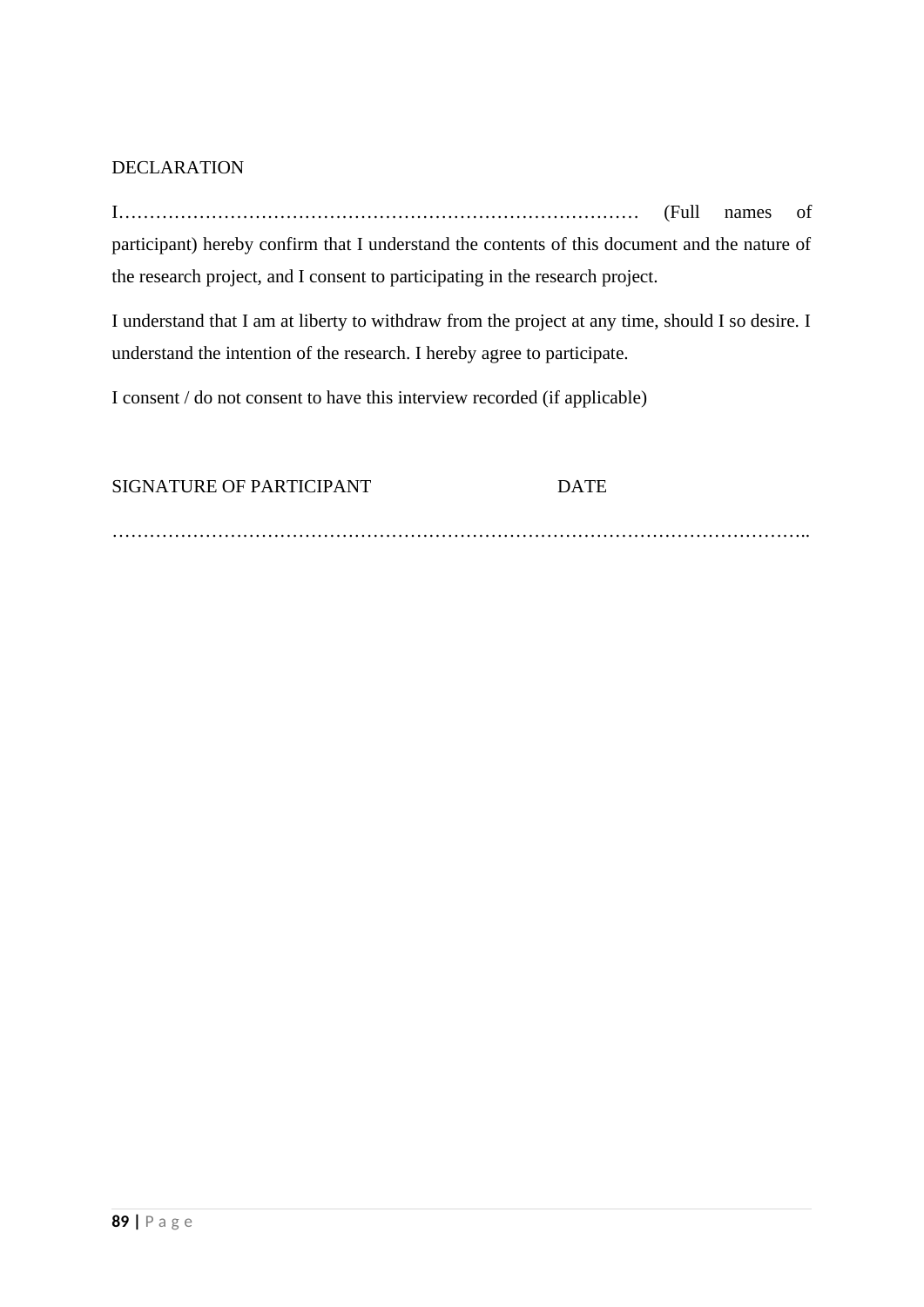DECLARATION

I………………………………………………………………………… (Full names of participant) hereby confirm that I understand the contents of this document and the nature of the research project, and I consent to participating in the research project.

I understand that I am at liberty to withdraw from the project at any time, should I so desire. I understand the intention of the research. I hereby agree to participate.

I consent / do not consent to have this interview recorded (if applicable)

SIGNATURE OF PARTICIPANT DATE

……………………………………………………………………………………………..